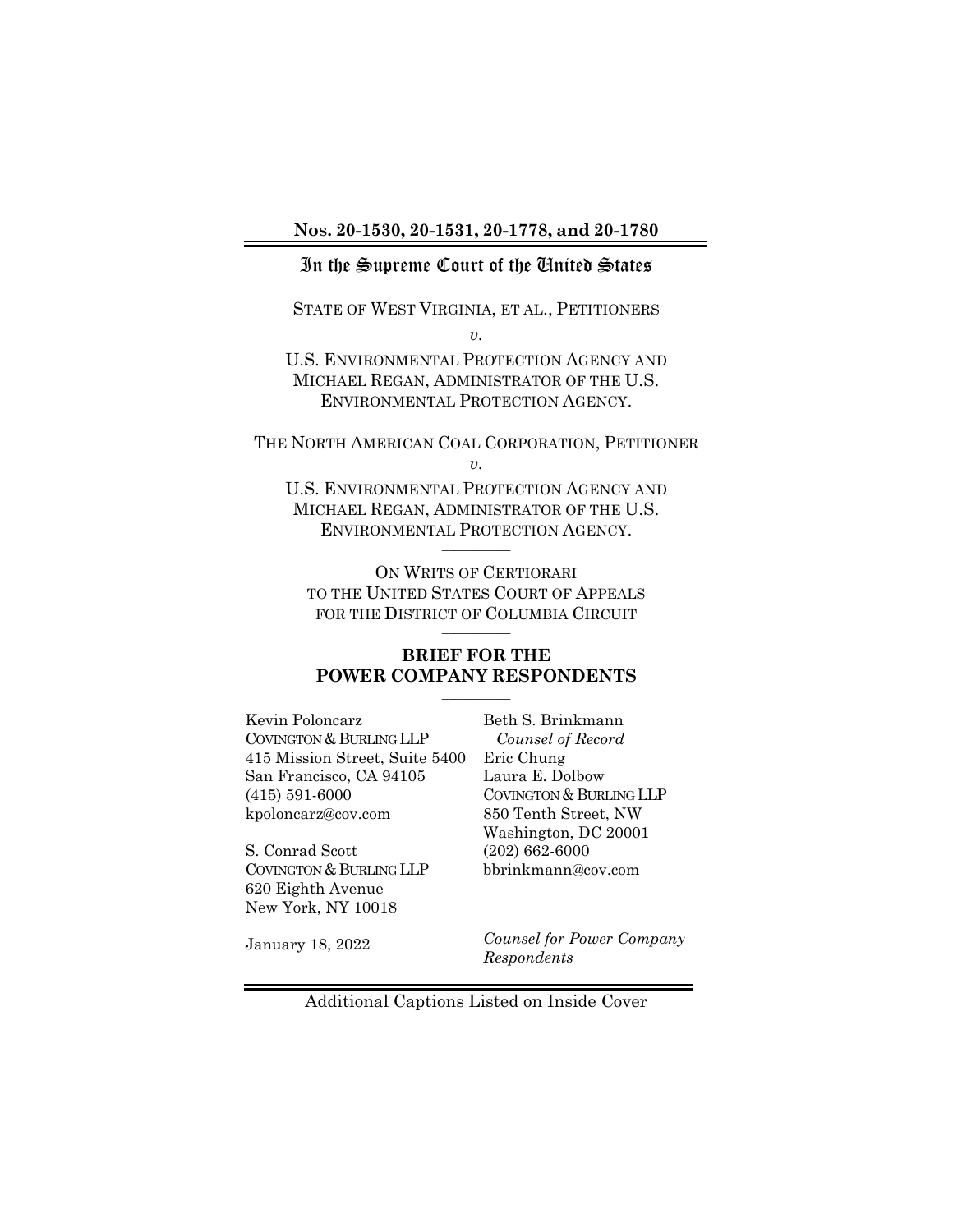**Nos. 20-1530, 20-1531, 20-1778, and 20-1780**

In the Supreme Court of the United States

---

STATE OF WEST VIRGINIA, ET AL., PETITIONERS

*v.*

U.S. ENVIRONMENTAL PROTECTION AGENCY AND MICHAEL REGAN, ADMINISTRATOR OF THE U.S. ENVIRONMENTAL PROTECTION AGENCY.

---

THE NORTH AMERICAN COAL CORPORATION, PETITIONER

*v.*

U.S. ENVIRONMENTAL PROTECTION AGENCY AND MICHAEL REGAN, ADMINISTRATOR OF THE U.S. ENVIRONMENTAL PROTECTION AGENCY.

---

ON WRITS OF CERTIORARI TO THE UNITED STATES COURT OF APPEALS FOR THE DISTRICT OF COLUMBIA CIRCUIT

---

**BRIEF FOR THE POWER COMPANY RESPONDENTS**

---

Kevin Poloncarz
COVINGTON & BURLING LLP
415 Mission Street, Suite 5400
San Francisco, CA 94105
(415) 591-6000
kpoloncarz@cov.com

S. Conrad Scott
COVINGTON & BURLING LLP
620 Eighth Avenue
New York, NY 10018

Beth S. Brinkmann
*Counsel of Record*
Eric Chung
Laura E. Dolbow
COVINGTON & BURLING LLP
850 Tenth Street, NW
Washington, DC 20001
(202) 662-6000
bbrinkmann@cov.com

January 18, 2022

*Counsel for Power Company Respondents*

Additional Captions Listed on Inside Cover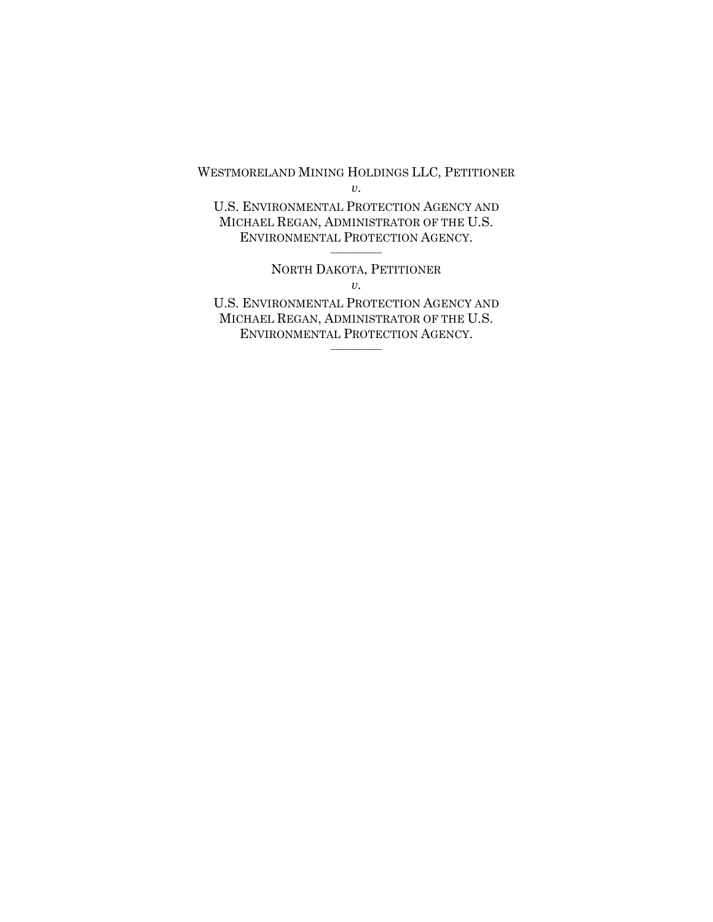WESTMORELAND MINING HOLDINGS LLC, PETITIONER

*v.*

U.S. ENVIRONMENTAL PROTECTION AGENCY AND MICHAEL REGAN, ADMINISTRATOR OF THE U.S. ENVIRONMENTAL PROTECTION AGENCY.

---

NORTH DAKOTA, PETITIONER

*v.*

U.S. ENVIRONMENTAL PROTECTION AGENCY AND MICHAEL REGAN, ADMINISTRATOR OF THE U.S. ENVIRONMENTAL PROTECTION AGENCY.

---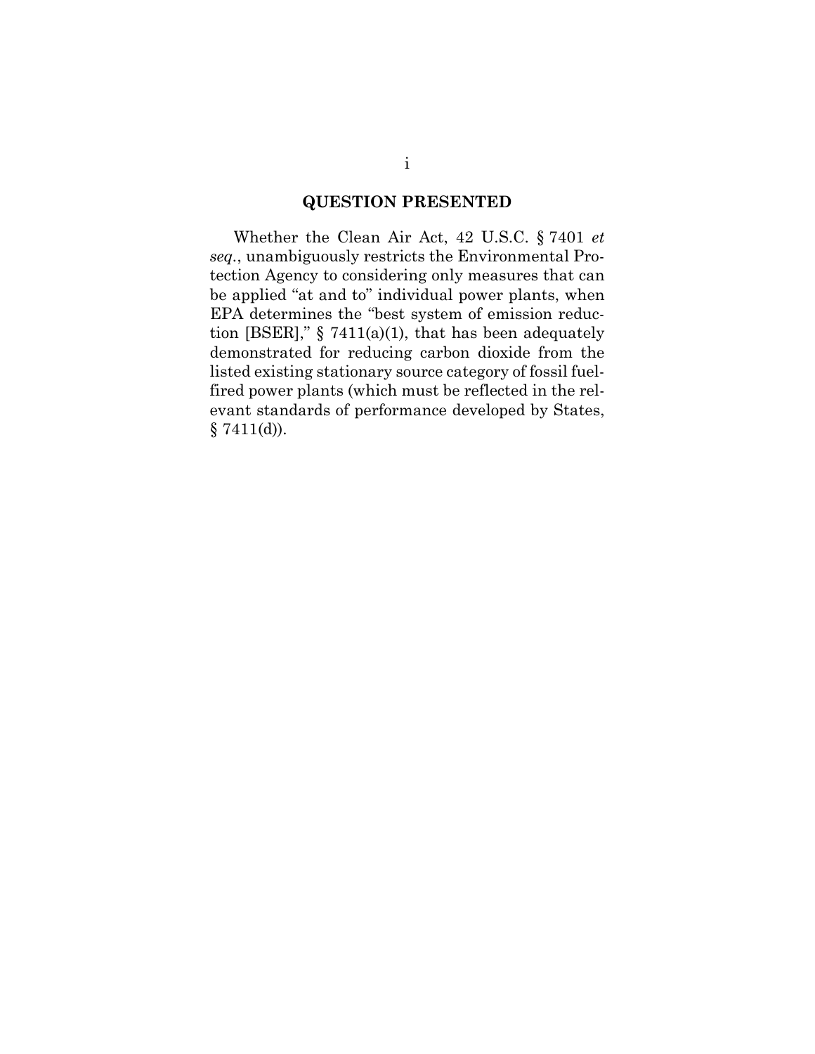## QUESTION PRESENTED

Whether the Clean Air Act, 42 U.S.C. § 7401 *et seq*., unambiguously restricts the Environmental Protection Agency to considering only measures that can be applied "at and to" individual power plants, when EPA determines the "best system of emission reduction [BSER]," § 7411(a)(1), that has been adequately demonstrated for reducing carbon dioxide from the listed existing stationary source category of fossil fuel-fired power plants (which must be reflected in the relevant standards of performance developed by States, § 7411(d)).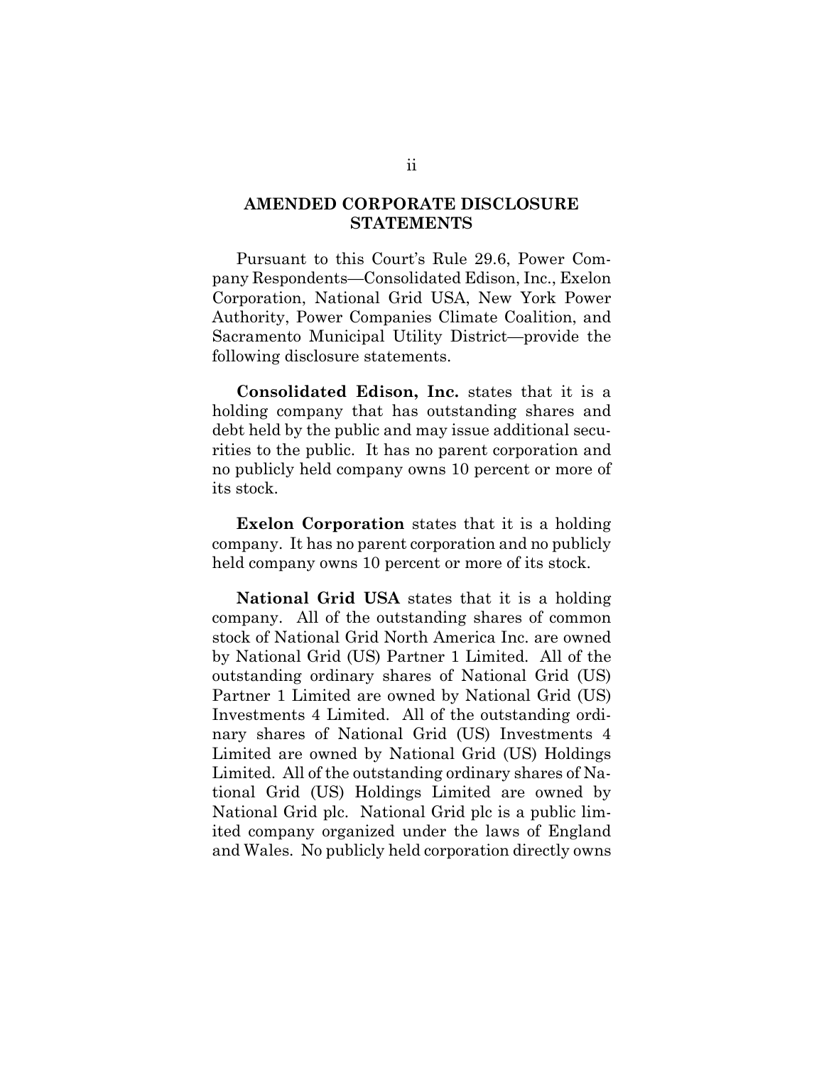## AMENDED CORPORATE DISCLOSURE STATEMENTS

Pursuant to this Court's Rule 29.6, Power Company Respondents—Consolidated Edison, Inc., Exelon Corporation, National Grid USA, New York Power Authority, Power Companies Climate Coalition, and Sacramento Municipal Utility District—provide the following disclosure statements.

**Consolidated Edison, Inc.** states that it is a holding company that has outstanding shares and debt held by the public and may issue additional securities to the public. It has no parent corporation and no publicly held company owns 10 percent or more of its stock.

**Exelon Corporation** states that it is a holding company. It has no parent corporation and no publicly held company owns 10 percent or more of its stock.

**National Grid USA** states that it is a holding company. All of the outstanding shares of common stock of National Grid North America Inc. are owned by National Grid (US) Partner 1 Limited. All of the outstanding ordinary shares of National Grid (US) Partner 1 Limited are owned by National Grid (US) Investments 4 Limited. All of the outstanding ordinary shares of National Grid (US) Investments 4 Limited are owned by National Grid (US) Holdings Limited. All of the outstanding ordinary shares of National Grid (US) Holdings Limited are owned by National Grid plc. National Grid plc is a public limited company organized under the laws of England and Wales. No publicly held corporation directly owns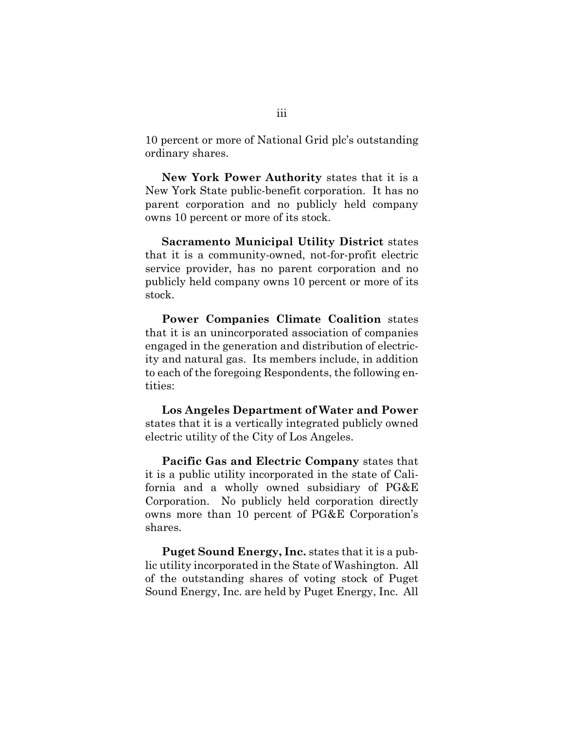10 percent or more of National Grid plc's outstanding ordinary shares.

**New York Power Authority** states that it is a New York State public-benefit corporation. It has no parent corporation and no publicly held company owns 10 percent or more of its stock.

**Sacramento Municipal Utility District** states that it is a community-owned, not-for-profit electric service provider, has no parent corporation and no publicly held company owns 10 percent or more of its stock.

**Power Companies Climate Coalition** states that it is an unincorporated association of companies engaged in the generation and distribution of electricity and natural gas. Its members include, in addition to each of the foregoing Respondents, the following entities:

**Los Angeles Department of Water and Power** states that it is a vertically integrated publicly owned electric utility of the City of Los Angeles.

**Pacific Gas and Electric Company** states that it is a public utility incorporated in the state of California and a wholly owned subsidiary of PG&E Corporation. No publicly held corporation directly owns more than 10 percent of PG&E Corporation's shares.

**Puget Sound Energy, Inc.** states that it is a public utility incorporated in the State of Washington. All of the outstanding shares of voting stock of Puget Sound Energy, Inc. are held by Puget Energy, Inc. All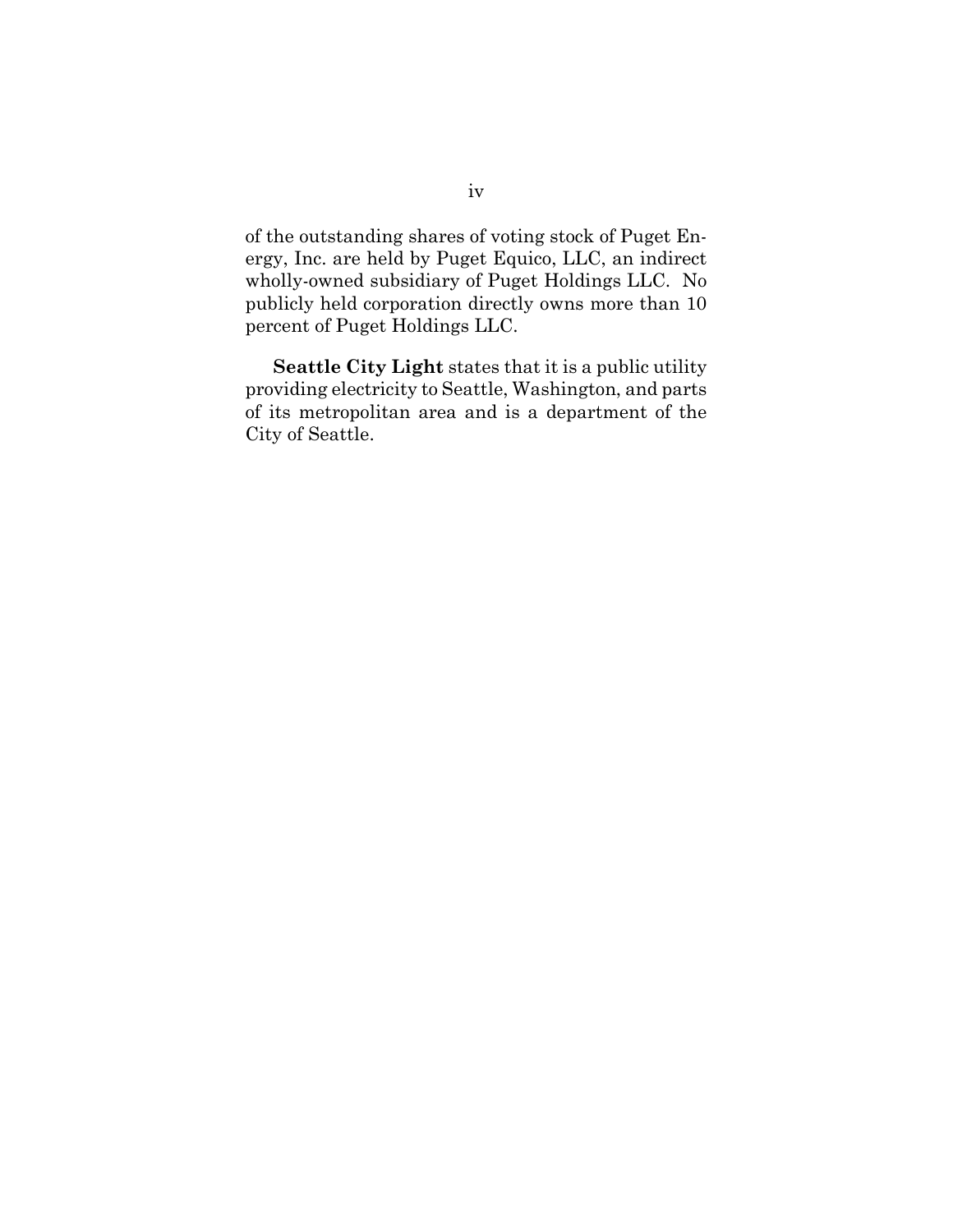of the outstanding shares of voting stock of Puget Energy, Inc. are held by Puget Equico, LLC, an indirect wholly-owned subsidiary of Puget Holdings LLC. No publicly held corporation directly owns more than 10 percent of Puget Holdings LLC.

**Seattle City Light** states that it is a public utility providing electricity to Seattle, Washington, and parts of its metropolitan area and is a department of the City of Seattle.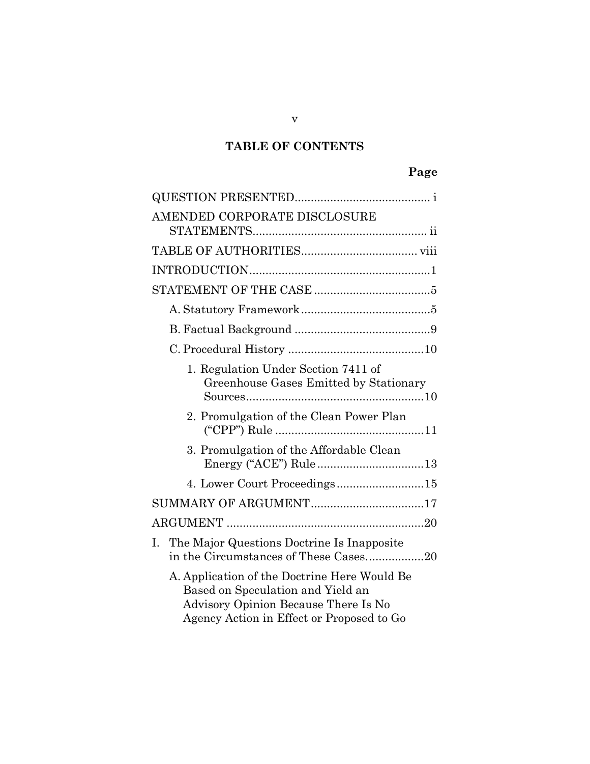## TABLE OF CONTENTS

| | Page |
|---|---|
| QUESTION PRESENTED | i |
| AMENDED CORPORATE DISCLOSURE STATEMENTS | ii |
| TABLE OF AUTHORITIES | viii |
| INTRODUCTION | 1 |
| STATEMENT OF THE CASE | 5 |
| A. Statutory Framework | 5 |
| B. Factual Background | 9 |
| C. Procedural History | 10 |
| 1. Regulation Under Section 7411 of Greenhouse Gases Emitted by Stationary Sources | 10 |
| 2. Promulgation of the Clean Power Plan ("CPP") Rule | 11 |
| 3. Promulgation of the Affordable Clean Energy ("ACE") Rule | 13 |
| 4. Lower Court Proceedings | 15 |
| SUMMARY OF ARGUMENT | 17 |
| ARGUMENT | 20 |
| I. The Major Questions Doctrine Is Inapposite in the Circumstances of These Cases | 20 |
| A. Application of the Doctrine Here Would Be Based on Speculation and Yield an Advisory Opinion Because There Is No Agency Action in Effect or Proposed to Go | |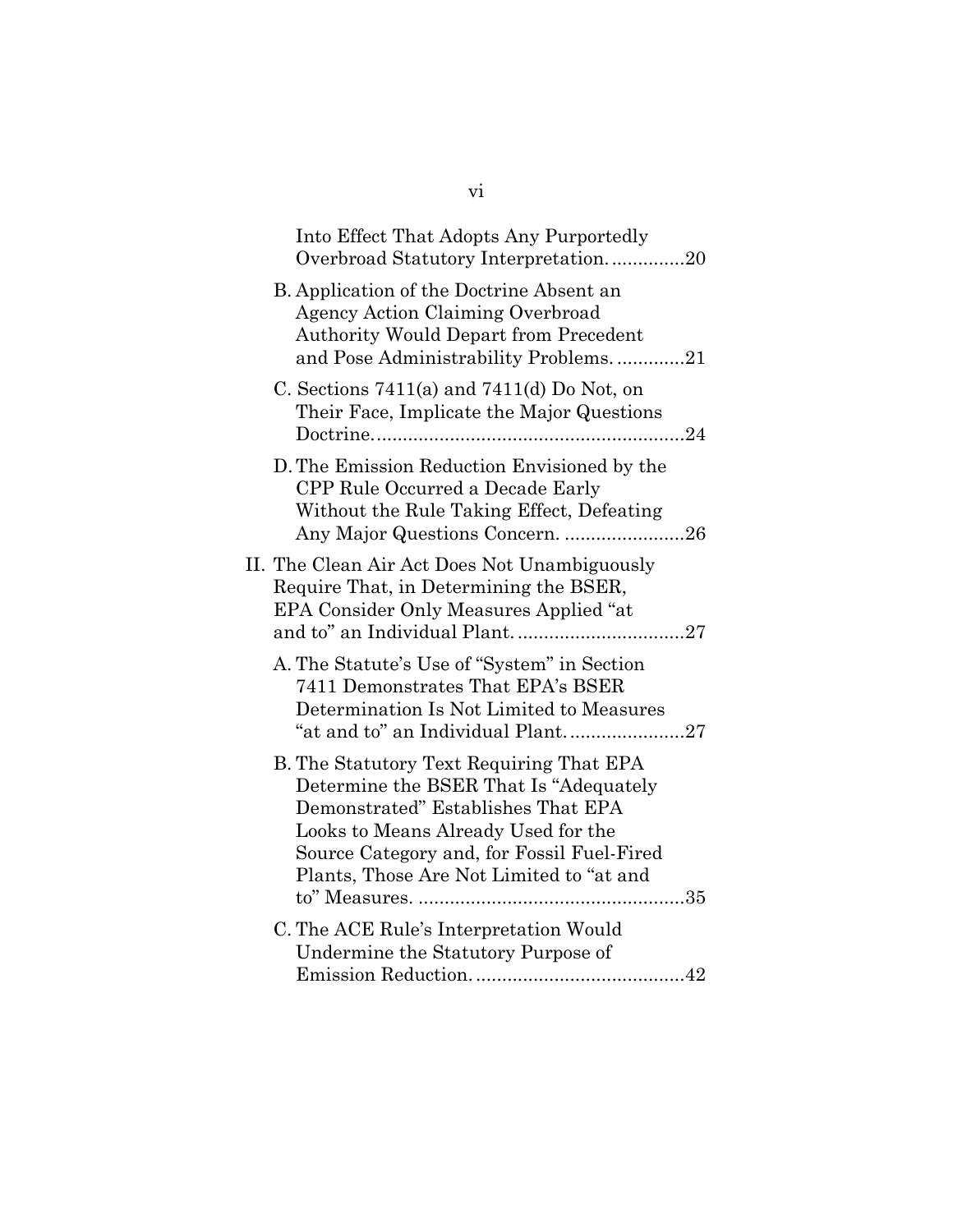Into Effect That Adopts Any Purportedly Overbroad Statutory Interpretation. .............20

B. Application of the Doctrine Absent an Agency Action Claiming Overbroad Authority Would Depart from Precedent and Pose Administrability Problems. ............21

C. Sections 7411(a) and 7411(d) Do Not, on Their Face, Implicate the Major Questions Doctrine. ..........................................................24

D. The Emission Reduction Envisioned by the CPP Rule Occurred a Decade Early Without the Rule Taking Effect, Defeating Any Major Questions Concern. .......................26

II. The Clean Air Act Does Not Unambiguously Require That, in Determining the BSER, EPA Consider Only Measures Applied "at and to" an Individual Plant. ...............................27

A. The Statute's Use of "System" in Section 7411 Demonstrates That EPA's BSER Determination Is Not Limited to Measures "at and to" an Individual Plant. .....................27

B. The Statutory Text Requiring That EPA Determine the BSER That Is "Adequately Demonstrated" Establishes That EPA Looks to Means Already Used for the Source Category and, for Fossil Fuel-Fired Plants, Those Are Not Limited to "at and to" Measures. ..................................................35

C. The ACE Rule's Interpretation Would Undermine the Statutory Purpose of Emission Reduction. .......................................42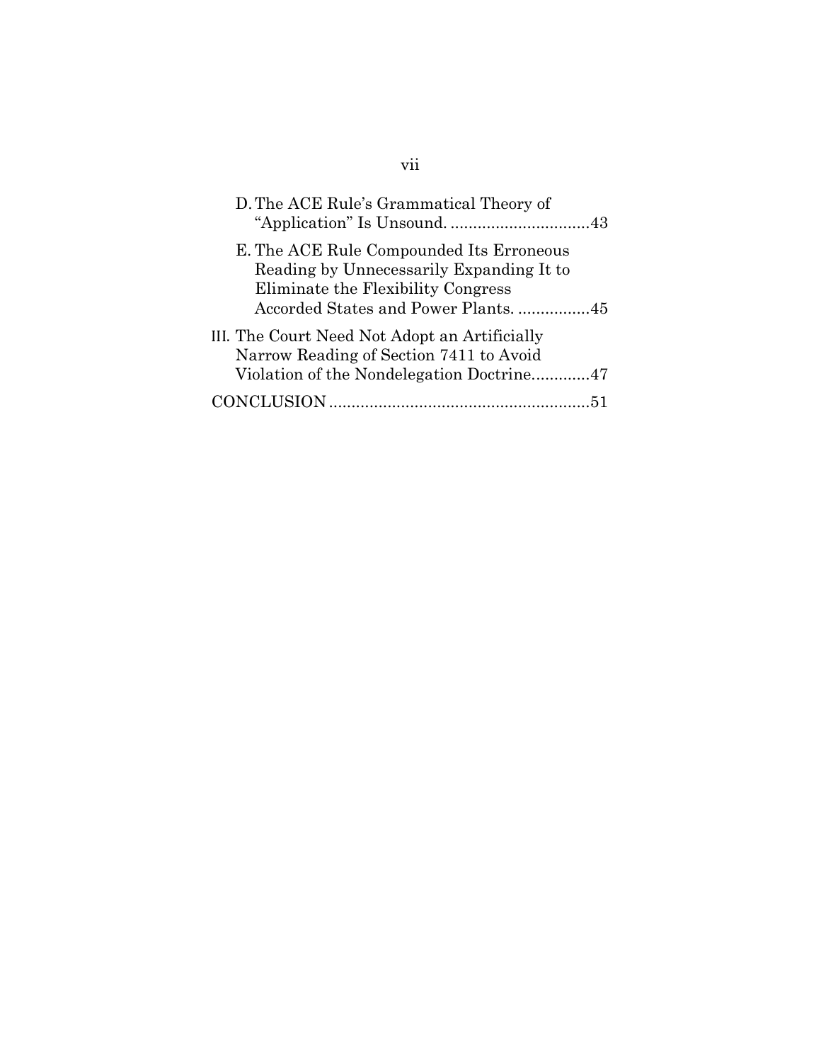D. The ACE Rule's Grammatical Theory of "Application" Is Unsound. ...............................43

E. The ACE Rule Compounded Its Erroneous Reading by Unnecessarily Expanding It to Eliminate the Flexibility Congress Accorded States and Power Plants. ................45

III. The Court Need Not Adopt an Artificially Narrow Reading of Section 7411 to Avoid Violation of the Nondelegation Doctrine.............47

CONCLUSION ..........................................................51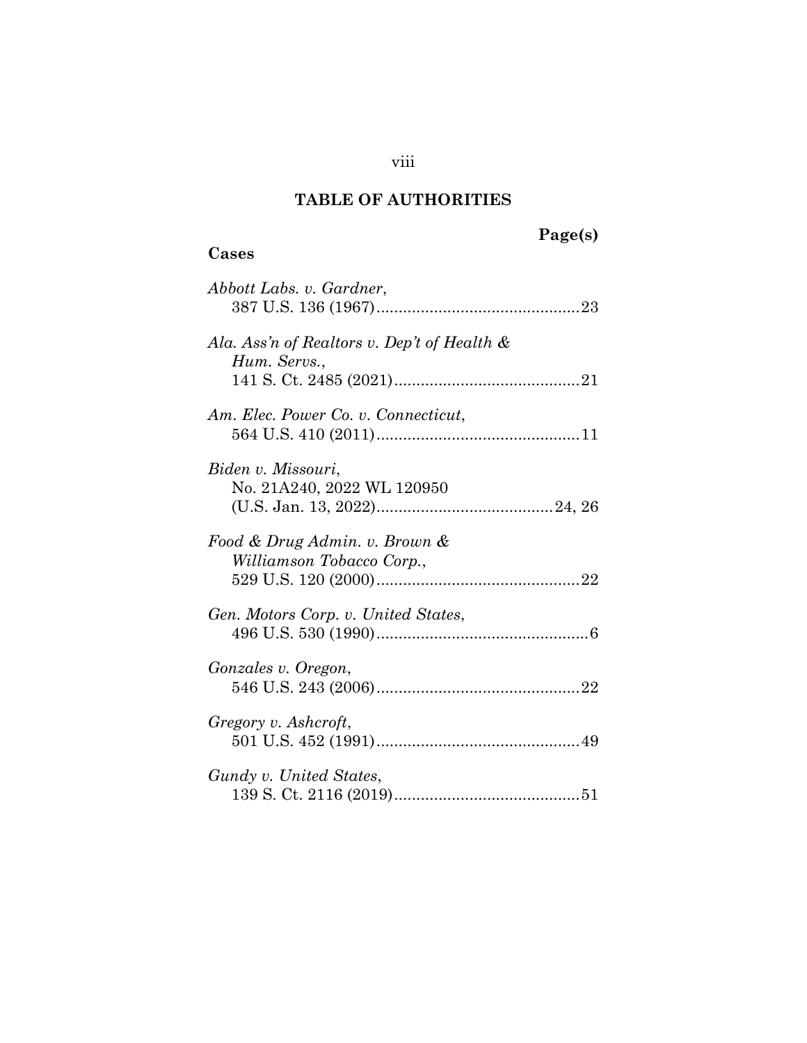# TABLE OF AUTHORITIES

**Page(s)**

**Cases**

*Abbott Labs. v. Gardner*,
387 U.S. 136 (1967)..............................................23

*Ala. Ass'n of Realtors v. Dep't of Health & Hum. Servs.*,
141 S. Ct. 2485 (2021)..........................................21

*Am. Elec. Power Co. v. Connecticut*,
564 U.S. 410 (2011)..............................................11

*Biden v. Missouri*,
No. 21A240, 2022 WL 120950
(U.S. Jan. 13, 2022)........................................24, 26

*Food & Drug Admin. v. Brown & Williamson Tobacco Corp.*,
529 U.S. 120 (2000)..............................................22

*Gen. Motors Corp. v. United States*,
496 U.S. 530 (1990)................................................6

*Gonzales v. Oregon*,
546 U.S. 243 (2006)..............................................22

*Gregory v. Ashcroft*,
501 U.S. 452 (1991)..............................................49

*Gundy v. United States*,
139 S. Ct. 2116 (2019)..........................................51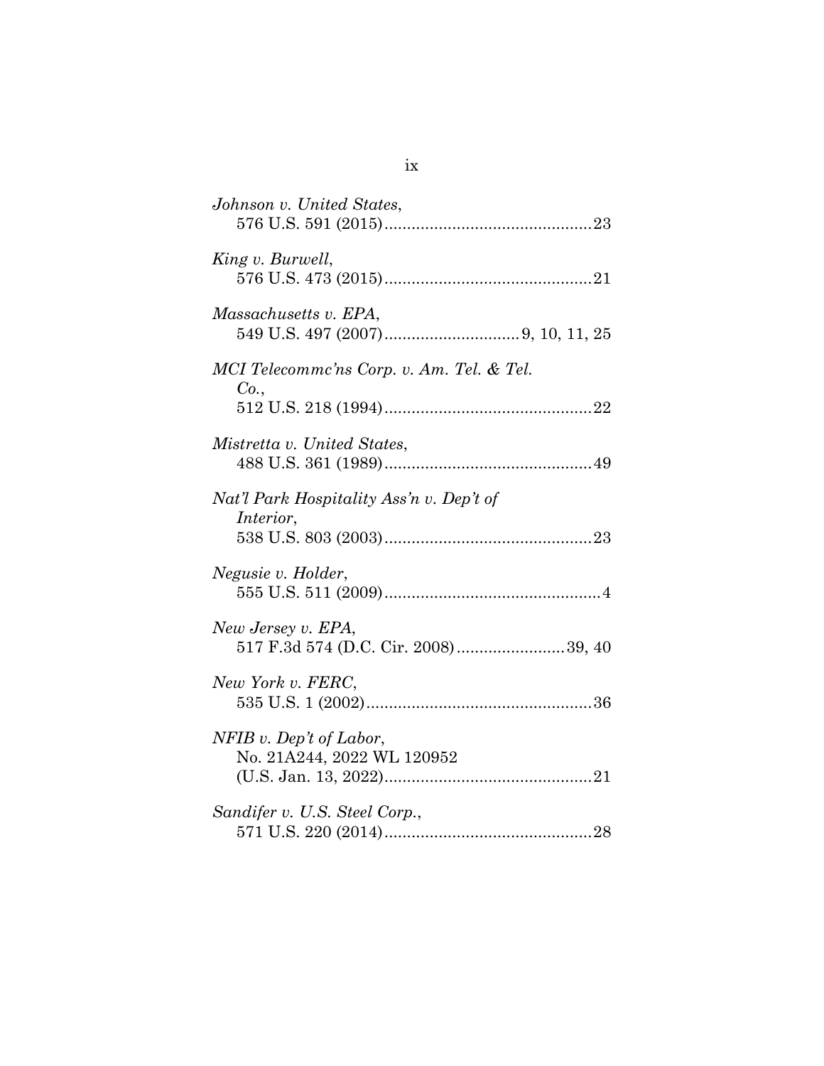*Johnson v. United States*,
576 U.S. 591 (2015)..............................................23

*King v. Burwell*,
576 U.S. 473 (2015)..............................................21

*Massachusetts v. EPA*,
549 U.S. 497 (2007).............................9, 10, 11, 25

*MCI Telecommc'ns Corp. v. Am. Tel. & Tel. Co.*,
512 U.S. 218 (1994)..............................................22

*Mistretta v. United States*,
488 U.S. 361 (1989)..............................................49

*Nat'l Park Hospitality Ass'n v. Dep't of Interior*,
538 U.S. 803 (2003)..............................................23

*Negusie v. Holder*,
555 U.S. 511 (2009)................................................4

*New Jersey v. EPA*,
517 F.3d 574 (D.C. Cir. 2008)........................39, 40

*New York v. FERC*,
535 U.S. 1 (2002)..................................................36

*NFIB v. Dep't of Labor*,
No. 21A244, 2022 WL 120952
(U.S. Jan. 13, 2022)..............................................21

*Sandifer v. U.S. Steel Corp.*,
571 U.S. 220 (2014)..............................................28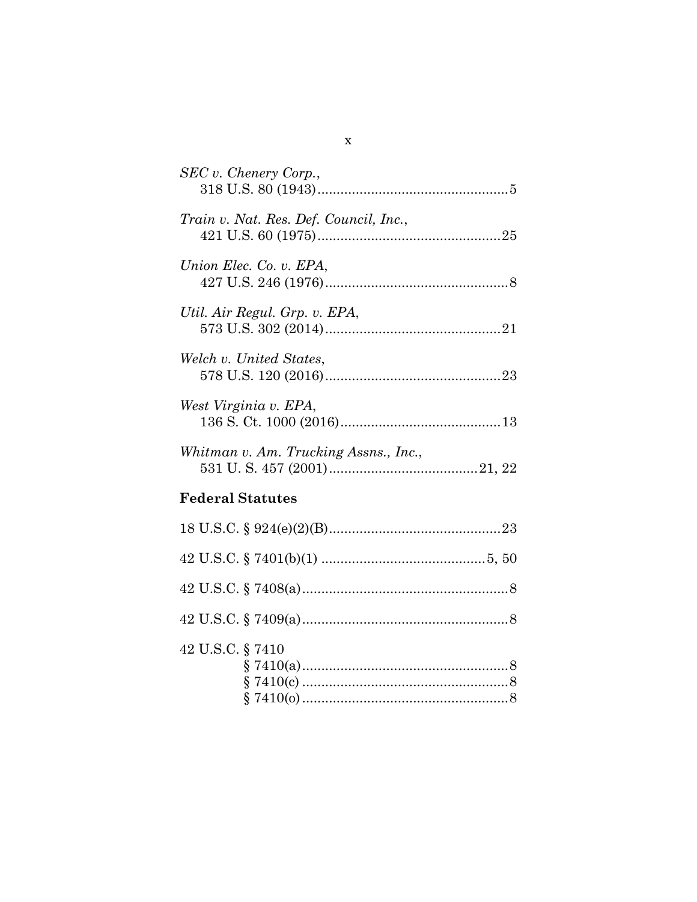*SEC v. Chenery Corp.*,
318 U.S. 80 (1943)....................................................5

*Train v. Nat. Res. Def. Council, Inc.*,
421 U.S. 60 (1975)..................................................25

*Union Elec. Co. v. EPA*,
427 U.S. 246 (1976)..................................................8

*Util. Air Regul. Grp. v. EPA*,
573 U.S. 302 (2014)................................................21

*Welch v. United States*,
578 U.S. 120 (2016)................................................23

*West Virginia v. EPA*,
136 S. Ct. 1000 (2016)............................................13

*Whitman v. Am. Trucking Assns., Inc.*,
531 U. S. 457 (2001).........................................21, 22

**Federal Statutes**

18 U.S.C. § 924(e)(2)(B)..............................................23

42 U.S.C. § 7401(b)(1) ...........................................5, 50

42 U.S.C. § 7408(a).......................................................8

42 U.S.C. § 7409(a).......................................................8

42 U.S.C. § 7410
§ 7410(a).......................................................8
§ 7410(c) .......................................................8
§ 7410(o).......................................................8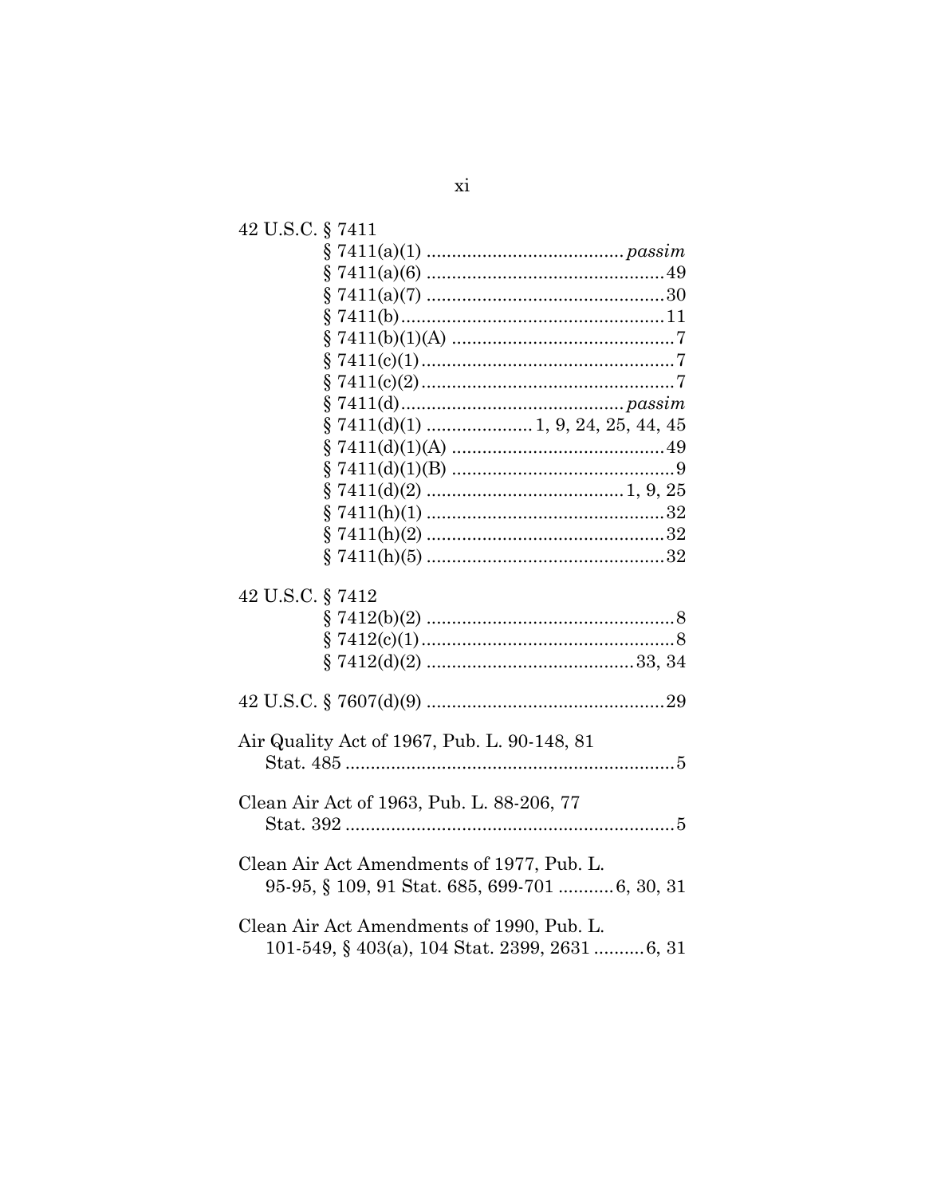42 U.S.C. § 7411

§ 7411(a)(1) ....................................... *passim*

§ 7411(a)(6) ............................................... 49

§ 7411(a)(7) ............................................... 30

§ 7411(b) .................................................... 11

§ 7411(b)(1)(A) ............................................. 7

§ 7411(c)(1) .................................................. 7

§ 7411(c)(2) .................................................. 7

§ 7411(d) ........................................... *passim*

§ 7411(d)(1) .................... 1, 9, 24, 25, 44, 45

§ 7411(d)(1)(A) .......................................... 49

§ 7411(d)(1)(B) ............................................. 9

§ 7411(d)(2) ...................................... 1, 9, 25

§ 7411(h)(1) ............................................... 32

§ 7411(h)(2) ............................................... 32

§ 7411(h)(5) ............................................... 32

42 U.S.C. § 7412

§ 7412(b)(2) ................................................. 8

§ 7412(c)(1) .................................................. 8

§ 7412(d)(2) ......................................... 33, 34

42 U.S.C. § 7607(d)(9) ............................................... 29

Air Quality Act of 1967, Pub. L. 90-148, 81 Stat. 485 ................................................................. 5

Clean Air Act of 1963, Pub. L. 88-206, 77 Stat. 392 ................................................................. 5

Clean Air Act Amendments of 1977, Pub. L. 95-95, § 109, 91 Stat. 685, 699-701 ........... 6, 30, 31

Clean Air Act Amendments of 1990, Pub. L. 101-549, § 403(a), 104 Stat. 2399, 2631 .......... 6, 31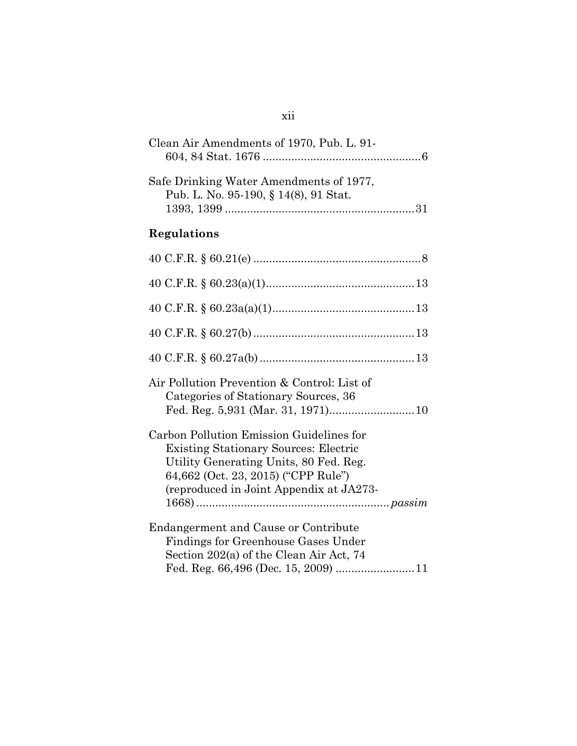Clean Air Amendments of 1970, Pub. L. 91-604, 84 Stat. 1676 .................................................6

Safe Drinking Water Amendments of 1977, Pub. L. No. 95-190, § 14(8), 91 Stat. 1393, 1399 ..........................................................31

**Regulations**

40 C.F.R. § 60.21(e) ....................................................8

40 C.F.R. § 60.23(a)(1)..............................................13

40 C.F.R. § 60.23a(a)(1)............................................13

40 C.F.R. § 60.27(b) ..................................................13

40 C.F.R. § 60.27a(b) ................................................13

Air Pollution Prevention & Control: List of Categories of Stationary Sources, 36 Fed. Reg. 5,931 (Mar. 31, 1971)..........................10

Carbon Pollution Emission Guidelines for Existing Stationary Sources: Electric Utility Generating Units, 80 Fed. Reg. 64,662 (Oct. 23, 2015) ("CPP Rule") (reproduced in Joint Appendix at JA273-1668) ............................................................*passim*

Endangerment and Cause or Contribute Findings for Greenhouse Gases Under Section 202(a) of the Clean Air Act, 74 Fed. Reg. 66,496 (Dec. 15, 2009) ........................11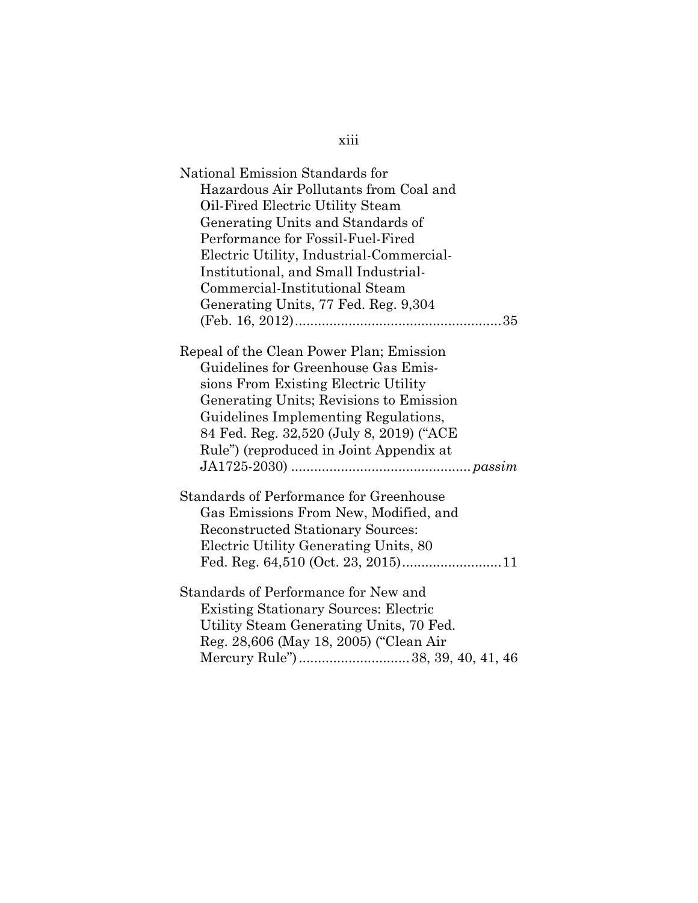National Emission Standards for Hazardous Air Pollutants from Coal and Oil-Fired Electric Utility Steam Generating Units and Standards of Performance for Fossil-Fuel-Fired Electric Utility, Industrial-Commercial-Institutional, and Small Industrial-Commercial-Institutional Steam Generating Units, 77 Fed. Reg. 9,304 (Feb. 16, 2012).....................................................35

Repeal of the Clean Power Plan; Emission Guidelines for Greenhouse Gas Emissions From Existing Electric Utility Generating Units; Revisions to Emission Guidelines Implementing Regulations, 84 Fed. Reg. 32,520 (July 8, 2019) ("ACE Rule") (reproduced in Joint Appendix at JA1725-2030) ............................................... *passim*

Standards of Performance for Greenhouse Gas Emissions From New, Modified, and Reconstructed Stationary Sources: Electric Utility Generating Units, 80 Fed. Reg. 64,510 (Oct. 23, 2015)..........................11

Standards of Performance for New and Existing Stationary Sources: Electric Utility Steam Generating Units, 70 Fed. Reg. 28,606 (May 18, 2005) ("Clean Air Mercury Rule")............................38, 39, 40, 41, 46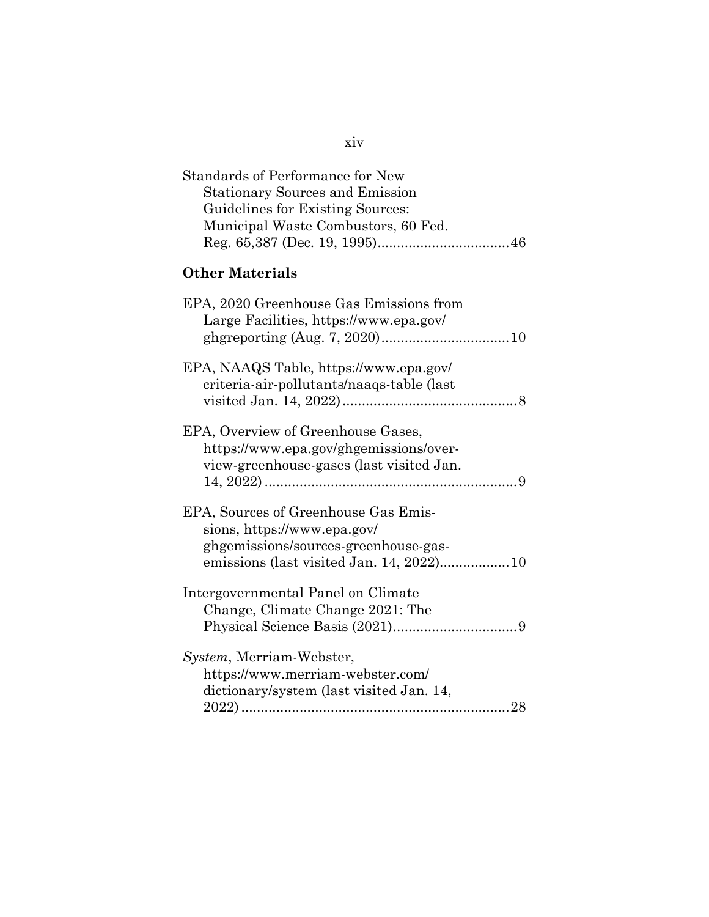Standards of Performance for New Stationary Sources and Emission Guidelines for Existing Sources: Municipal Waste Combustors, 60 Fed. Reg. 65,387 (Dec. 19, 1995)..................................46

**Other Materials**

EPA, 2020 Greenhouse Gas Emissions from Large Facilities, https://www.epa.gov/ghgreporting (Aug. 7, 2020).................................10

EPA, NAAQS Table, https://www.epa.gov/criteria-air-pollutants/naaqs-table (last visited Jan. 14, 2022).............................................8

EPA, Overview of Greenhouse Gases, https://www.epa.gov/ghgemissions/overview-greenhouse-gases (last visited Jan. 14, 2022).................................................................9

EPA, Sources of Greenhouse Gas Emissions, https://www.epa.gov/ghgemissions/sources-greenhouse-gas-emissions (last visited Jan. 14, 2022)..................10

Intergovernmental Panel on Climate Change, Climate Change 2021: The Physical Science Basis (2021)................................9

*System*, Merriam-Webster, https://www.merriam-webster.com/dictionary/system (last visited Jan. 14, 2022).....................................................................28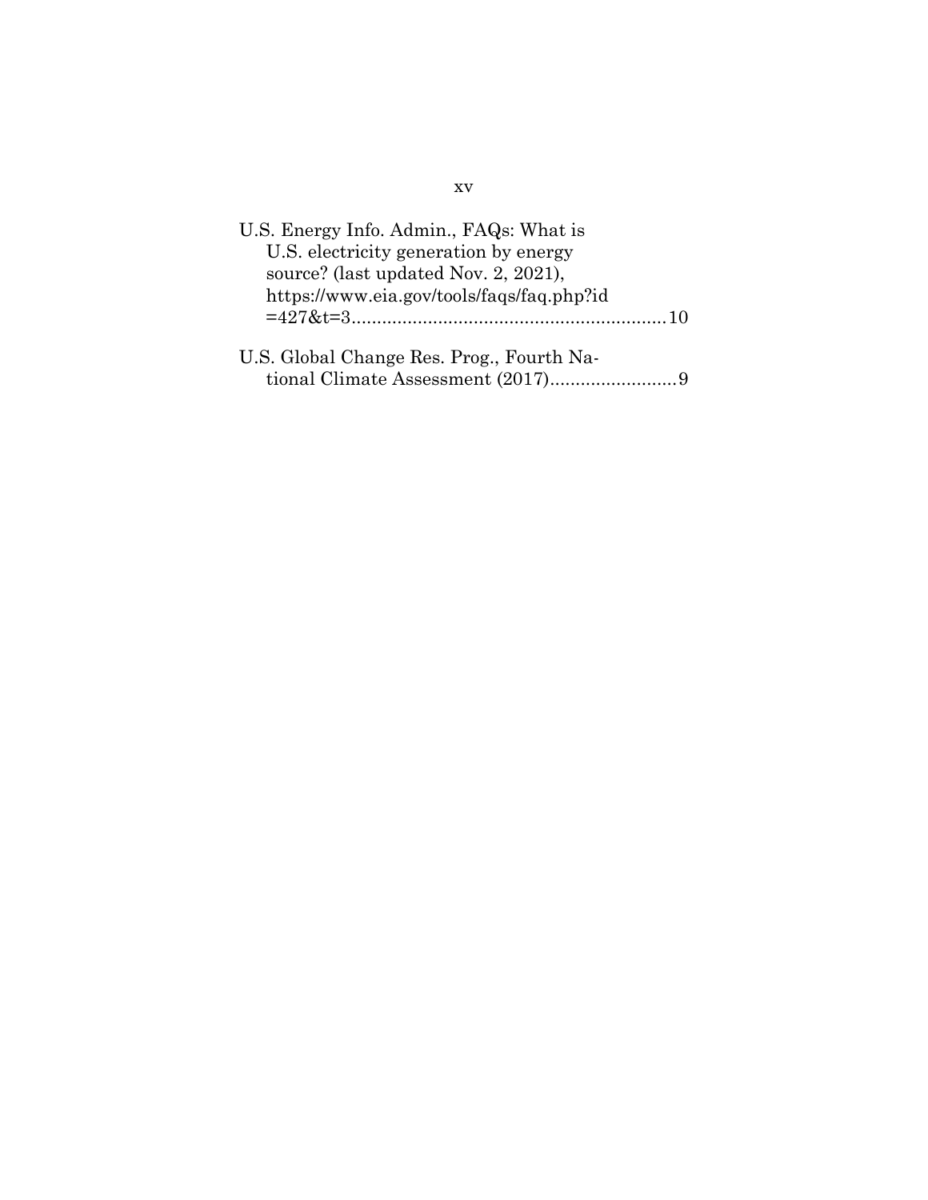U.S. Energy Info. Admin., FAQs: What is U.S. electricity generation by energy source? (last updated Nov. 2, 2021), https://www.eia.gov/tools/faqs/faq.php?id=427&t=3..............................................................10

U.S. Global Change Res. Prog., Fourth National Climate Assessment (2017).........................9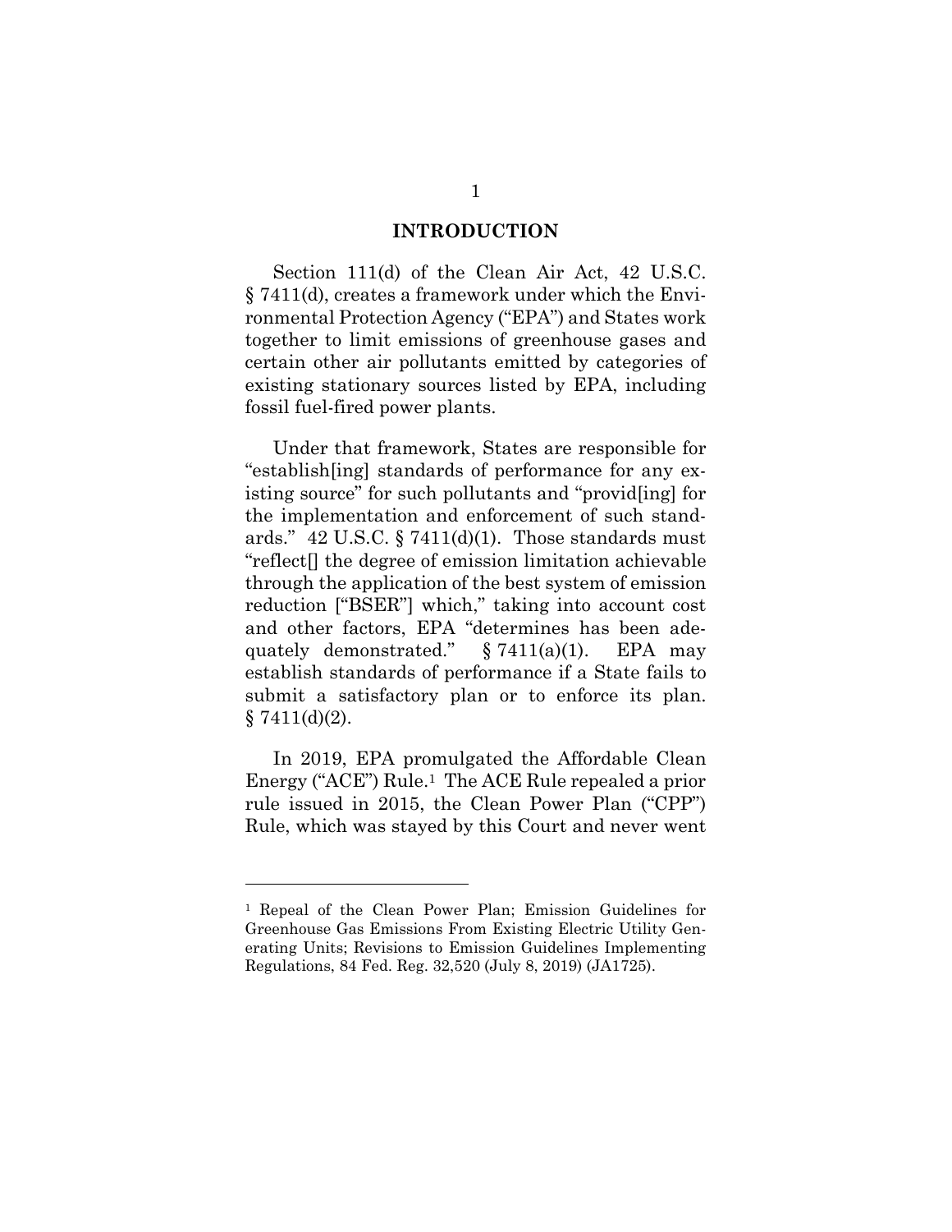## INTRODUCTION

Section 111(d) of the Clean Air Act, 42 U.S.C. § 7411(d), creates a framework under which the Environmental Protection Agency ("EPA") and States work together to limit emissions of greenhouse gases and certain other air pollutants emitted by categories of existing stationary sources listed by EPA, including fossil fuel-fired power plants.

Under that framework, States are responsible for "establish[ing] standards of performance for any existing source" for such pollutants and "provid[ing] for the implementation and enforcement of such standards." 42 U.S.C. § 7411(d)(1). Those standards must "reflect[] the degree of emission limitation achievable through the application of the best system of emission reduction ["BSER"] which," taking into account cost and other factors, EPA "determines has been adequately demonstrated." § 7411(a)(1). EPA may establish standards of performance if a State fails to submit a satisfactory plan or to enforce its plan. § 7411(d)(2).

In 2019, EPA promulgated the Affordable Clean Energy ("ACE") Rule.[1] The ACE Rule repealed a prior rule issued in 2015, the Clean Power Plan ("CPP") Rule, which was stayed by this Court and never went

---

[1] Repeal of the Clean Power Plan; Emission Guidelines for Greenhouse Gas Emissions From Existing Electric Utility Generating Units; Revisions to Emission Guidelines Implementing Regulations, 84 Fed. Reg. 32,520 (July 8, 2019) (JA1725).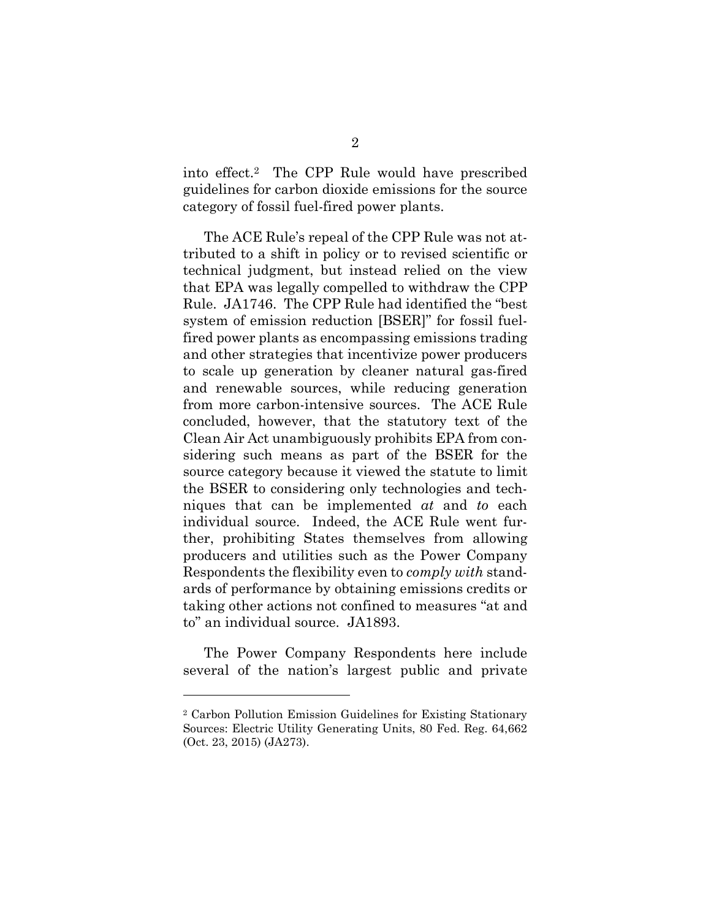into effect.[2] The CPP Rule would have prescribed guidelines for carbon dioxide emissions for the source category of fossil fuel-fired power plants.

The ACE Rule's repeal of the CPP Rule was not attributed to a shift in policy or to revised scientific or technical judgment, but instead relied on the view that EPA was legally compelled to withdraw the CPP Rule. JA1746. The CPP Rule had identified the "best system of emission reduction [BSER]" for fossil fuel-fired power plants as encompassing emissions trading and other strategies that incentivize power producers to scale up generation by cleaner natural gas-fired and renewable sources, while reducing generation from more carbon-intensive sources. The ACE Rule concluded, however, that the statutory text of the Clean Air Act unambiguously prohibits EPA from considering such means as part of the BSER for the source category because it viewed the statute to limit the BSER to considering only technologies and techniques that can be implemented *at* and *to* each individual source. Indeed, the ACE Rule went further, prohibiting States themselves from allowing producers and utilities such as the Power Company Respondents the flexibility even to *comply with* standards of performance by obtaining emissions credits or taking other actions not confined to measures "at and to" an individual source. JA1893.

The Power Company Respondents here include several of the nation's largest public and private

---

[2] Carbon Pollution Emission Guidelines for Existing Stationary Sources: Electric Utility Generating Units, 80 Fed. Reg. 64,662 (Oct. 23, 2015) (JA273).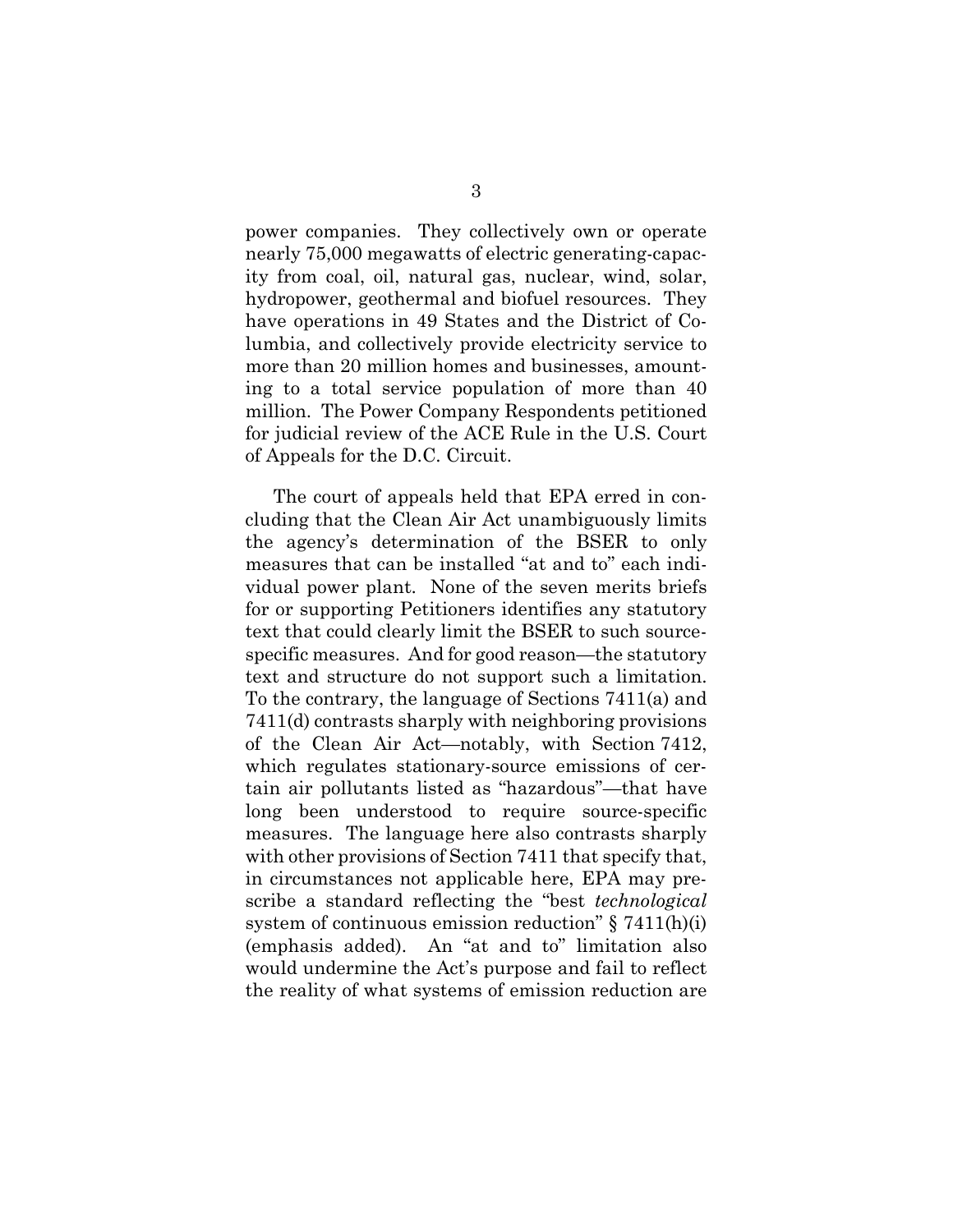power companies. They collectively own or operate nearly 75,000 megawatts of electric generating-capacity from coal, oil, natural gas, nuclear, wind, solar, hydropower, geothermal and biofuel resources. They have operations in 49 States and the District of Columbia, and collectively provide electricity service to more than 20 million homes and businesses, amounting to a total service population of more than 40 million. The Power Company Respondents petitioned for judicial review of the ACE Rule in the U.S. Court of Appeals for the D.C. Circuit.

The court of appeals held that EPA erred in concluding that the Clean Air Act unambiguously limits the agency's determination of the BSER to only measures that can be installed "at and to" each individual power plant. None of the seven merits briefs for or supporting Petitioners identifies any statutory text that could clearly limit the BSER to such source-specific measures. And for good reason—the statutory text and structure do not support such a limitation. To the contrary, the language of Sections 7411(a) and 7411(d) contrasts sharply with neighboring provisions of the Clean Air Act—notably, with Section 7412, which regulates stationary-source emissions of certain air pollutants listed as "hazardous"—that have long been understood to require source-specific measures. The language here also contrasts sharply with other provisions of Section 7411 that specify that, in circumstances not applicable here, EPA may prescribe a standard reflecting the "best *technological* system of continuous emission reduction" § 7411(h)(i) (emphasis added). An "at and to" limitation also would undermine the Act's purpose and fail to reflect the reality of what systems of emission reduction are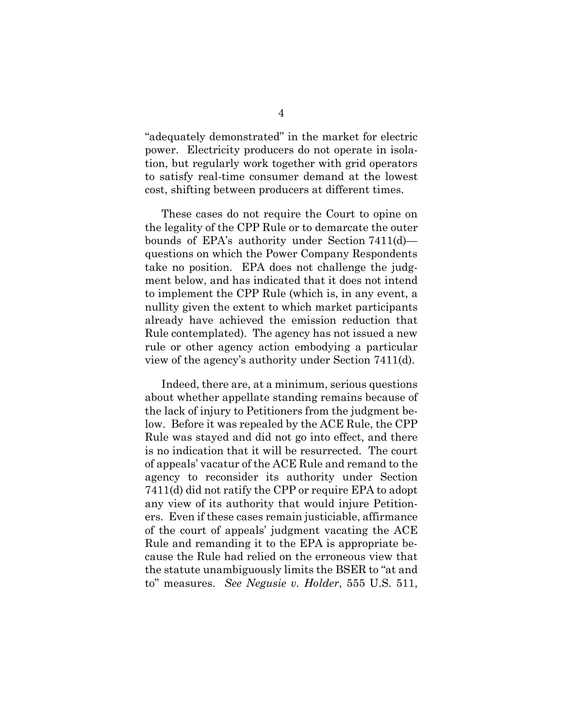"adequately demonstrated" in the market for electric power. Electricity producers do not operate in isolation, but regularly work together with grid operators to satisfy real-time consumer demand at the lowest cost, shifting between producers at different times.

These cases do not require the Court to opine on the legality of the CPP Rule or to demarcate the outer bounds of EPA's authority under Section 7411(d)—questions on which the Power Company Respondents take no position. EPA does not challenge the judgment below, and has indicated that it does not intend to implement the CPP Rule (which is, in any event, a nullity given the extent to which market participants already have achieved the emission reduction that Rule contemplated). The agency has not issued a new rule or other agency action embodying a particular view of the agency's authority under Section 7411(d).

Indeed, there are, at a minimum, serious questions about whether appellate standing remains because of the lack of injury to Petitioners from the judgment below. Before it was repealed by the ACE Rule, the CPP Rule was stayed and did not go into effect, and there is no indication that it will be resurrected. The court of appeals' vacatur of the ACE Rule and remand to the agency to reconsider its authority under Section 7411(d) did not ratify the CPP or require EPA to adopt any view of its authority that would injure Petitioners. Even if these cases remain justiciable, affirmance of the court of appeals' judgment vacating the ACE Rule and remanding it to the EPA is appropriate because the Rule had relied on the erroneous view that the statute unambiguously limits the BSER to "at and to" measures. *See Negusie v. Holder*, 555 U.S. 511,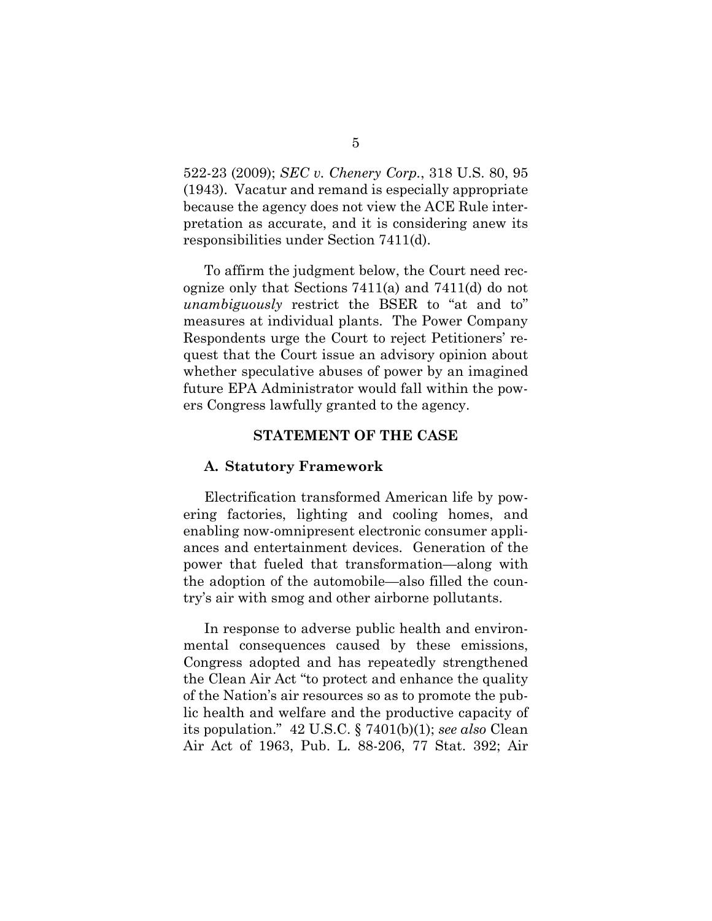522-23 (2009); *SEC v. Chenery Corp.*, 318 U.S. 80, 95 (1943). Vacatur and remand is especially appropriate because the agency does not view the ACE Rule interpretation as accurate, and it is considering anew its responsibilities under Section 7411(d).

To affirm the judgment below, the Court need recognize only that Sections 7411(a) and 7411(d) do not *unambiguously* restrict the BSER to "at and to" measures at individual plants. The Power Company Respondents urge the Court to reject Petitioners' request that the Court issue an advisory opinion about whether speculative abuses of power by an imagined future EPA Administrator would fall within the powers Congress lawfully granted to the agency.

## STATEMENT OF THE CASE

### A. Statutory Framework

Electrification transformed American life by powering factories, lighting and cooling homes, and enabling now-omnipresent electronic consumer appliances and entertainment devices. Generation of the power that fueled that transformation—along with the adoption of the automobile—also filled the country's air with smog and other airborne pollutants.

In response to adverse public health and environmental consequences caused by these emissions, Congress adopted and has repeatedly strengthened the Clean Air Act "to protect and enhance the quality of the Nation's air resources so as to promote the public health and welfare and the productive capacity of its population." 42 U.S.C. § 7401(b)(1); *see also* Clean Air Act of 1963, Pub. L. 88-206, 77 Stat. 392; Air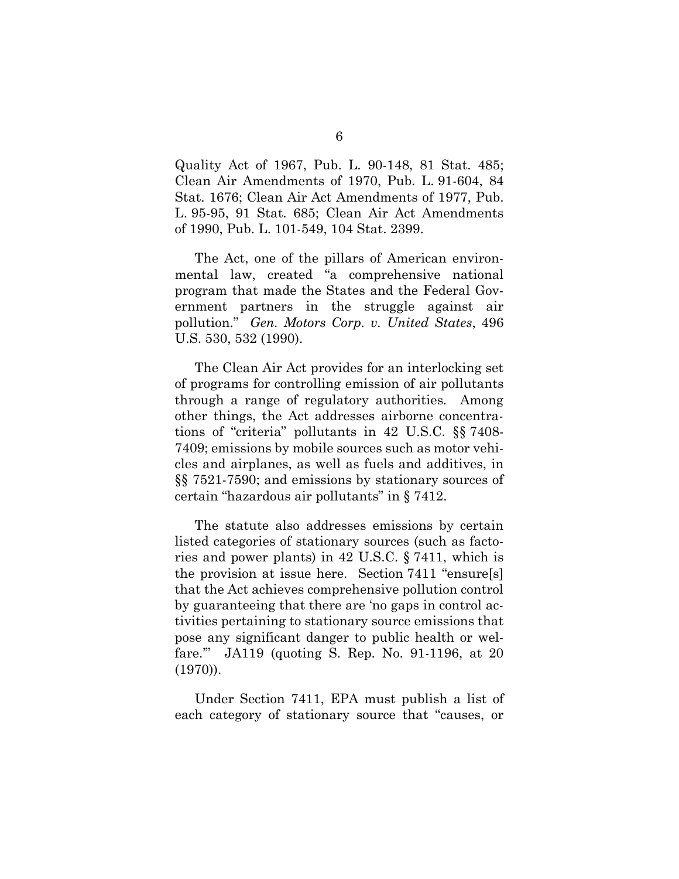Quality Act of 1967, Pub. L. 90-148, 81 Stat. 485; Clean Air Amendments of 1970, Pub. L. 91-604, 84 Stat. 1676; Clean Air Act Amendments of 1977, Pub. L. 95-95, 91 Stat. 685; Clean Air Act Amendments of 1990, Pub. L. 101-549, 104 Stat. 2399.

The Act, one of the pillars of American environmental law, created "a comprehensive national program that made the States and the Federal Government partners in the struggle against air pollution." *Gen. Motors Corp. v. United States*, 496 U.S. 530, 532 (1990).

The Clean Air Act provides for an interlocking set of programs for controlling emission of air pollutants through a range of regulatory authorities. Among other things, the Act addresses airborne concentrations of "criteria" pollutants in 42 U.S.C. §§ 7408-7409; emissions by mobile sources such as motor vehicles and airplanes, as well as fuels and additives, in §§ 7521-7590; and emissions by stationary sources of certain "hazardous air pollutants" in § 7412.

The statute also addresses emissions by certain listed categories of stationary sources (such as factories and power plants) in 42 U.S.C. § 7411, which is the provision at issue here. Section 7411 "ensure[s] that the Act achieves comprehensive pollution control by guaranteeing that there are 'no gaps in control activities pertaining to stationary source emissions that pose any significant danger to public health or welfare.'" JA119 (quoting S. Rep. No. 91-1196, at 20 (1970)).

Under Section 7411, EPA must publish a list of each category of stationary source that "causes, or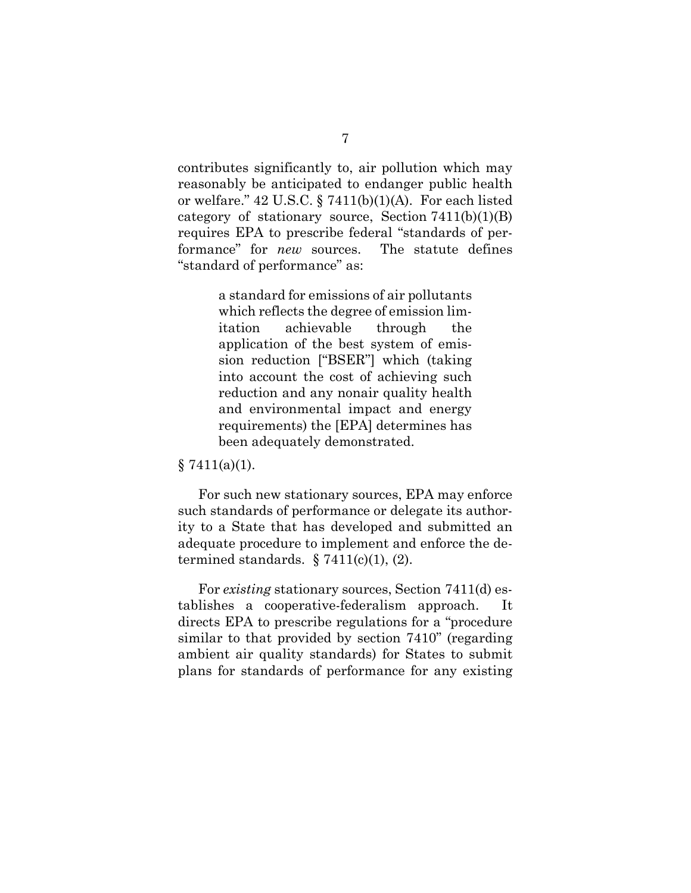contributes significantly to, air pollution which may reasonably be anticipated to endanger public health or welfare." 42 U.S.C. § 7411(b)(1)(A). For each listed category of stationary source, Section 7411(b)(1)(B) requires EPA to prescribe federal "standards of performance" for *new* sources. The statute defines "standard of performance" as:

> a standard for emissions of air pollutants which reflects the degree of emission limitation achievable through the application of the best system of emission reduction ["BSER"] which (taking into account the cost of achieving such reduction and any nonair quality health and environmental impact and energy requirements) the [EPA] determines has been adequately demonstrated.

§ 7411(a)(1).

For such new stationary sources, EPA may enforce such standards of performance or delegate its authority to a State that has developed and submitted an adequate procedure to implement and enforce the determined standards. § 7411(c)(1), (2).

For *existing* stationary sources, Section 7411(d) establishes a cooperative-federalism approach. It directs EPA to prescribe regulations for a "procedure similar to that provided by section 7410" (regarding ambient air quality standards) for States to submit plans for standards of performance for any existing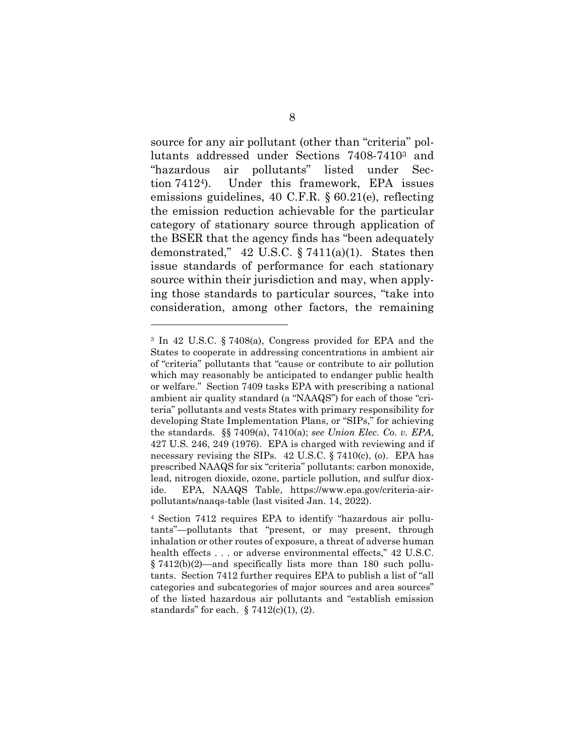source for any air pollutant (other than "criteria" pollutants addressed under Sections 7408-7410[3] and "hazardous air pollutants" listed under Section 7412[4]). Under this framework, EPA issues emissions guidelines, 40 C.F.R. § 60.21(e), reflecting the emission reduction achievable for the particular category of stationary source through application of the BSER that the agency finds has "been adequately demonstrated," 42 U.S.C. § 7411(a)(1). States then issue standards of performance for each stationary source within their jurisdiction and may, when applying those standards to particular sources, "take into consideration, among other factors, the remaining

---

[3] In 42 U.S.C. § 7408(a), Congress provided for EPA and the States to cooperate in addressing concentrations in ambient air of "criteria" pollutants that "cause or contribute to air pollution which may reasonably be anticipated to endanger public health or welfare." Section 7409 tasks EPA with prescribing a national ambient air quality standard (a "NAAQS") for each of those "criteria" pollutants and vests States with primary responsibility for developing State Implementation Plans, or "SIPs," for achieving the standards. §§ 7409(a), 7410(a); *see Union Elec. Co. v. EPA*, 427 U.S. 246, 249 (1976). EPA is charged with reviewing and if necessary revising the SIPs. 42 U.S.C. § 7410(c), (*o*). EPA has prescribed NAAQS for six "criteria" pollutants: carbon monoxide, lead, nitrogen dioxide, ozone, particle pollution, and sulfur dioxide. EPA, NAAQS Table, https://www.epa.gov/criteria-air-pollutants/naaqs-table (last visited Jan. 14, 2022).

[4] Section 7412 requires EPA to identify "hazardous air pollutants"—pollutants that "present, or may present, through inhalation or other routes of exposure, a threat of adverse human health effects . . . or adverse environmental effects," 42 U.S.C. § 7412(b)(2)—and specifically lists more than 180 such pollutants. Section 7412 further requires EPA to publish a list of "all categories and subcategories of major sources and area sources" of the listed hazardous air pollutants and "establish emission standards" for each. § 7412(c)(1), (2).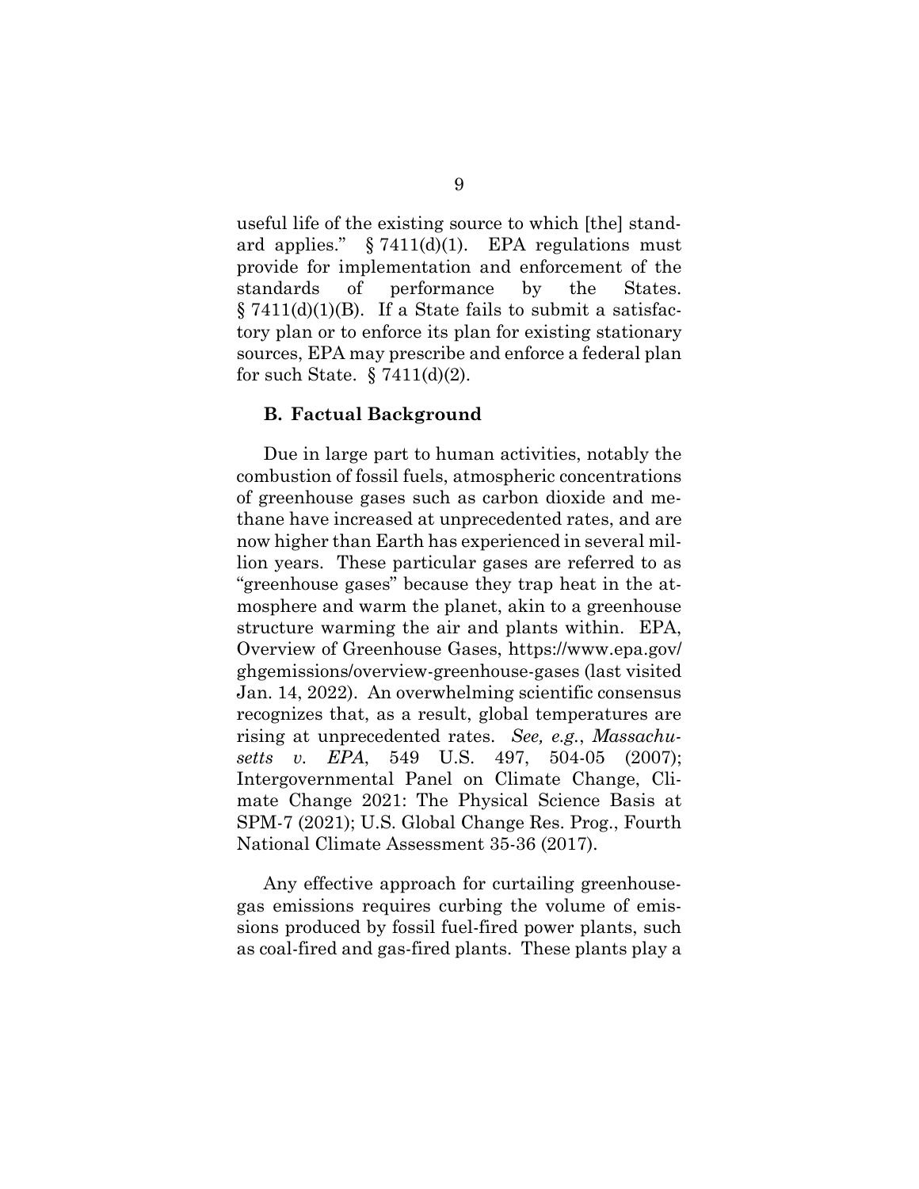useful life of the existing source to which [the] standard applies." § 7411(d)(1). EPA regulations must provide for implementation and enforcement of the standards of performance by the States. § 7411(d)(1)(B). If a State fails to submit a satisfactory plan or to enforce its plan for existing stationary sources, EPA may prescribe and enforce a federal plan for such State. § 7411(d)(2).

### B. Factual Background

Due in large part to human activities, notably the combustion of fossil fuels, atmospheric concentrations of greenhouse gases such as carbon dioxide and methane have increased at unprecedented rates, and are now higher than Earth has experienced in several million years. These particular gases are referred to as "greenhouse gases" because they trap heat in the atmosphere and warm the planet, akin to a greenhouse structure warming the air and plants within. EPA, Overview of Greenhouse Gases, https://www.epa.gov/ghgemissions/overview-greenhouse-gases (last visited Jan. 14, 2022). An overwhelming scientific consensus recognizes that, as a result, global temperatures are rising at unprecedented rates. *See, e.g.*, *Massachusetts v. EPA*, 549 U.S. 497, 504-05 (2007); Intergovernmental Panel on Climate Change, Climate Change 2021: The Physical Science Basis at SPM-7 (2021); U.S. Global Change Res. Prog., Fourth National Climate Assessment 35-36 (2017).

Any effective approach for curtailing greenhouse-gas emissions requires curbing the volume of emissions produced by fossil fuel-fired power plants, such as coal-fired and gas-fired plants. These plants play a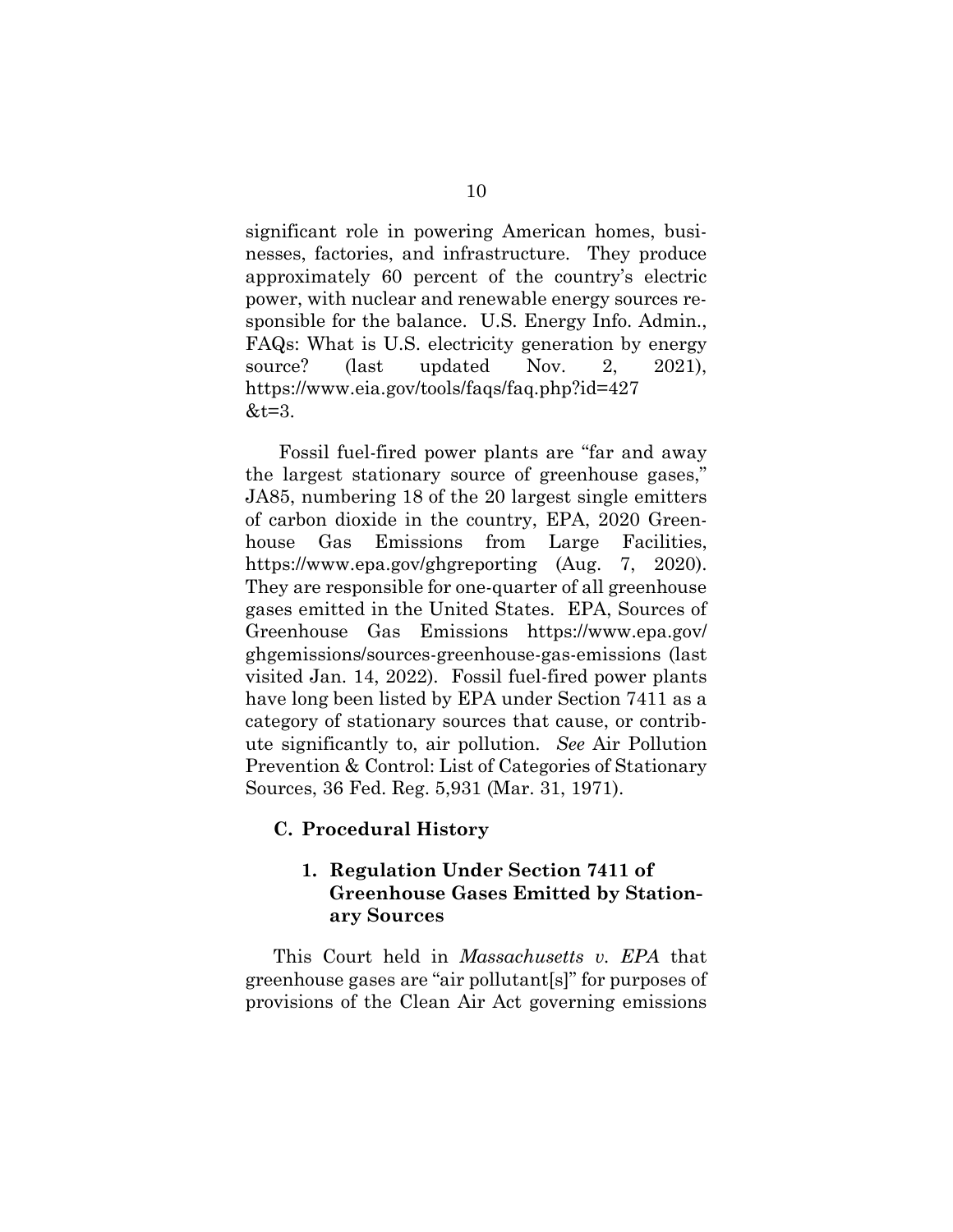significant role in powering American homes, businesses, factories, and infrastructure. They produce approximately 60 percent of the country's electric power, with nuclear and renewable energy sources responsible for the balance. U.S. Energy Info. Admin., FAQs: What is U.S. electricity generation by energy source? (last updated Nov. 2, 2021), https://www.eia.gov/tools/faqs/faq.php?id=427&t=3.

Fossil fuel-fired power plants are "far and away the largest stationary source of greenhouse gases," JA85, numbering 18 of the 20 largest single emitters of carbon dioxide in the country, EPA, 2020 Greenhouse Gas Emissions from Large Facilities, https://www.epa.gov/ghgreporting (Aug. 7, 2020). They are responsible for one-quarter of all greenhouse gases emitted in the United States. EPA, Sources of Greenhouse Gas Emissions https://www.epa.gov/ghgemissions/sources-greenhouse-gas-emissions (last visited Jan. 14, 2022). Fossil fuel-fired power plants have long been listed by EPA under Section 7411 as a category of stationary sources that cause, or contribute significantly to, air pollution. *See* Air Pollution Prevention & Control: List of Categories of Stationary Sources, 36 Fed. Reg. 5,931 (Mar. 31, 1971).

### C. Procedural History

#### 1. Regulation Under Section 7411 of Greenhouse Gases Emitted by Stationary Sources

This Court held in *Massachusetts v. EPA* that greenhouse gases are "air pollutant[s]" for purposes of provisions of the Clean Air Act governing emissions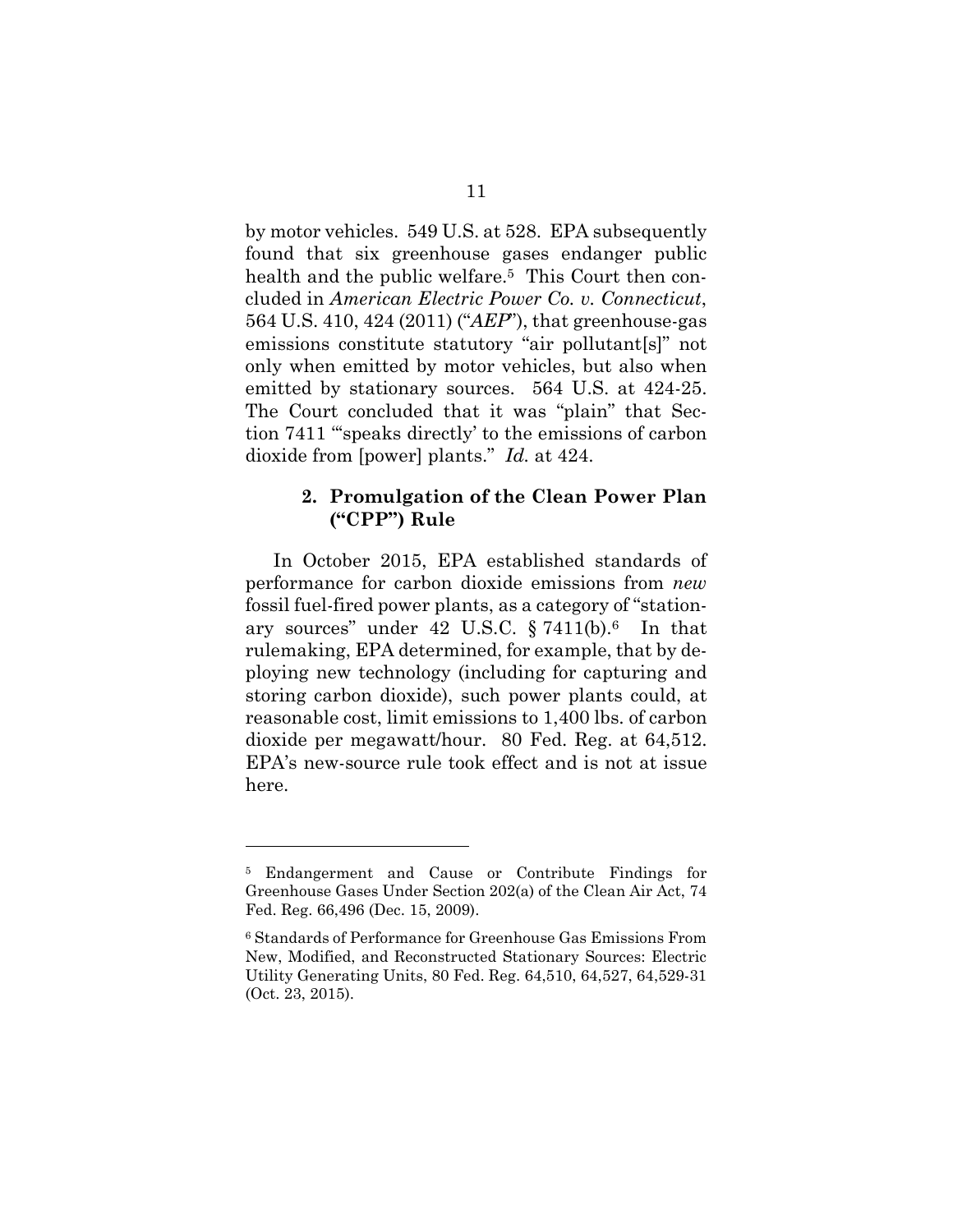by motor vehicles. 549 U.S. at 528. EPA subsequently found that six greenhouse gases endanger public health and the public welfare.[5] This Court then concluded in *American Electric Power Co. v. Connecticut*, 564 U.S. 410, 424 (2011) ("*AEP*"), that greenhouse-gas emissions constitute statutory "air pollutant[s]" not only when emitted by motor vehicles, but also when emitted by stationary sources. 564 U.S. at 424-25. The Court concluded that it was "plain" that Section 7411 "'speaks directly' to the emissions of carbon dioxide from [power] plants." *Id.* at 424.

### 2. Promulgation of the Clean Power Plan ("CPP") Rule

In October 2015, EPA established standards of performance for carbon dioxide emissions from *new* fossil fuel-fired power plants, as a category of "stationary sources" under 42 U.S.C. § 7411(b).[6] In that rulemaking, EPA determined, for example, that by deploying new technology (including for capturing and storing carbon dioxide), such power plants could, at reasonable cost, limit emissions to 1,400 lbs. of carbon dioxide per megawatt/hour. 80 Fed. Reg. at 64,512. EPA's new-source rule took effect and is not at issue here.

---

[5] Endangerment and Cause or Contribute Findings for Greenhouse Gases Under Section 202(a) of the Clean Air Act, 74 Fed. Reg. 66,496 (Dec. 15, 2009).

[6] Standards of Performance for Greenhouse Gas Emissions From New, Modified, and Reconstructed Stationary Sources: Electric Utility Generating Units, 80 Fed. Reg. 64,510, 64,527, 64,529-31 (Oct. 23, 2015).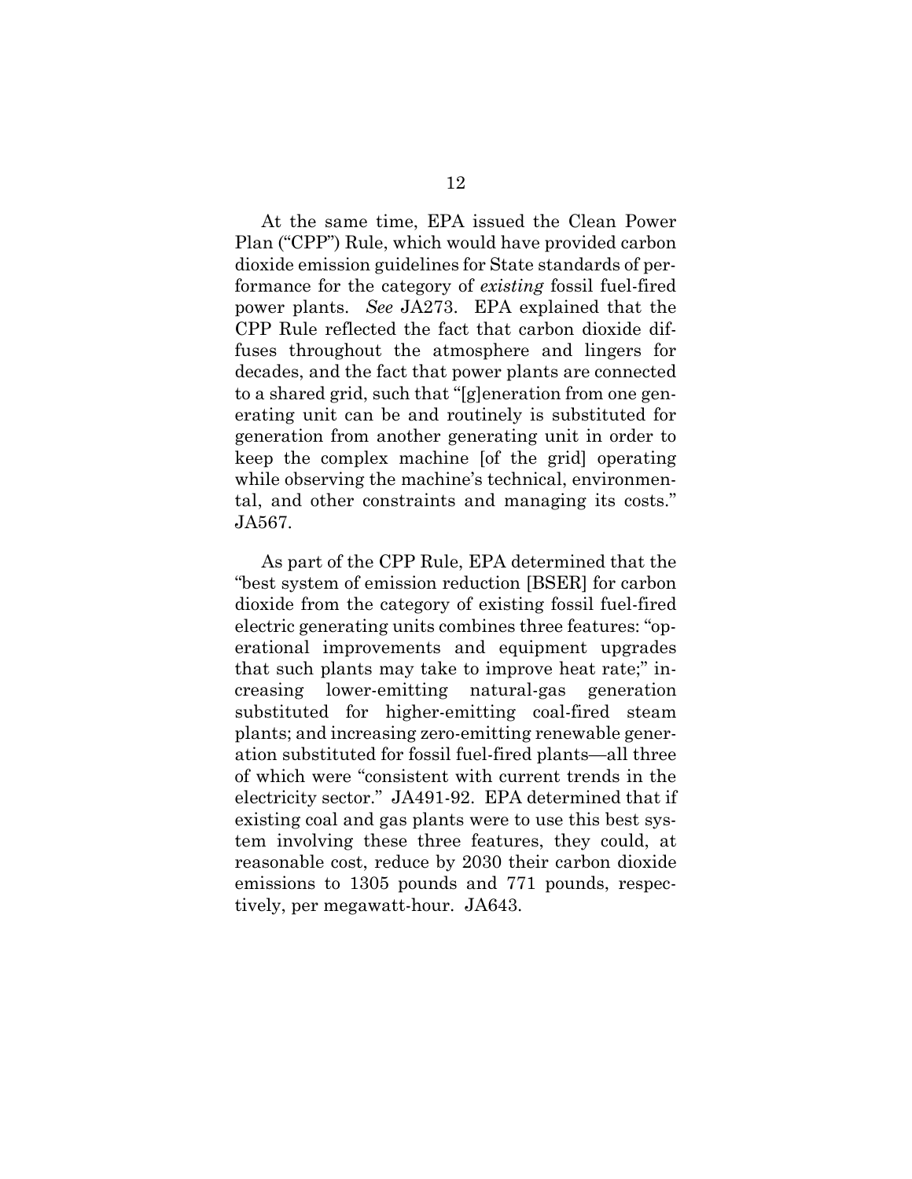At the same time, EPA issued the Clean Power Plan ("CPP") Rule, which would have provided carbon dioxide emission guidelines for State standards of performance for the category of *existing* fossil fuel-fired power plants. *See* JA273. EPA explained that the CPP Rule reflected the fact that carbon dioxide diffuses throughout the atmosphere and lingers for decades, and the fact that power plants are connected to a shared grid, such that "[g]eneration from one generating unit can be and routinely is substituted for generation from another generating unit in order to keep the complex machine [of the grid] operating while observing the machine's technical, environmental, and other constraints and managing its costs." JA567.

As part of the CPP Rule, EPA determined that the "best system of emission reduction [BSER] for carbon dioxide from the category of existing fossil fuel-fired electric generating units combines three features: "operational improvements and equipment upgrades that such plants may take to improve heat rate;" increasing lower-emitting natural-gas generation substituted for higher-emitting coal-fired steam plants; and increasing zero-emitting renewable generation substituted for fossil fuel-fired plants—all three of which were "consistent with current trends in the electricity sector." JA491-92. EPA determined that if existing coal and gas plants were to use this best system involving these three features, they could, at reasonable cost, reduce by 2030 their carbon dioxide emissions to 1305 pounds and 771 pounds, respectively, per megawatt-hour. JA643.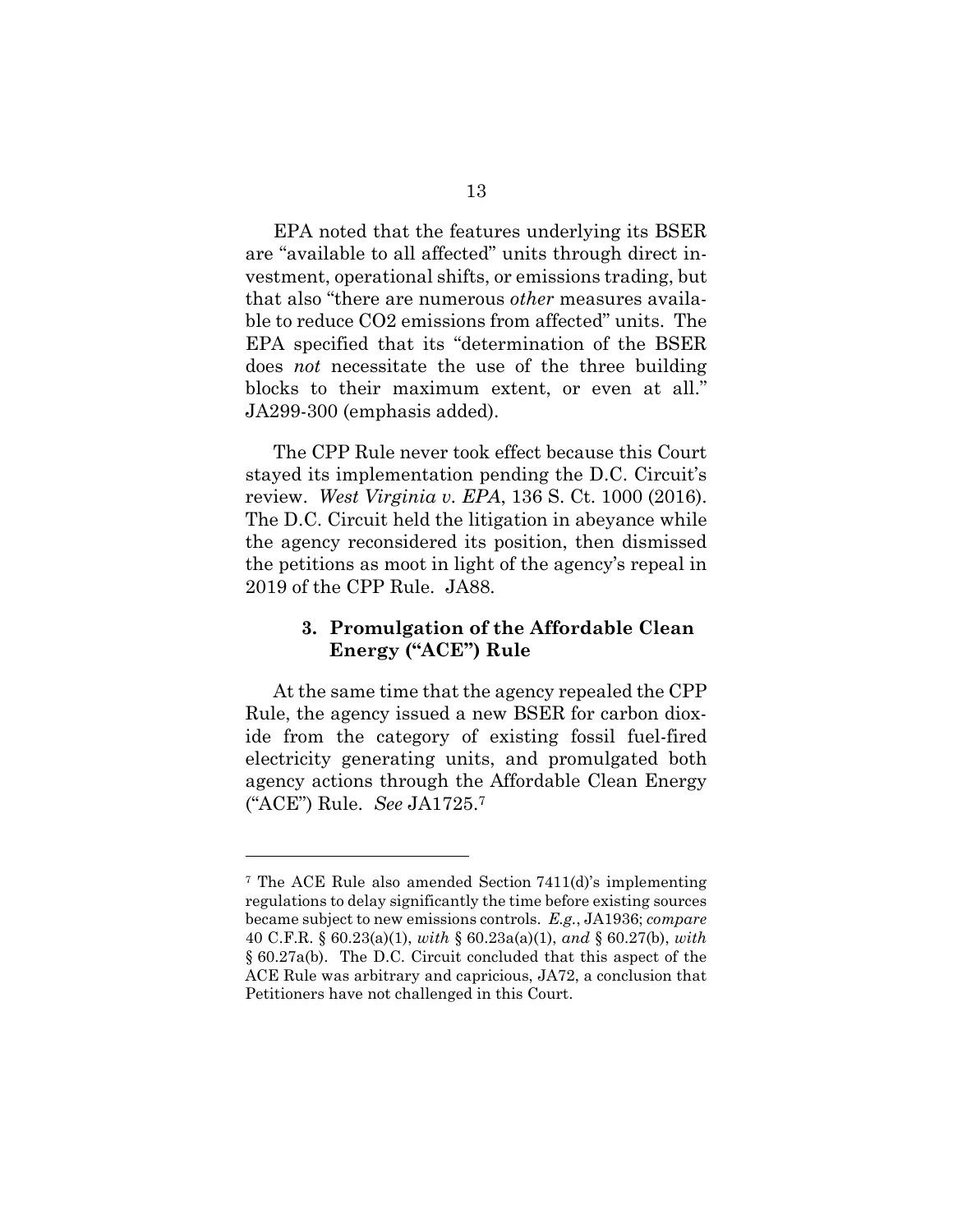EPA noted that the features underlying its BSER are "available to all affected" units through direct investment, operational shifts, or emissions trading, but that also "there are numerous *other* measures available to reduce CO2 emissions from affected" units. The EPA specified that its "determination of the BSER does *not* necessitate the use of the three building blocks to their maximum extent, or even at all." JA299-300 (emphasis added).

The CPP Rule never took effect because this Court stayed its implementation pending the D.C. Circuit's review. *West Virginia v. EPA*, 136 S. Ct. 1000 (2016). The D.C. Circuit held the litigation in abeyance while the agency reconsidered its position, then dismissed the petitions as moot in light of the agency's repeal in 2019 of the CPP Rule. JA88.

### 3. Promulgation of the Affordable Clean Energy ("ACE") Rule

At the same time that the agency repealed the CPP Rule, the agency issued a new BSER for carbon dioxide from the category of existing fossil fuel-fired electricity generating units, and promulgated both agency actions through the Affordable Clean Energy ("ACE") Rule. *See* JA1725.[7]

---

[7] The ACE Rule also amended Section 7411(d)'s implementing regulations to delay significantly the time before existing sources became subject to new emissions controls. *E.g.*, JA1936; *compare* 40 C.F.R. § 60.23(a)(1), *with* § 60.23a(a)(1), *and* § 60.27(b), *with* § 60.27a(b). The D.C. Circuit concluded that this aspect of the ACE Rule was arbitrary and capricious, JA72, a conclusion that Petitioners have not challenged in this Court.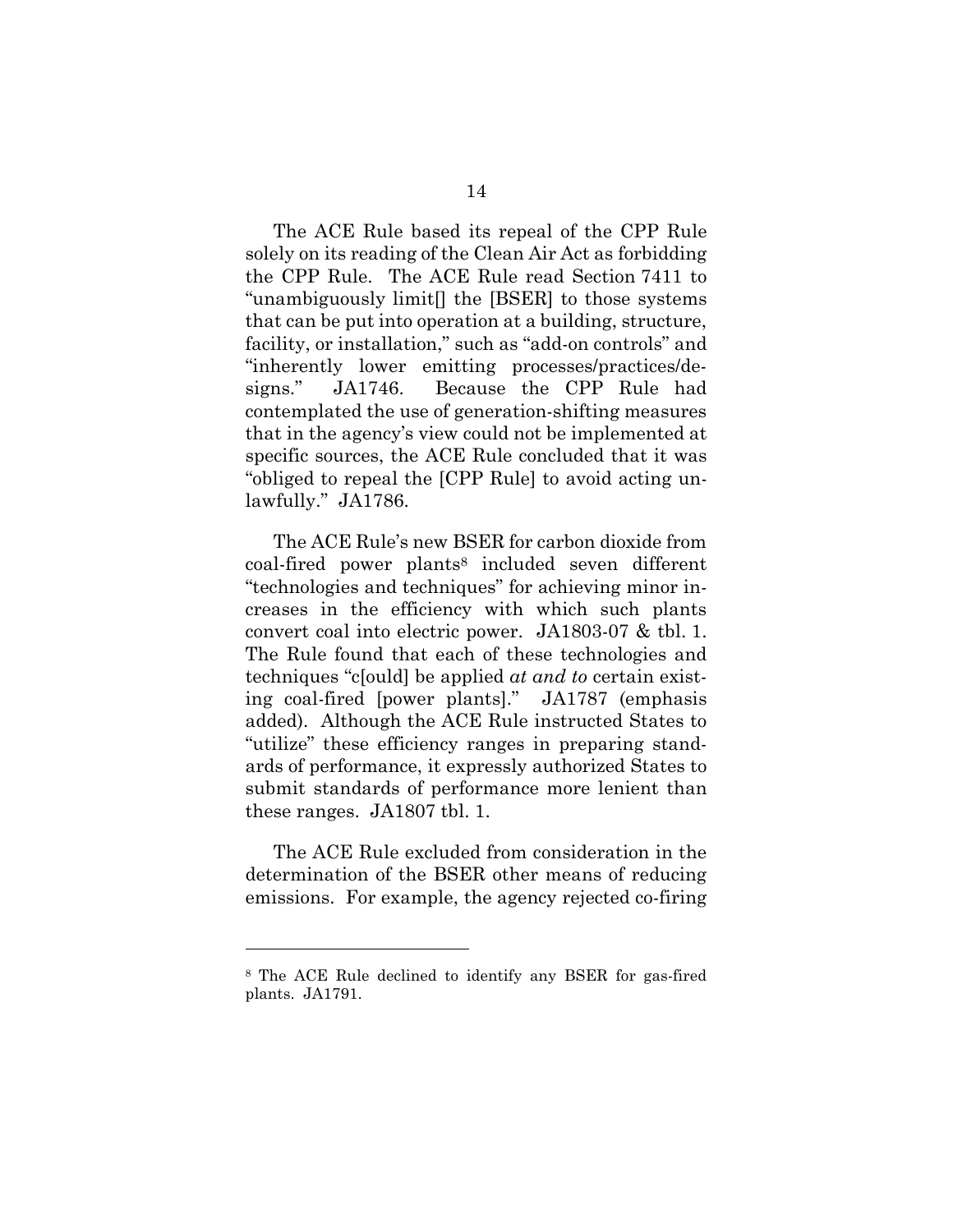The ACE Rule based its repeal of the CPP Rule solely on its reading of the Clean Air Act as forbidding the CPP Rule. The ACE Rule read Section 7411 to "unambiguously limit[] the [BSER] to those systems that can be put into operation at a building, structure, facility, or installation," such as "add-on controls" and "inherently lower emitting processes/practices/designs." JA1746. Because the CPP Rule had contemplated the use of generation-shifting measures that in the agency's view could not be implemented at specific sources, the ACE Rule concluded that it was "obliged to repeal the [CPP Rule] to avoid acting unlawfully." JA1786.

The ACE Rule's new BSER for carbon dioxide from coal-fired power plants[8] included seven different "technologies and techniques" for achieving minor increases in the efficiency with which such plants convert coal into electric power. JA1803-07 & tbl. 1. The Rule found that each of these technologies and techniques "c[ould] be applied *at and to* certain existing coal-fired [power plants]." JA1787 (emphasis added). Although the ACE Rule instructed States to "utilize" these efficiency ranges in preparing standards of performance, it expressly authorized States to submit standards of performance more lenient than these ranges. JA1807 tbl. 1.

The ACE Rule excluded from consideration in the determination of the BSER other means of reducing emissions. For example, the agency rejected co-firing

[8] The ACE Rule declined to identify any BSER for gas-fired plants. JA1791.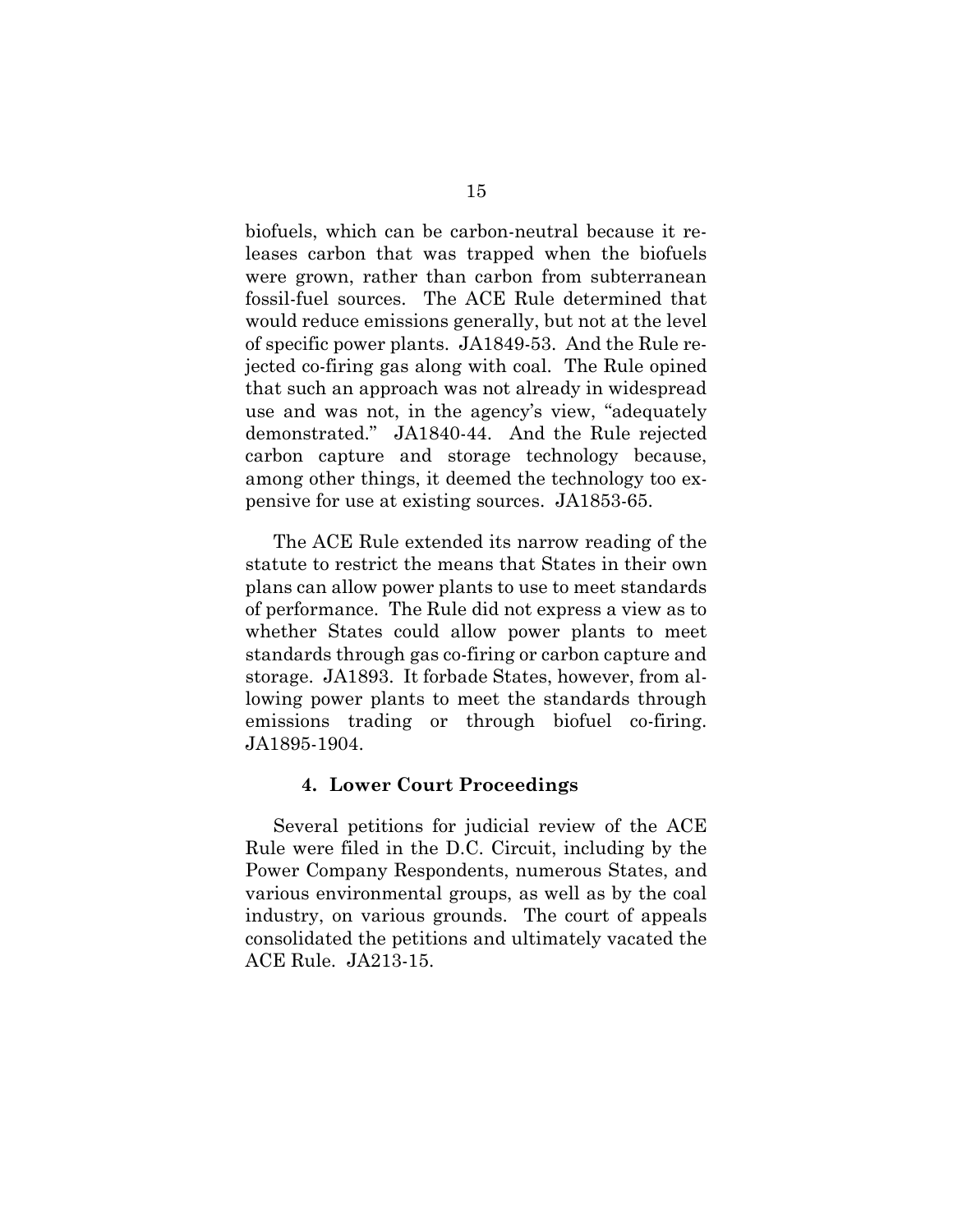biofuels, which can be carbon-neutral because it releases carbon that was trapped when the biofuels were grown, rather than carbon from subterranean fossil-fuel sources. The ACE Rule determined that would reduce emissions generally, but not at the level of specific power plants. JA1849-53. And the Rule rejected co-firing gas along with coal. The Rule opined that such an approach was not already in widespread use and was not, in the agency's view, "adequately demonstrated." JA1840-44. And the Rule rejected carbon capture and storage technology because, among other things, it deemed the technology too expensive for use at existing sources. JA1853-65.

The ACE Rule extended its narrow reading of the statute to restrict the means that States in their own plans can allow power plants to use to meet standards of performance. The Rule did not express a view as to whether States could allow power plants to meet standards through gas co-firing or carbon capture and storage. JA1893. It forbade States, however, from allowing power plants to meet the standards through emissions trading or through biofuel co-firing. JA1895-1904.

### 4. Lower Court Proceedings

Several petitions for judicial review of the ACE Rule were filed in the D.C. Circuit, including by the Power Company Respondents, numerous States, and various environmental groups, as well as by the coal industry, on various grounds. The court of appeals consolidated the petitions and ultimately vacated the ACE Rule. JA213-15.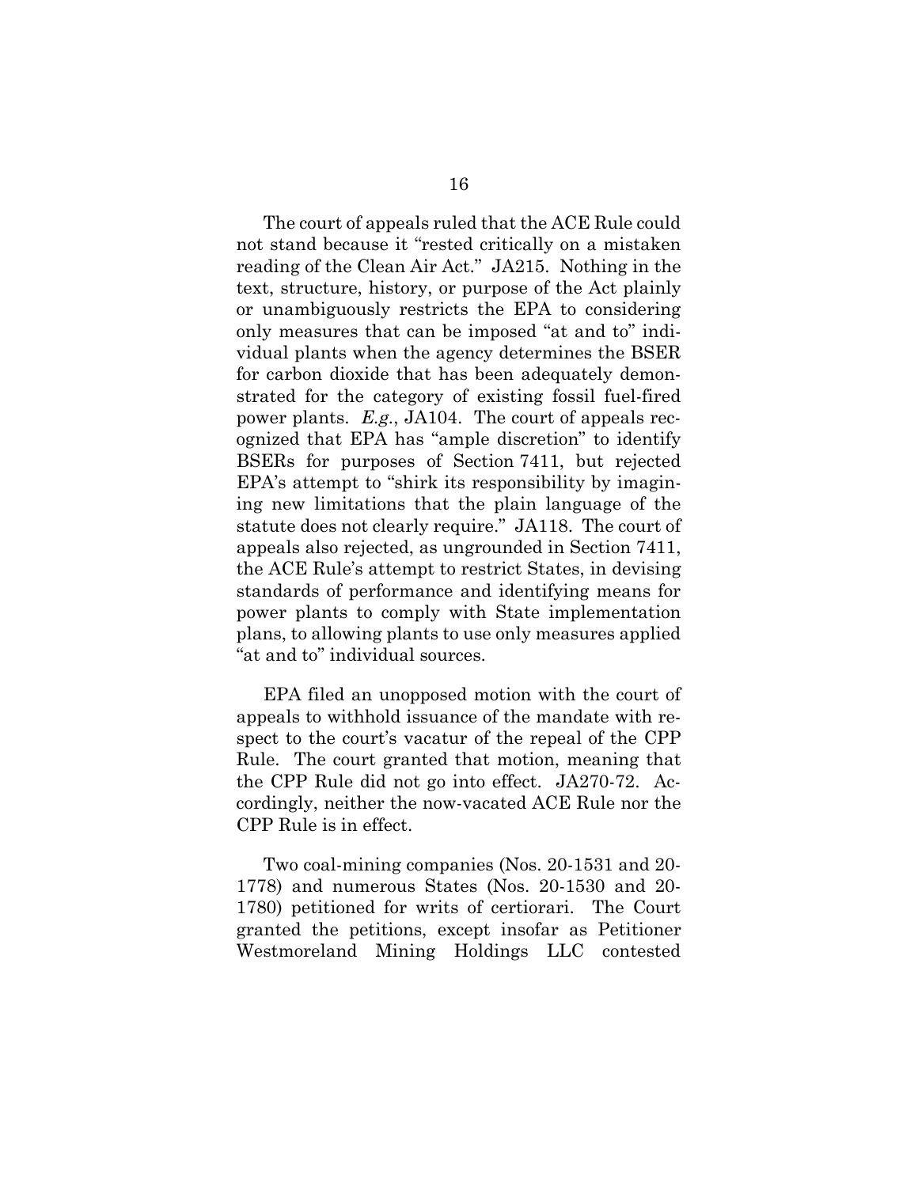The court of appeals ruled that the ACE Rule could not stand because it "rested critically on a mistaken reading of the Clean Air Act." JA215. Nothing in the text, structure, history, or purpose of the Act plainly or unambiguously restricts the EPA to considering only measures that can be imposed "at and to" individual plants when the agency determines the BSER for carbon dioxide that has been adequately demonstrated for the category of existing fossil fuel-fired power plants. *E.g.*, JA104. The court of appeals recognized that EPA has "ample discretion" to identify BSERs for purposes of Section 7411, but rejected EPA's attempt to "shirk its responsibility by imagining new limitations that the plain language of the statute does not clearly require." JA118. The court of appeals also rejected, as ungrounded in Section 7411, the ACE Rule's attempt to restrict States, in devising standards of performance and identifying means for power plants to comply with State implementation plans, to allowing plants to use only measures applied "at and to" individual sources.

EPA filed an unopposed motion with the court of appeals to withhold issuance of the mandate with respect to the court's vacatur of the repeal of the CPP Rule. The court granted that motion, meaning that the CPP Rule did not go into effect. JA270-72. Accordingly, neither the now-vacated ACE Rule nor the CPP Rule is in effect.

Two coal-mining companies (Nos. 20-1531 and 20-1778) and numerous States (Nos. 20-1530 and 20-1780) petitioned for writs of certiorari. The Court granted the petitions, except insofar as Petitioner Westmoreland Mining Holdings LLC contested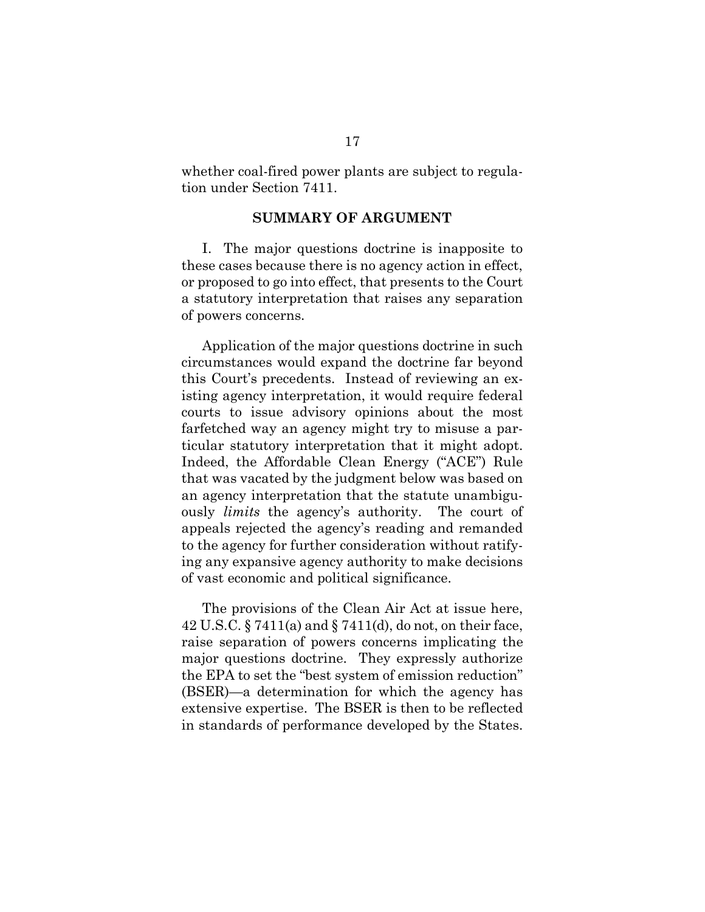whether coal-fired power plants are subject to regulation under Section 7411.

## SUMMARY OF ARGUMENT

I. The major questions doctrine is inapposite to these cases because there is no agency action in effect, or proposed to go into effect, that presents to the Court a statutory interpretation that raises any separation of powers concerns.

Application of the major questions doctrine in such circumstances would expand the doctrine far beyond this Court's precedents. Instead of reviewing an existing agency interpretation, it would require federal courts to issue advisory opinions about the most farfetched way an agency might try to misuse a particular statutory interpretation that it might adopt. Indeed, the Affordable Clean Energy ("ACE") Rule that was vacated by the judgment below was based on an agency interpretation that the statute unambiguously *limits* the agency's authority. The court of appeals rejected the agency's reading and remanded to the agency for further consideration without ratifying any expansive agency authority to make decisions of vast economic and political significance.

The provisions of the Clean Air Act at issue here, 42 U.S.C. § 7411(a) and § 7411(d), do not, on their face, raise separation of powers concerns implicating the major questions doctrine. They expressly authorize the EPA to set the "best system of emission reduction" (BSER)—a determination for which the agency has extensive expertise. The BSER is then to be reflected in standards of performance developed by the States.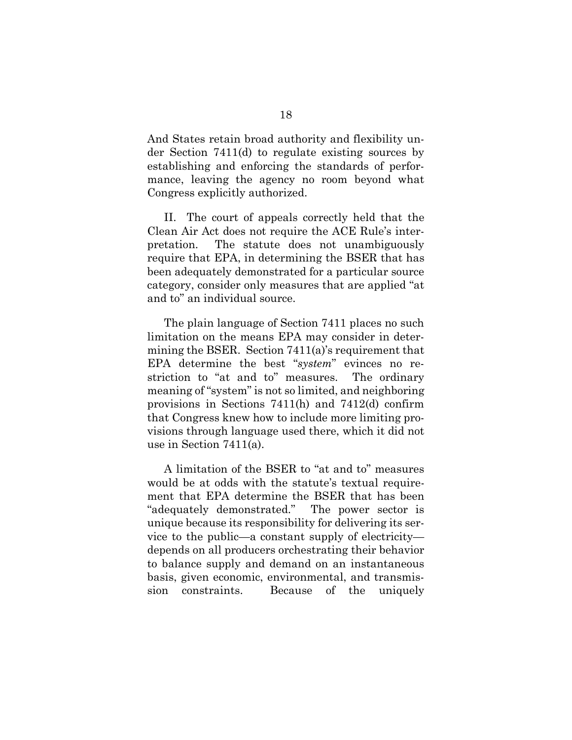And States retain broad authority and flexibility under Section 7411(d) to regulate existing sources by establishing and enforcing the standards of performance, leaving the agency no room beyond what Congress explicitly authorized.

II. The court of appeals correctly held that the Clean Air Act does not require the ACE Rule's interpretation. The statute does not unambiguously require that EPA, in determining the BSER that has been adequately demonstrated for a particular source category, consider only measures that are applied "at and to" an individual source.

The plain language of Section 7411 places no such limitation on the means EPA may consider in determining the BSER. Section 7411(a)'s requirement that EPA determine the best "*system*" evinces no restriction to "at and to" measures. The ordinary meaning of "system" is not so limited, and neighboring provisions in Sections 7411(h) and 7412(d) confirm that Congress knew how to include more limiting provisions through language used there, which it did not use in Section 7411(a).

A limitation of the BSER to "at and to" measures would be at odds with the statute's textual requirement that EPA determine the BSER that has been "adequately demonstrated." The power sector is unique because its responsibility for delivering its service to the public—a constant supply of electricity—depends on all producers orchestrating their behavior to balance supply and demand on an instantaneous basis, given economic, environmental, and transmission constraints. Because of the uniquely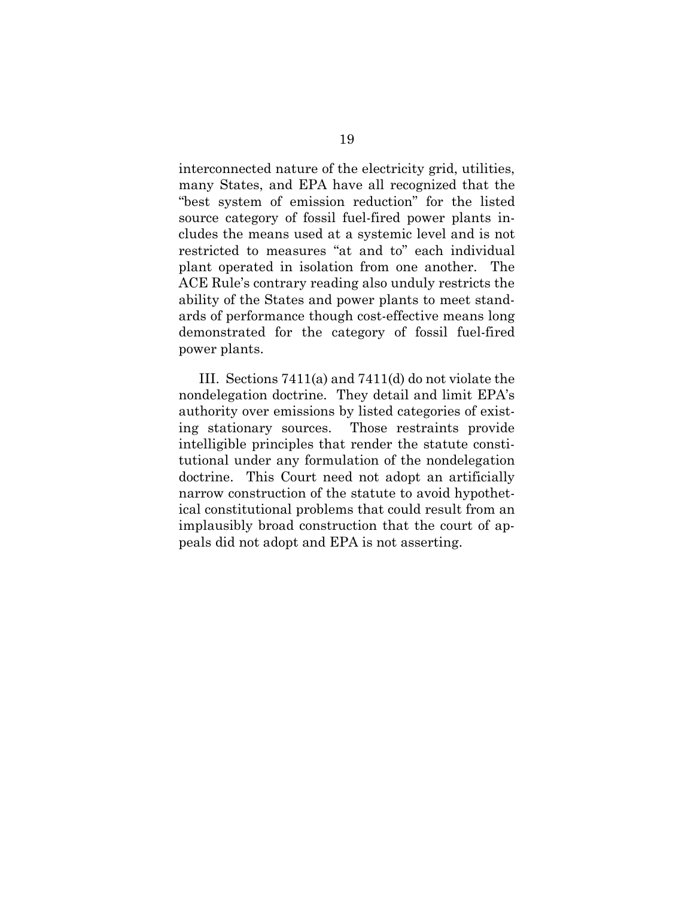interconnected nature of the electricity grid, utilities, many States, and EPA have all recognized that the "best system of emission reduction" for the listed source category of fossil fuel-fired power plants includes the means used at a systemic level and is not restricted to measures "at and to" each individual plant operated in isolation from one another. The ACE Rule's contrary reading also unduly restricts the ability of the States and power plants to meet standards of performance though cost-effective means long demonstrated for the category of fossil fuel-fired power plants.

III. Sections 7411(a) and 7411(d) do not violate the nondelegation doctrine. They detail and limit EPA's authority over emissions by listed categories of existing stationary sources. Those restraints provide intelligible principles that render the statute constitutional under any formulation of the nondelegation doctrine. This Court need not adopt an artificially narrow construction of the statute to avoid hypothetical constitutional problems that could result from an implausibly broad construction that the court of appeals did not adopt and EPA is not asserting.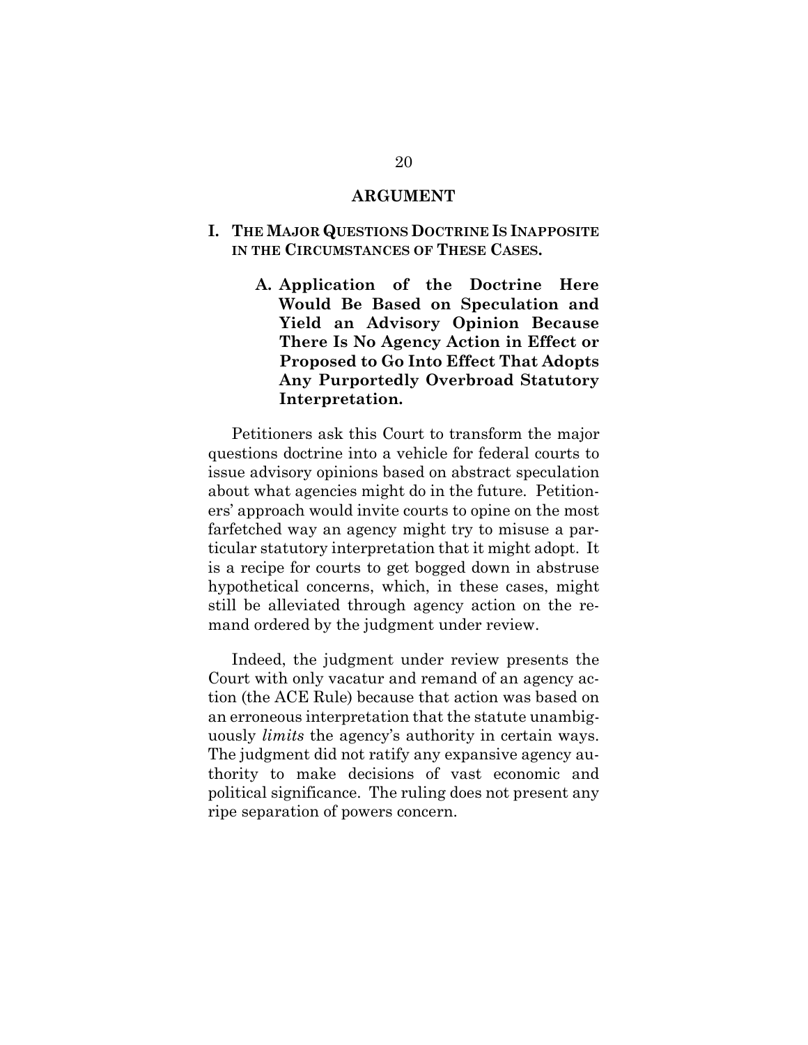## ARGUMENT

### I. THE MAJOR QUESTIONS DOCTRINE IS INAPPOSITE IN THE CIRCUMSTANCES OF THESE CASES.

#### A. Application of the Doctrine Here Would Be Based on Speculation and Yield an Advisory Opinion Because There Is No Agency Action in Effect or Proposed to Go Into Effect That Adopts Any Purportedly Overbroad Statutory Interpretation.

Petitioners ask this Court to transform the major questions doctrine into a vehicle for federal courts to issue advisory opinions based on abstract speculation about what agencies might do in the future. Petitioners' approach would invite courts to opine on the most farfetched way an agency might try to misuse a particular statutory interpretation that it might adopt. It is a recipe for courts to get bogged down in abstruse hypothetical concerns, which, in these cases, might still be alleviated through agency action on the remand ordered by the judgment under review.

Indeed, the judgment under review presents the Court with only vacatur and remand of an agency action (the ACE Rule) because that action was based on an erroneous interpretation that the statute unambiguously *limits* the agency's authority in certain ways. The judgment did not ratify any expansive agency authority to make decisions of vast economic and political significance. The ruling does not present any ripe separation of powers concern.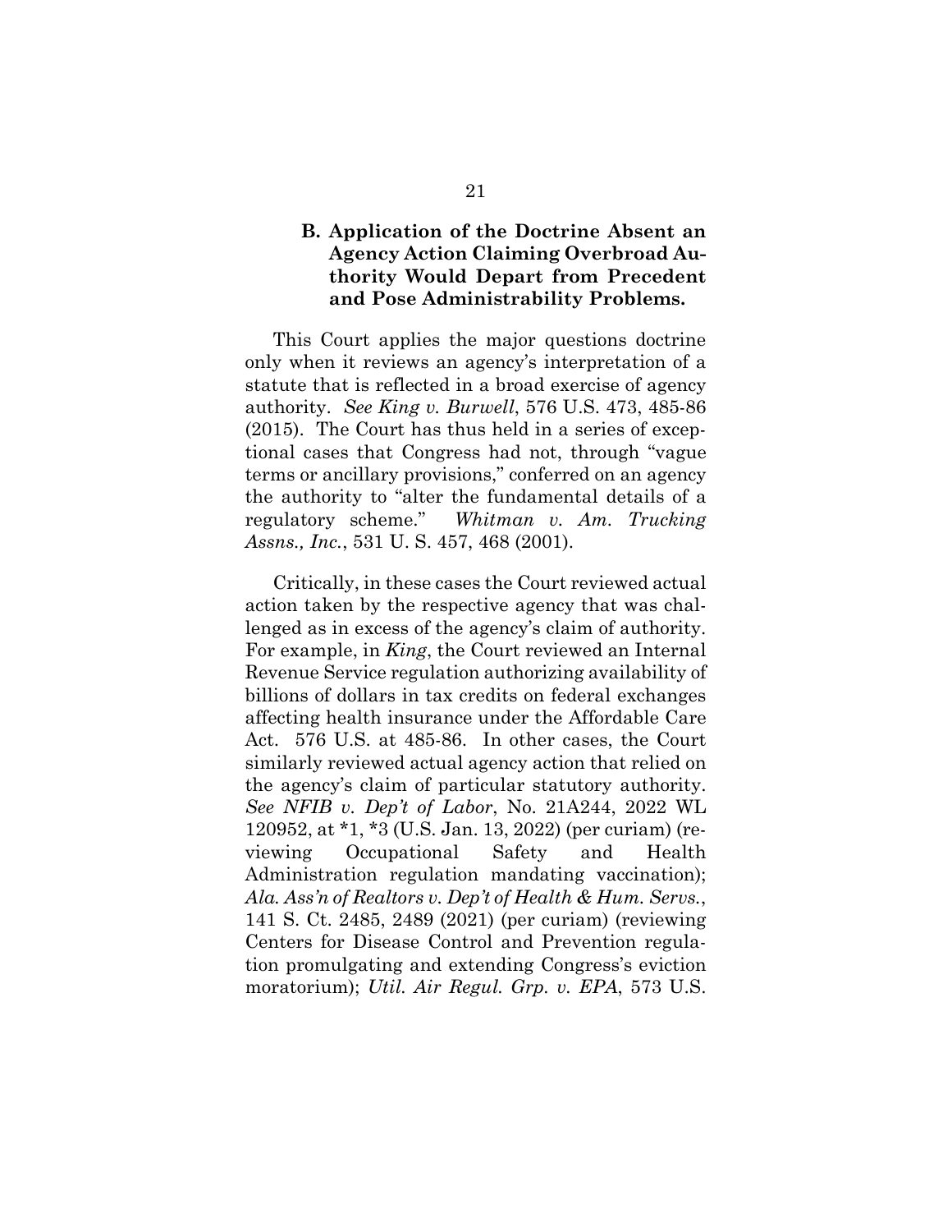### B. Application of the Doctrine Absent an Agency Action Claiming Overbroad Authority Would Depart from Precedent and Pose Administrability Problems.

This Court applies the major questions doctrine only when it reviews an agency's interpretation of a statute that is reflected in a broad exercise of agency authority. *See King v. Burwell*, 576 U.S. 473, 485-86 (2015). The Court has thus held in a series of exceptional cases that Congress had not, through "vague terms or ancillary provisions," conferred on an agency the authority to "alter the fundamental details of a regulatory scheme." *Whitman v. Am. Trucking Assns., Inc.*, 531 U. S. 457, 468 (2001).

Critically, in these cases the Court reviewed actual action taken by the respective agency that was challenged as in excess of the agency's claim of authority. For example, in *King*, the Court reviewed an Internal Revenue Service regulation authorizing availability of billions of dollars in tax credits on federal exchanges affecting health insurance under the Affordable Care Act. 576 U.S. at 485-86. In other cases, the Court similarly reviewed actual agency action that relied on the agency's claim of particular statutory authority. *See NFIB v. Dep't of Labor*, No. 21A244, 2022 WL 120952, at *1, *3 (U.S. Jan. 13, 2022) (per curiam) (reviewing Occupational Safety and Health Administration regulation mandating vaccination); *Ala. Ass'n of Realtors v. Dep't of Health & Hum. Servs.*, 141 S. Ct. 2485, 2489 (2021) (per curiam) (reviewing Centers for Disease Control and Prevention regulation promulgating and extending Congress's eviction moratorium); *Util. Air Regul. Grp. v. EPA*, 573 U.S.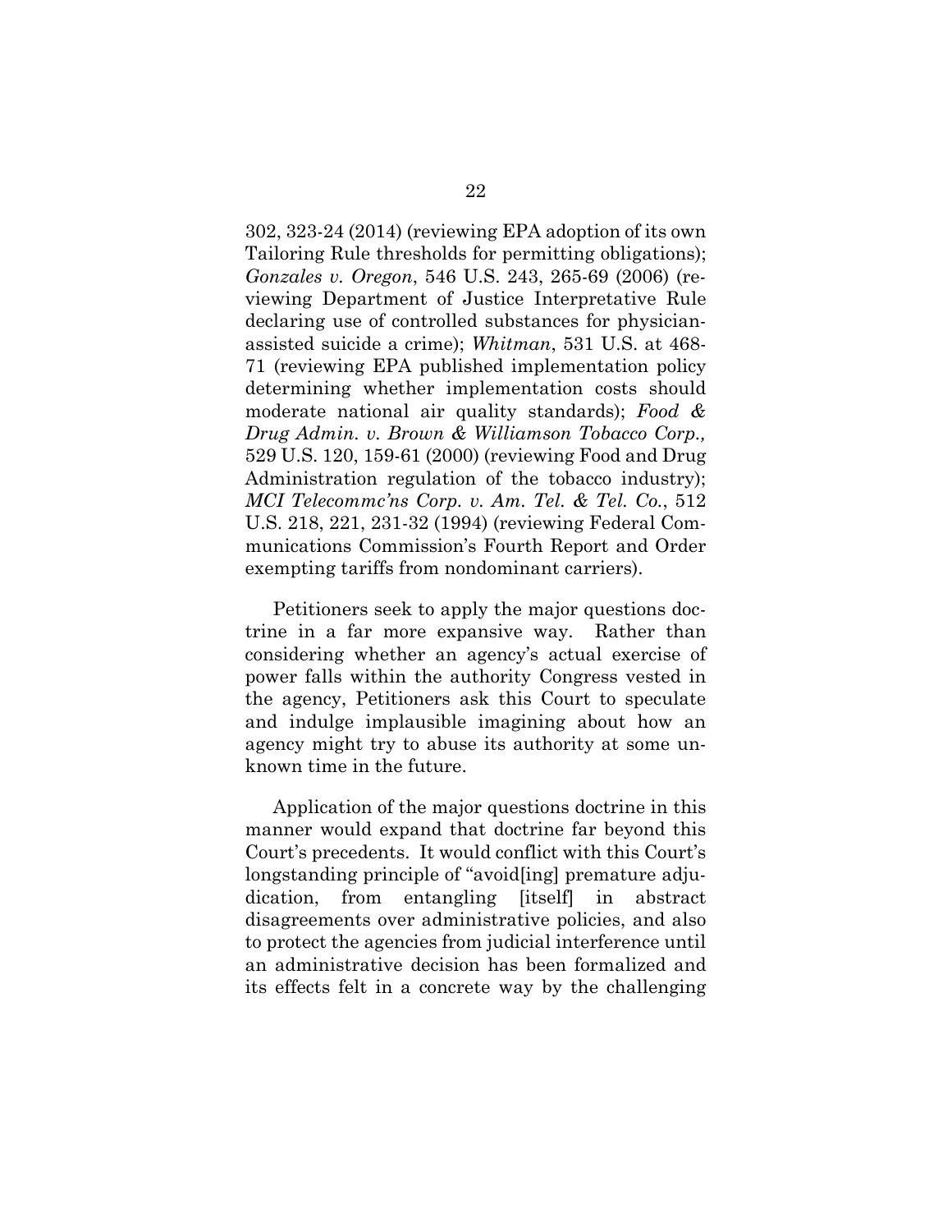302, 323-24 (2014) (reviewing EPA adoption of its own Tailoring Rule thresholds for permitting obligations); *Gonzales v. Oregon*, 546 U.S. 243, 265-69 (2006) (reviewing Department of Justice Interpretative Rule declaring use of controlled substances for physician-assisted suicide a crime); *Whitman*, 531 U.S. at 468-71 (reviewing EPA published implementation policy determining whether implementation costs should moderate national air quality standards); *Food & Drug Admin. v. Brown & Williamson Tobacco Corp.,* 529 U.S. 120, 159-61 (2000) (reviewing Food and Drug Administration regulation of the tobacco industry); *MCI Telecommc'ns Corp. v. Am. Tel. & Tel. Co.*, 512 U.S. 218, 221, 231-32 (1994) (reviewing Federal Communications Commission's Fourth Report and Order exempting tariffs from nondominant carriers).

Petitioners seek to apply the major questions doctrine in a far more expansive way. Rather than considering whether an agency's actual exercise of power falls within the authority Congress vested in the agency, Petitioners ask this Court to speculate and indulge implausible imagining about how an agency might try to abuse its authority at some unknown time in the future.

Application of the major questions doctrine in this manner would expand that doctrine far beyond this Court's precedents. It would conflict with this Court's longstanding principle of "avoid[ing] premature adjudication, from entangling [itself] in abstract disagreements over administrative policies, and also to protect the agencies from judicial interference until an administrative decision has been formalized and its effects felt in a concrete way by the challenging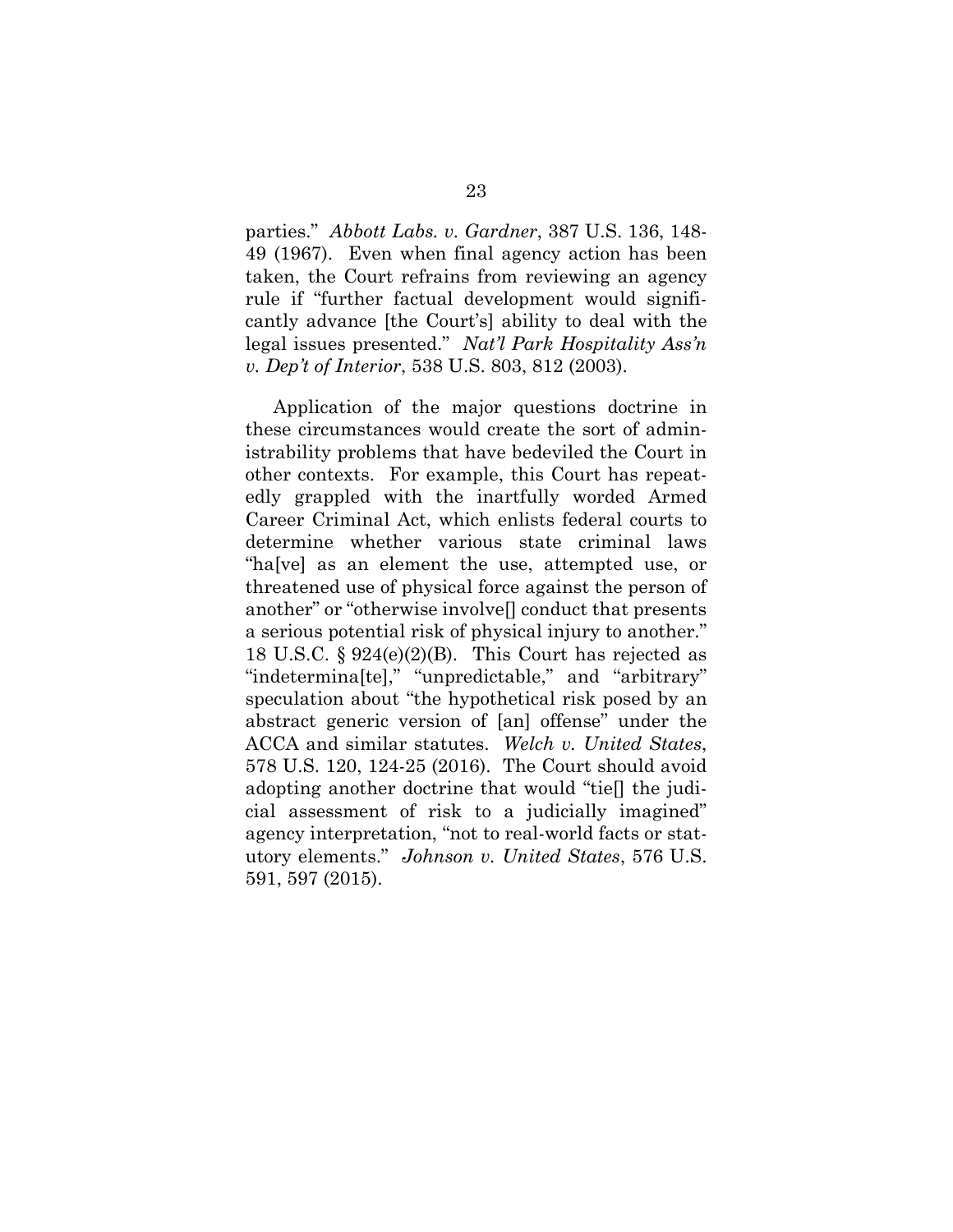parties." *Abbott Labs. v. Gardner*, 387 U.S. 136, 148-49 (1967). Even when final agency action has been taken, the Court refrains from reviewing an agency rule if "further factual development would significantly advance [the Court's] ability to deal with the legal issues presented." *Nat'l Park Hospitality Ass'n v. Dep't of Interior*, 538 U.S. 803, 812 (2003).

Application of the major questions doctrine in these circumstances would create the sort of administrability problems that have bedeviled the Court in other contexts. For example, this Court has repeatedly grappled with the inartfully worded Armed Career Criminal Act, which enlists federal courts to determine whether various state criminal laws "ha[ve] as an element the use, attempted use, or threatened use of physical force against the person of another" or "otherwise involve[] conduct that presents a serious potential risk of physical injury to another." 18 U.S.C. § 924(e)(2)(B). This Court has rejected as "indetermina[te]," "unpredictable," and "arbitrary" speculation about "the hypothetical risk posed by an abstract generic version of [an] offense" under the ACCA and similar statutes. *Welch v. United States*, 578 U.S. 120, 124-25 (2016). The Court should avoid adopting another doctrine that would "tie[] the judicial assessment of risk to a judicially imagined" agency interpretation, "not to real-world facts or statutory elements." *Johnson v. United States*, 576 U.S. 591, 597 (2015).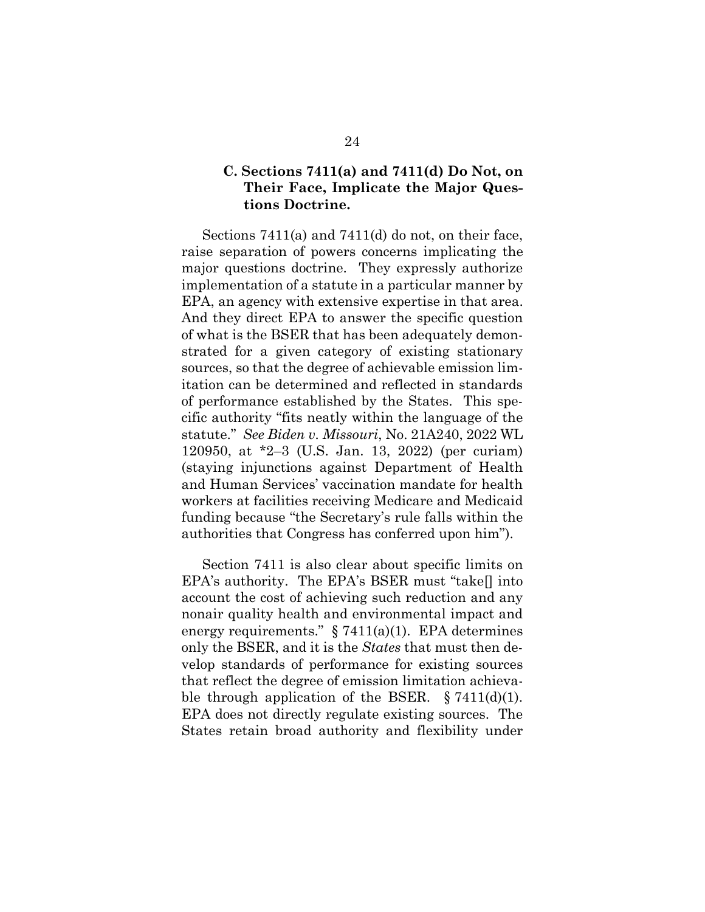### C. Sections 7411(a) and 7411(d) Do Not, on Their Face, Implicate the Major Questions Doctrine.

Sections 7411(a) and 7411(d) do not, on their face, raise separation of powers concerns implicating the major questions doctrine. They expressly authorize implementation of a statute in a particular manner by EPA, an agency with extensive expertise in that area. And they direct EPA to answer the specific question of what is the BSER that has been adequately demonstrated for a given category of existing stationary sources, so that the degree of achievable emission limitation can be determined and reflected in standards of performance established by the States. This specific authority "fits neatly within the language of the statute." *See Biden v. Missouri*, No. 21A240, 2022 WL 120950, at *2–3 (U.S. Jan. 13, 2022) (per curiam) (staying injunctions against Department of Health and Human Services' vaccination mandate for health workers at facilities receiving Medicare and Medicaid funding because "the Secretary's rule falls within the authorities that Congress has conferred upon him").

Section 7411 is also clear about specific limits on EPA's authority. The EPA's BSER must "take[] into account the cost of achieving such reduction and any nonair quality health and environmental impact and energy requirements." § 7411(a)(1). EPA determines only the BSER, and it is the *States* that must then develop standards of performance for existing sources that reflect the degree of emission limitation achievable through application of the BSER. § 7411(d)(1). EPA does not directly regulate existing sources. The States retain broad authority and flexibility under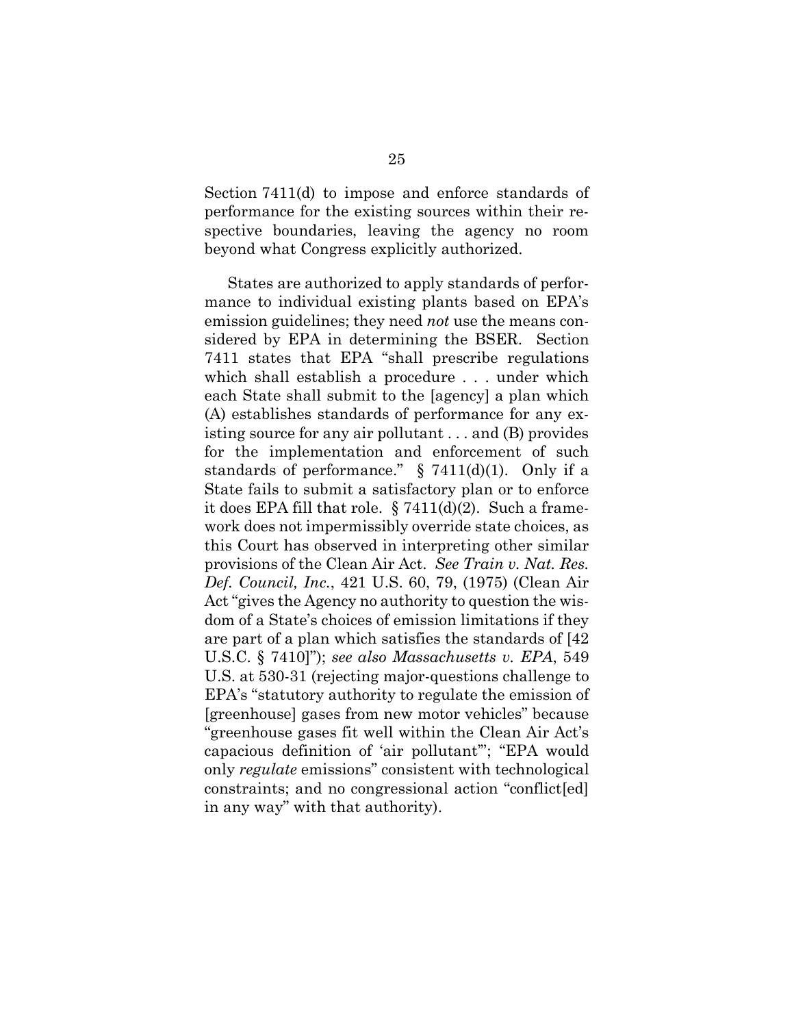Section 7411(d) to impose and enforce standards of performance for the existing sources within their respective boundaries, leaving the agency no room beyond what Congress explicitly authorized.

States are authorized to apply standards of performance to individual existing plants based on EPA's emission guidelines; they need *not* use the means considered by EPA in determining the BSER. Section 7411 states that EPA "shall prescribe regulations which shall establish a procedure . . . under which each State shall submit to the [agency] a plan which (A) establishes standards of performance for any existing source for any air pollutant . . . and (B) provides for the implementation and enforcement of such standards of performance." § 7411(d)(1). Only if a State fails to submit a satisfactory plan or to enforce it does EPA fill that role. § 7411(d)(2). Such a framework does not impermissibly override state choices, as this Court has observed in interpreting other similar provisions of the Clean Air Act. *See Train v. Nat. Res. Def. Council, Inc.*, 421 U.S. 60, 79, (1975) (Clean Air Act "gives the Agency no authority to question the wisdom of a State's choices of emission limitations if they are part of a plan which satisfies the standards of [42 U.S.C. § 7410]"); *see also Massachusetts v. EPA*, 549 U.S. at 530-31 (rejecting major-questions challenge to EPA's "statutory authority to regulate the emission of [greenhouse] gases from new motor vehicles" because "greenhouse gases fit well within the Clean Air Act's capacious definition of 'air pollutant'"; "EPA would only *regulate* emissions" consistent with technological constraints; and no congressional action "conflict[ed] in any way" with that authority).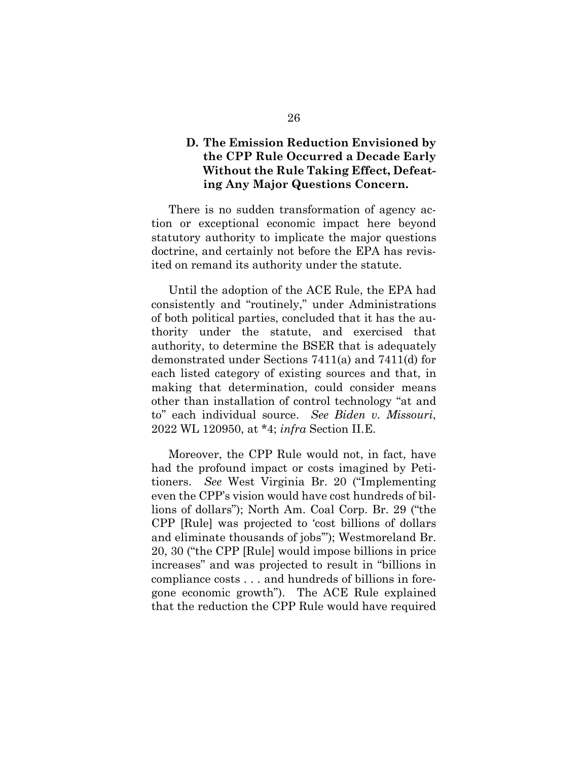### D. The Emission Reduction Envisioned by the CPP Rule Occurred a Decade Early Without the Rule Taking Effect, Defeating Any Major Questions Concern.

There is no sudden transformation of agency action or exceptional economic impact here beyond statutory authority to implicate the major questions doctrine, and certainly not before the EPA has revisited on remand its authority under the statute.

Until the adoption of the ACE Rule, the EPA had consistently and "routinely," under Administrations of both political parties, concluded that it has the authority under the statute, and exercised that authority, to determine the BSER that is adequately demonstrated under Sections 7411(a) and 7411(d) for each listed category of existing sources and that, in making that determination, could consider means other than installation of control technology "at and to" each individual source. *See Biden v. Missouri*, 2022 WL 120950, at *4; *infra* Section II.E.

Moreover, the CPP Rule would not, in fact, have had the profound impact or costs imagined by Petitioners. *See* West Virginia Br. 20 ("Implementing even the CPP's vision would have cost hundreds of billions of dollars"); North Am. Coal Corp. Br. 29 ("the CPP [Rule] was projected to 'cost billions of dollars and eliminate thousands of jobs'"); Westmoreland Br. 20, 30 ("the CPP [Rule] would impose billions in price increases" and was projected to result in "billions in compliance costs . . . and hundreds of billions in foregone economic growth"). The ACE Rule explained that the reduction the CPP Rule would have required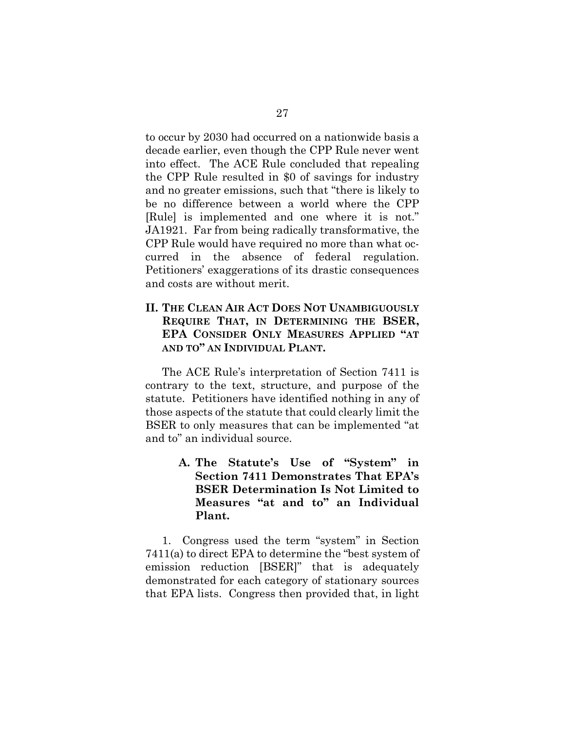to occur by 2030 had occurred on a nationwide basis a decade earlier, even though the CPP Rule never went into effect. The ACE Rule concluded that repealing the CPP Rule resulted in $0 of savings for industry and no greater emissions, such that "there is likely to be no difference between a world where the CPP [Rule] is implemented and one where it is not." JA1921. Far from being radically transformative, the CPP Rule would have required no more than what occurred in the absence of federal regulation. Petitioners' exaggerations of its drastic consequences and costs are without merit.

## II. THE CLEAN AIR ACT DOES NOT UNAMBIGUOUSLY REQUIRE THAT, IN DETERMINING THE BSER, EPA CONSIDER ONLY MEASURES APPLIED "AT AND TO" AN INDIVIDUAL PLANT.

The ACE Rule's interpretation of Section 7411 is contrary to the text, structure, and purpose of the statute. Petitioners have identified nothing in any of those aspects of the statute that could clearly limit the BSER to only measures that can be implemented "at and to" an individual source.

### A. The Statute's Use of "System" in Section 7411 Demonstrates That EPA's BSER Determination Is Not Limited to Measures "at and to" an Individual Plant.

1. Congress used the term "system" in Section 7411(a) to direct EPA to determine the "best system of emission reduction [BSER]" that is adequately demonstrated for each category of stationary sources that EPA lists. Congress then provided that, in light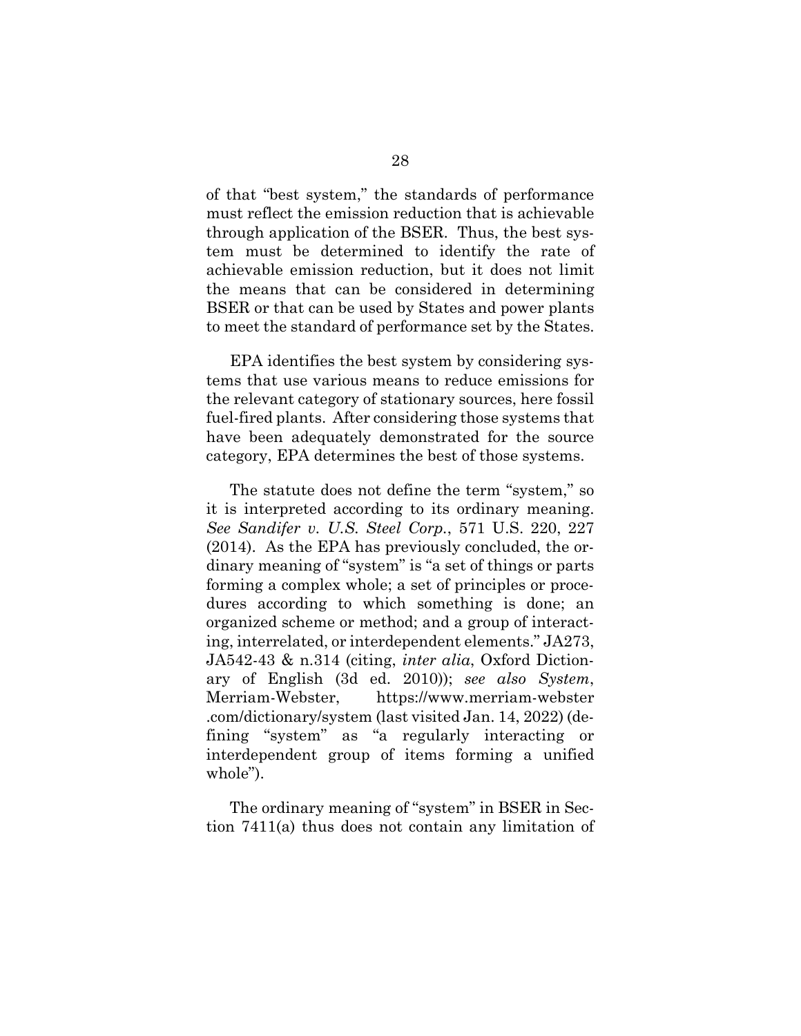of that "best system," the standards of performance must reflect the emission reduction that is achievable through application of the BSER. Thus, the best system must be determined to identify the rate of achievable emission reduction, but it does not limit the means that can be considered in determining BSER or that can be used by States and power plants to meet the standard of performance set by the States.

EPA identifies the best system by considering systems that use various means to reduce emissions for the relevant category of stationary sources, here fossil fuel-fired plants. After considering those systems that have been adequately demonstrated for the source category, EPA determines the best of those systems.

The statute does not define the term "system," so it is interpreted according to its ordinary meaning. *See Sandifer v. U.S. Steel Corp.*, 571 U.S. 220, 227 (2014). As the EPA has previously concluded, the ordinary meaning of "system" is "a set of things or parts forming a complex whole; a set of principles or procedures according to which something is done; an organized scheme or method; and a group of interacting, interrelated, or interdependent elements." JA273, JA542-43 & n.314 (citing, *inter alia*, Oxford Dictionary of English (3d ed. 2010)); *see also System*, Merriam-Webster, https://www.merriam-webster.com/dictionary/system (last visited Jan. 14, 2022) (defining "system" as "a regularly interacting or interdependent group of items forming a unified whole").

The ordinary meaning of "system" in BSER in Section 7411(a) thus does not contain any limitation of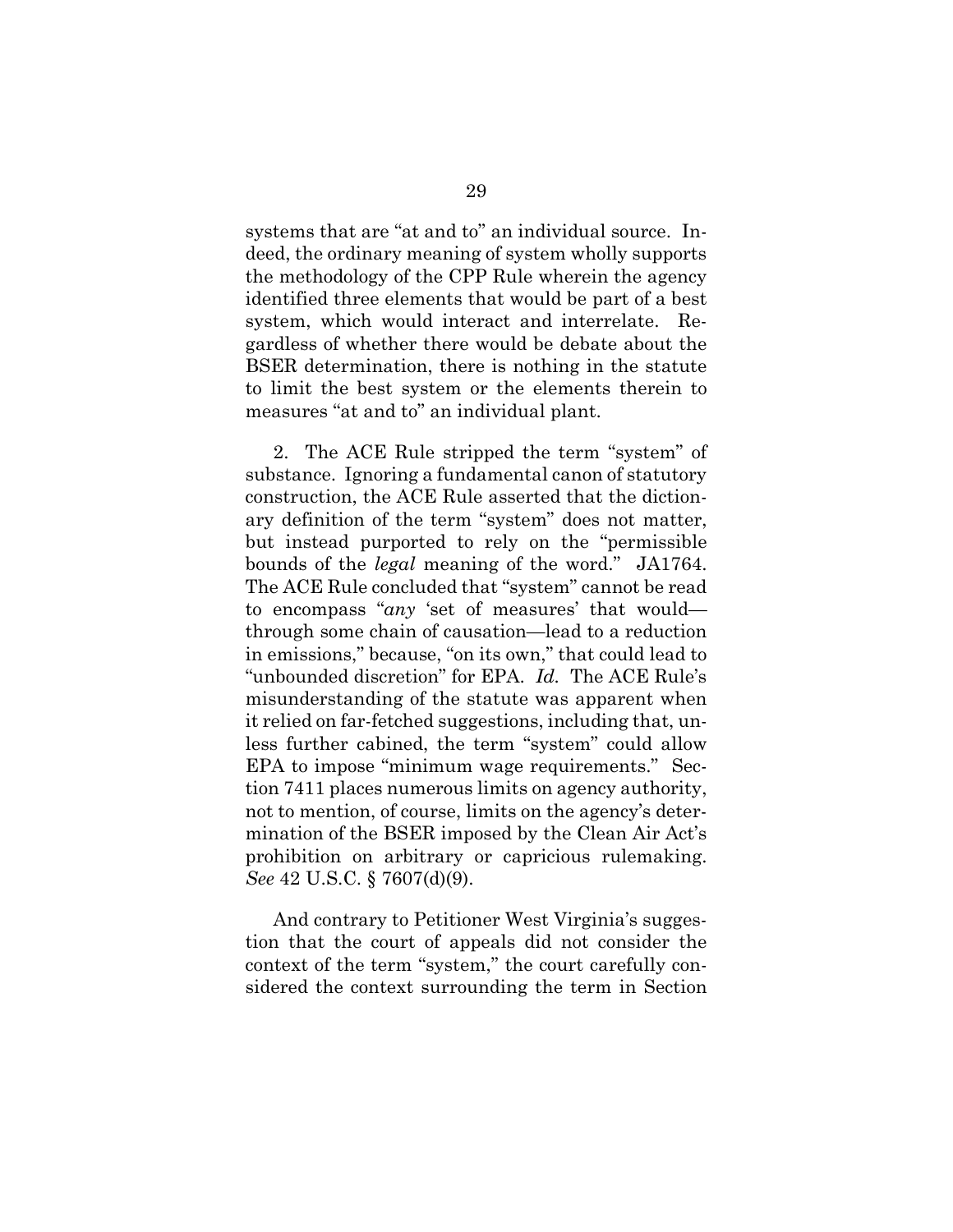systems that are "at and to" an individual source. Indeed, the ordinary meaning of system wholly supports the methodology of the CPP Rule wherein the agency identified three elements that would be part of a best system, which would interact and interrelate. Regardless of whether there would be debate about the BSER determination, there is nothing in the statute to limit the best system or the elements therein to measures "at and to" an individual plant.

2. The ACE Rule stripped the term "system" of substance. Ignoring a fundamental canon of statutory construction, the ACE Rule asserted that the dictionary definition of the term "system" does not matter, but instead purported to rely on the "permissible bounds of the *legal* meaning of the word." JA1764. The ACE Rule concluded that "system" cannot be read to encompass "*any* 'set of measures' that would—through some chain of causation—lead to a reduction in emissions," because, "on its own," that could lead to "unbounded discretion" for EPA. *Id.* The ACE Rule's misunderstanding of the statute was apparent when it relied on far-fetched suggestions, including that, unless further cabined, the term "system" could allow EPA to impose "minimum wage requirements." Section 7411 places numerous limits on agency authority, not to mention, of course, limits on the agency's determination of the BSER imposed by the Clean Air Act's prohibition on arbitrary or capricious rulemaking. *See* 42 U.S.C. § 7607(d)(9).

And contrary to Petitioner West Virginia's suggestion that the court of appeals did not consider the context of the term "system," the court carefully considered the context surrounding the term in Section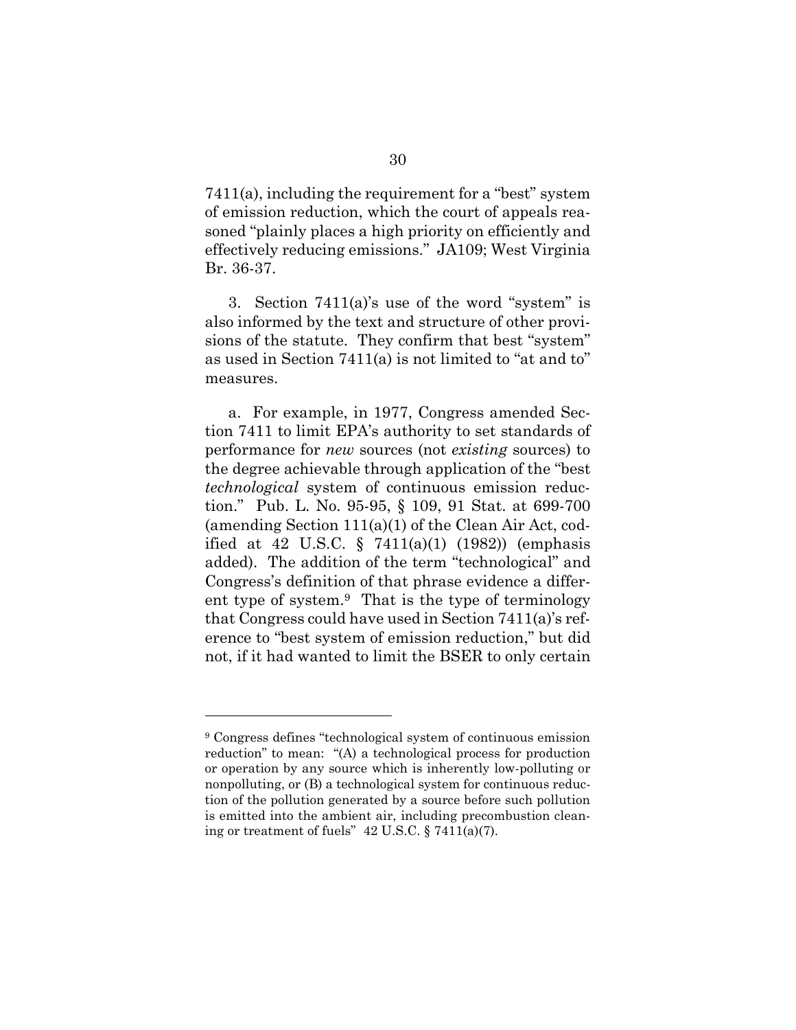7411(a), including the requirement for a "best" system of emission reduction, which the court of appeals reasoned "plainly places a high priority on efficiently and effectively reducing emissions." JA109; West Virginia Br. 36-37.

3. Section 7411(a)'s use of the word "system" is also informed by the text and structure of other provisions of the statute. They confirm that best "system" as used in Section 7411(a) is not limited to "at and to" measures.

a. For example, in 1977, Congress amended Section 7411 to limit EPA's authority to set standards of performance for *new* sources (not *existing* sources) to the degree achievable through application of the "best *technological* system of continuous emission reduction." Pub. L. No. 95-95, § 109, 91 Stat. at 699-700 (amending Section 111(a)(1) of the Clean Air Act, codified at 42 U.S.C. § 7411(a)(1) (1982)) (emphasis added). The addition of the term "technological" and Congress's definition of that phrase evidence a different type of system.[9] That is the type of terminology that Congress could have used in Section 7411(a)'s reference to "best system of emission reduction," but did not, if it had wanted to limit the BSER to only certain

---

[9] Congress defines "technological system of continuous emission reduction" to mean: "(A) a technological process for production or operation by any source which is inherently low-polluting or nonpolluting, or (B) a technological system for continuous reduction of the pollution generated by a source before such pollution is emitted into the ambient air, including precombustion cleaning or treatment of fuels" 42 U.S.C. § 7411(a)(7).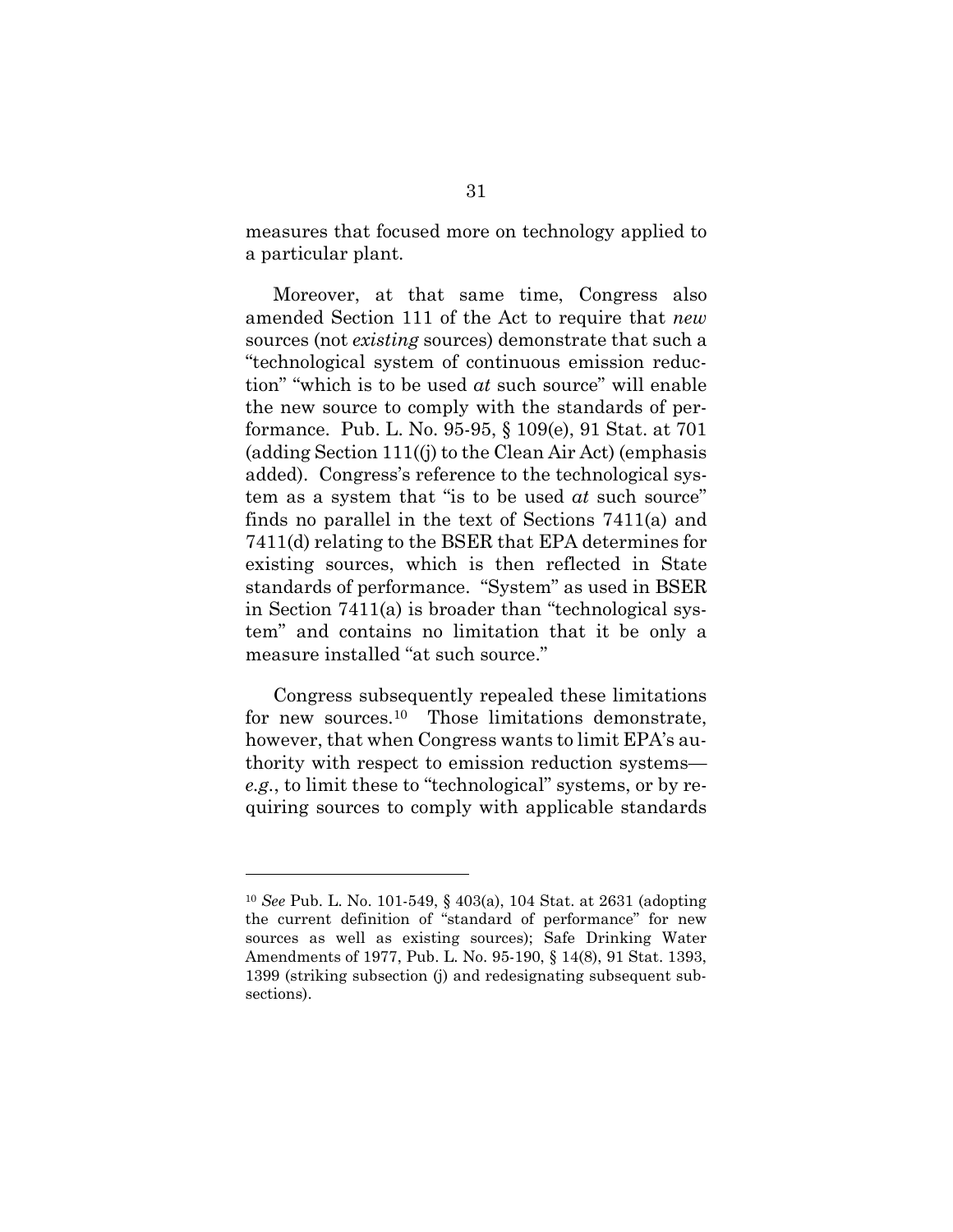measures that focused more on technology applied to a particular plant.

Moreover, at that same time, Congress also amended Section 111 of the Act to require that *new* sources (not *existing* sources) demonstrate that such a "technological system of continuous emission reduction" "which is to be used *at* such source" will enable the new source to comply with the standards of performance. Pub. L. No. 95-95, § 109(e), 91 Stat. at 701 (adding Section 111((j) to the Clean Air Act) (emphasis added). Congress's reference to the technological system as a system that "is to be used *at* such source" finds no parallel in the text of Sections 7411(a) and 7411(d) relating to the BSER that EPA determines for existing sources, which is then reflected in State standards of performance. "System" as used in BSER in Section 7411(a) is broader than "technological system" and contains no limitation that it be only a measure installed "at such source."

Congress subsequently repealed these limitations for new sources.[10] Those limitations demonstrate, however, that when Congress wants to limit EPA's authority with respect to emission reduction systems—*e.g.*, to limit these to "technological" systems, or by requiring sources to comply with applicable standards

---

[10] *See* Pub. L. No. 101-549, § 403(a), 104 Stat. at 2631 (adopting the current definition of "standard of performance" for new sources as well as existing sources); Safe Drinking Water Amendments of 1977, Pub. L. No. 95-190, § 14(8), 91 Stat. 1393, 1399 (striking subsection (j) and redesignating subsequent subsections).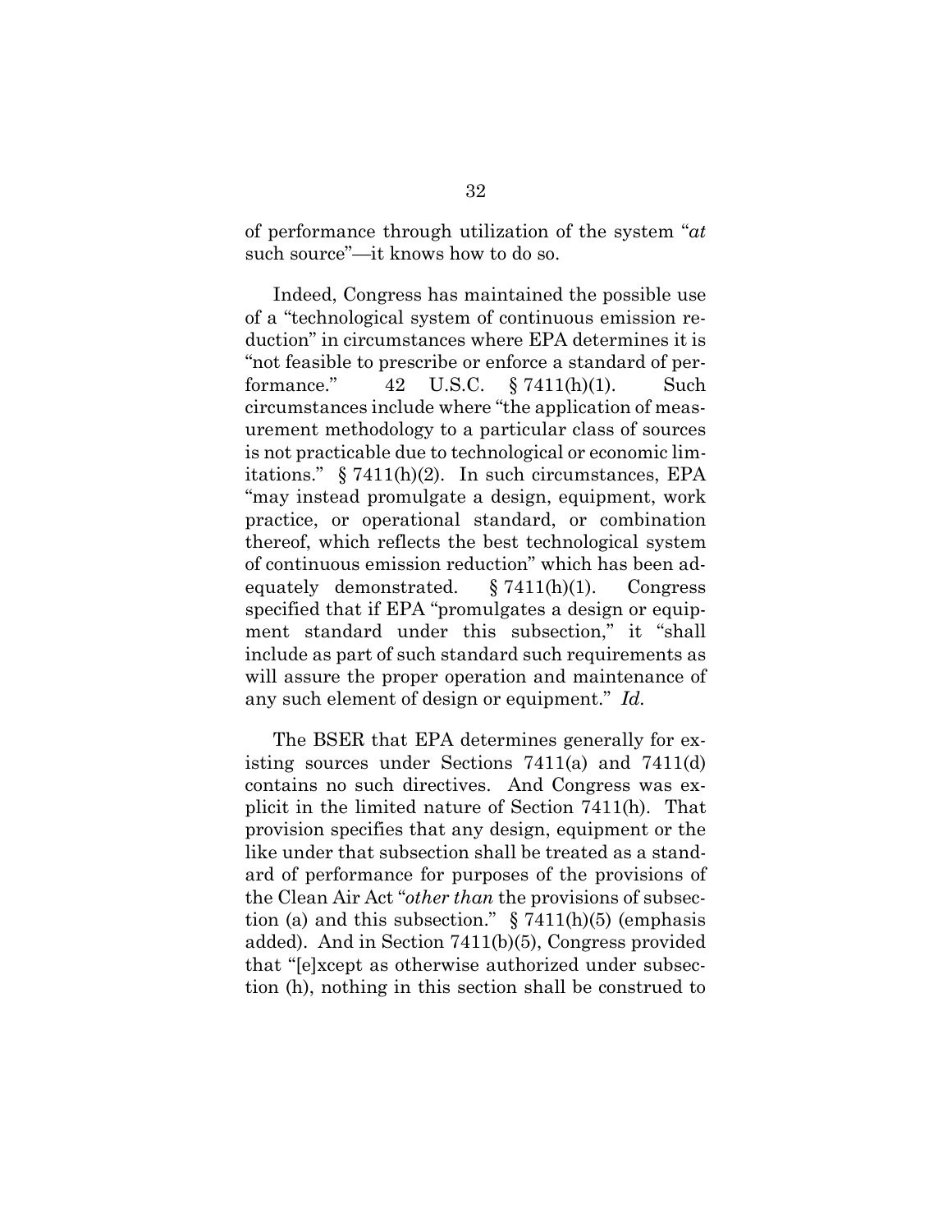of performance through utilization of the system "*at* such source"—it knows how to do so.

Indeed, Congress has maintained the possible use of a "technological system of continuous emission reduction" in circumstances where EPA determines it is "not feasible to prescribe or enforce a standard of performance." 42 U.S.C. § 7411(h)(1). Such circumstances include where "the application of measurement methodology to a particular class of sources is not practicable due to technological or economic limitations." § 7411(h)(2). In such circumstances, EPA "may instead promulgate a design, equipment, work practice, or operational standard, or combination thereof, which reflects the best technological system of continuous emission reduction" which has been adequately demonstrated. § 7411(h)(1). Congress specified that if EPA "promulgates a design or equipment standard under this subsection," it "shall include as part of such standard such requirements as will assure the proper operation and maintenance of any such element of design or equipment." *Id.*

The BSER that EPA determines generally for existing sources under Sections 7411(a) and 7411(d) contains no such directives. And Congress was explicit in the limited nature of Section 7411(h). That provision specifies that any design, equipment or the like under that subsection shall be treated as a standard of performance for purposes of the provisions of the Clean Air Act "*other than* the provisions of subsection (a) and this subsection." § 7411(h)(5) (emphasis added). And in Section 7411(b)(5), Congress provided that "[e]xcept as otherwise authorized under subsection (h), nothing in this section shall be construed to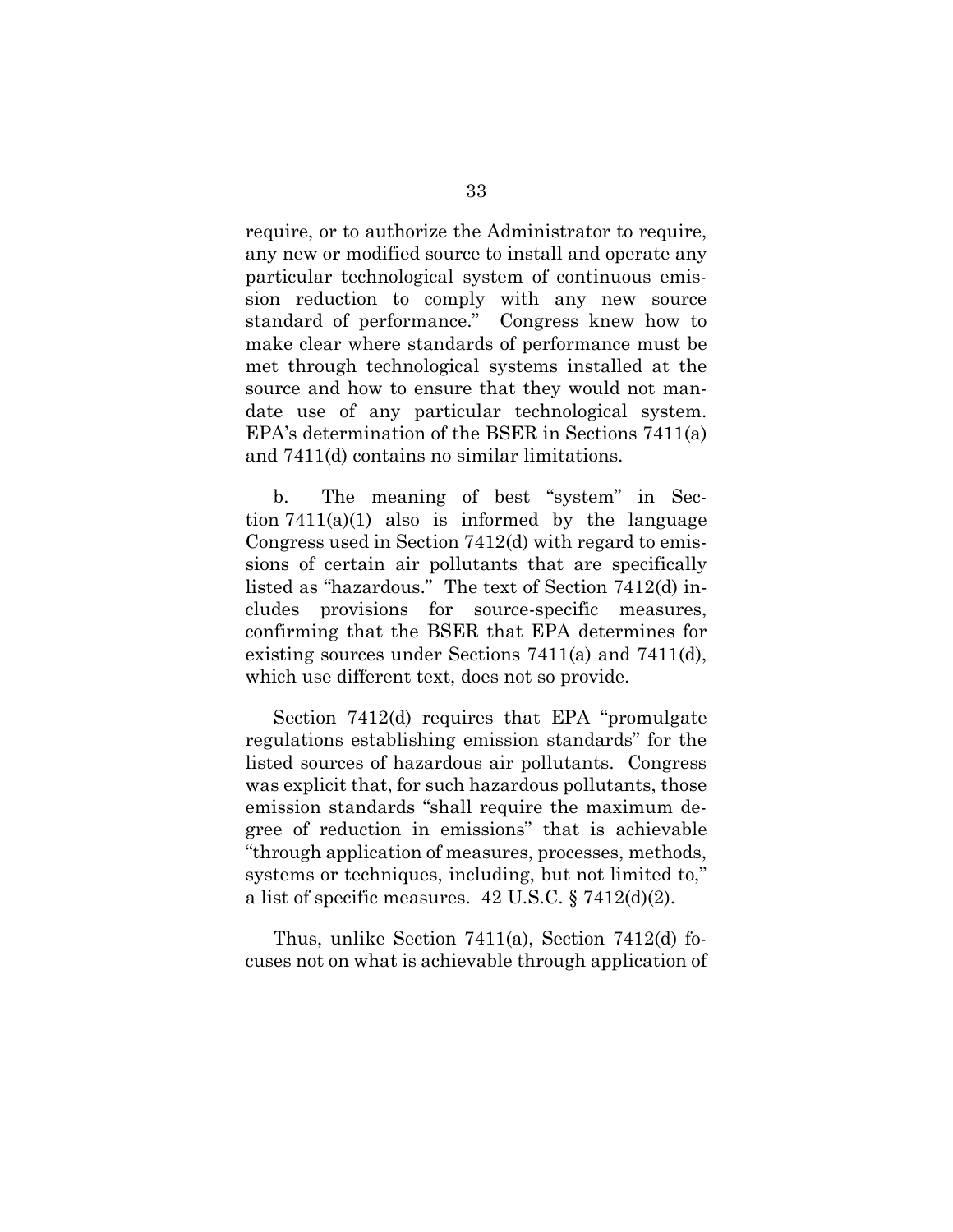require, or to authorize the Administrator to require, any new or modified source to install and operate any particular technological system of continuous emission reduction to comply with any new source standard of performance." Congress knew how to make clear where standards of performance must be met through technological systems installed at the source and how to ensure that they would not mandate use of any particular technological system. EPA's determination of the BSER in Sections 7411(a) and 7411(d) contains no similar limitations.

b. The meaning of best "system" in Section 7411(a)(1) also is informed by the language Congress used in Section 7412(d) with regard to emissions of certain air pollutants that are specifically listed as "hazardous." The text of Section 7412(d) includes provisions for source-specific measures, confirming that the BSER that EPA determines for existing sources under Sections 7411(a) and 7411(d), which use different text, does not so provide.

Section 7412(d) requires that EPA "promulgate regulations establishing emission standards" for the listed sources of hazardous air pollutants. Congress was explicit that, for such hazardous pollutants, those emission standards "shall require the maximum degree of reduction in emissions" that is achievable "through application of measures, processes, methods, systems or techniques, including, but not limited to," a list of specific measures. 42 U.S.C. § 7412(d)(2).

Thus, unlike Section 7411(a), Section 7412(d) focuses not on what is achievable through application of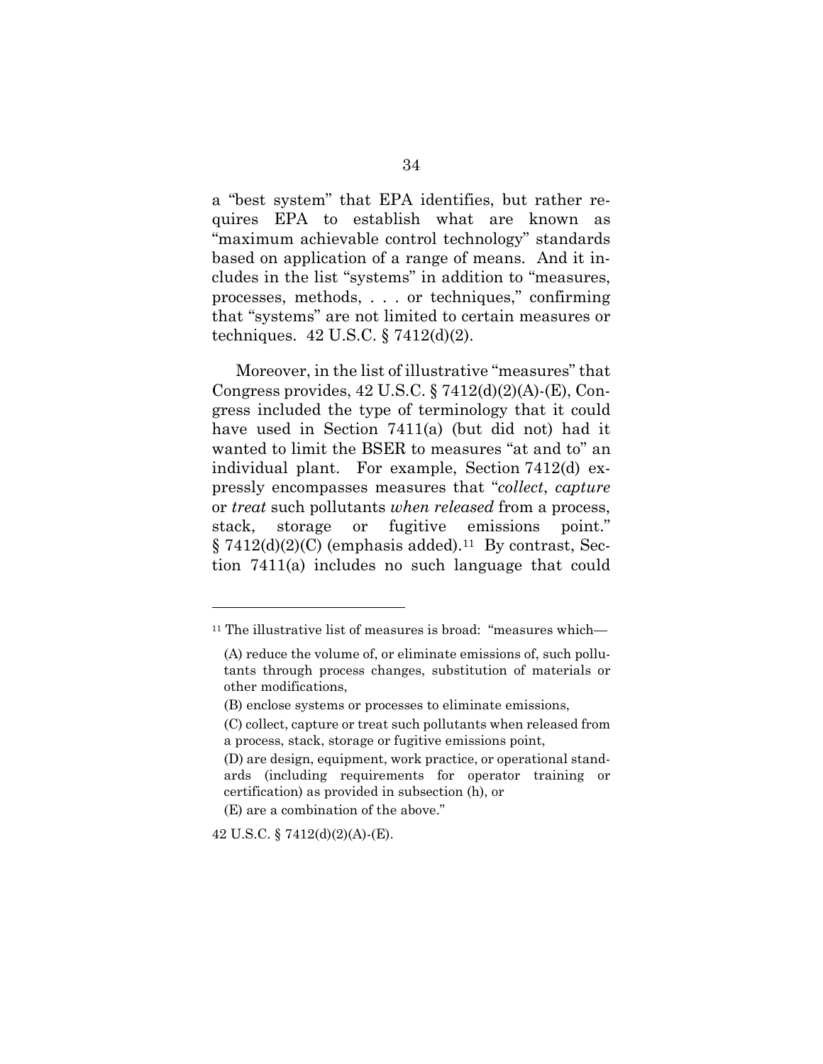a "best system" that EPA identifies, but rather requires EPA to establish what are known as "maximum achievable control technology" standards based on application of a range of means. And it includes in the list "systems" in addition to "measures, processes, methods, . . . or techniques," confirming that "systems" are not limited to certain measures or techniques. 42 U.S.C. § 7412(d)(2).

Moreover, in the list of illustrative "measures" that Congress provides, 42 U.S.C. § 7412(d)(2)(A)-(E), Congress included the type of terminology that it could have used in Section 7411(a) (but did not) had it wanted to limit the BSER to measures "at and to" an individual plant. For example, Section 7412(d) expressly encompasses measures that "*collect*, *capture* or *treat* such pollutants *when released* from a process, stack, storage or fugitive emissions point." § 7412(d)(2)(C) (emphasis added).[11] By contrast, Section 7411(a) includes no such language that could

---

[11] The illustrative list of measures is broad: "measures which—

> (A) reduce the volume of, or eliminate emissions of, such pollutants through process changes, substitution of materials or other modifications,
>
> (B) enclose systems or processes to eliminate emissions,
>
> (C) collect, capture or treat such pollutants when released from a process, stack, storage or fugitive emissions point,
>
> (D) are design, equipment, work practice, or operational standards (including requirements for operator training or certification) as provided in subsection (h), or
>
> (E) are a combination of the above."

42 U.S.C. § 7412(d)(2)(A)-(E).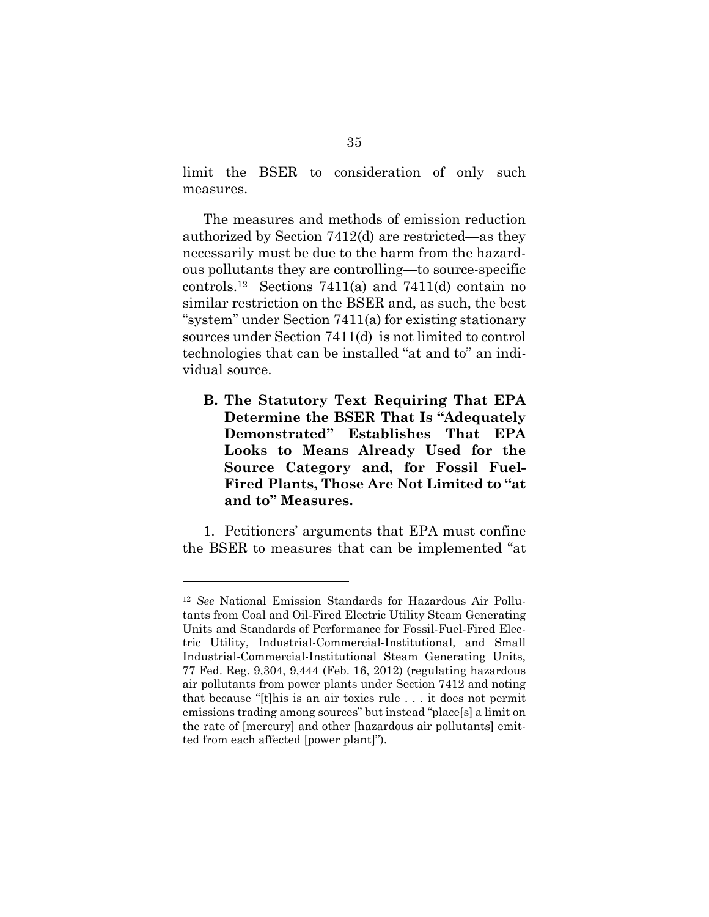limit the BSER to consideration of only such measures.

The measures and methods of emission reduction authorized by Section 7412(d) are restricted—as they necessarily must be due to the harm from the hazardous pollutants they are controlling—to source-specific controls.[12] Sections 7411(a) and 7411(d) contain no similar restriction on the BSER and, as such, the best "system" under Section 7411(a) for existing stationary sources under Section 7411(d) is not limited to control technologies that can be installed "at and to" an individual source.

**B. The Statutory Text Requiring That EPA Determine the BSER That Is "Adequately Demonstrated" Establishes That EPA Looks to Means Already Used for the Source Category and, for Fossil Fuel-Fired Plants, Those Are Not Limited to "at and to" Measures.**

1. Petitioners' arguments that EPA must confine the BSER to measures that can be implemented "at

---

[12] *See* National Emission Standards for Hazardous Air Pollutants from Coal and Oil-Fired Electric Utility Steam Generating Units and Standards of Performance for Fossil-Fuel-Fired Electric Utility, Industrial-Commercial-Institutional, and Small Industrial-Commercial-Institutional Steam Generating Units, 77 Fed. Reg. 9,304, 9,444 (Feb. 16, 2012) (regulating hazardous air pollutants from power plants under Section 7412 and noting that because "[t]his is an air toxics rule . . . it does not permit emissions trading among sources" but instead "place[s] a limit on the rate of [mercury] and other [hazardous air pollutants] emitted from each affected [power plant]").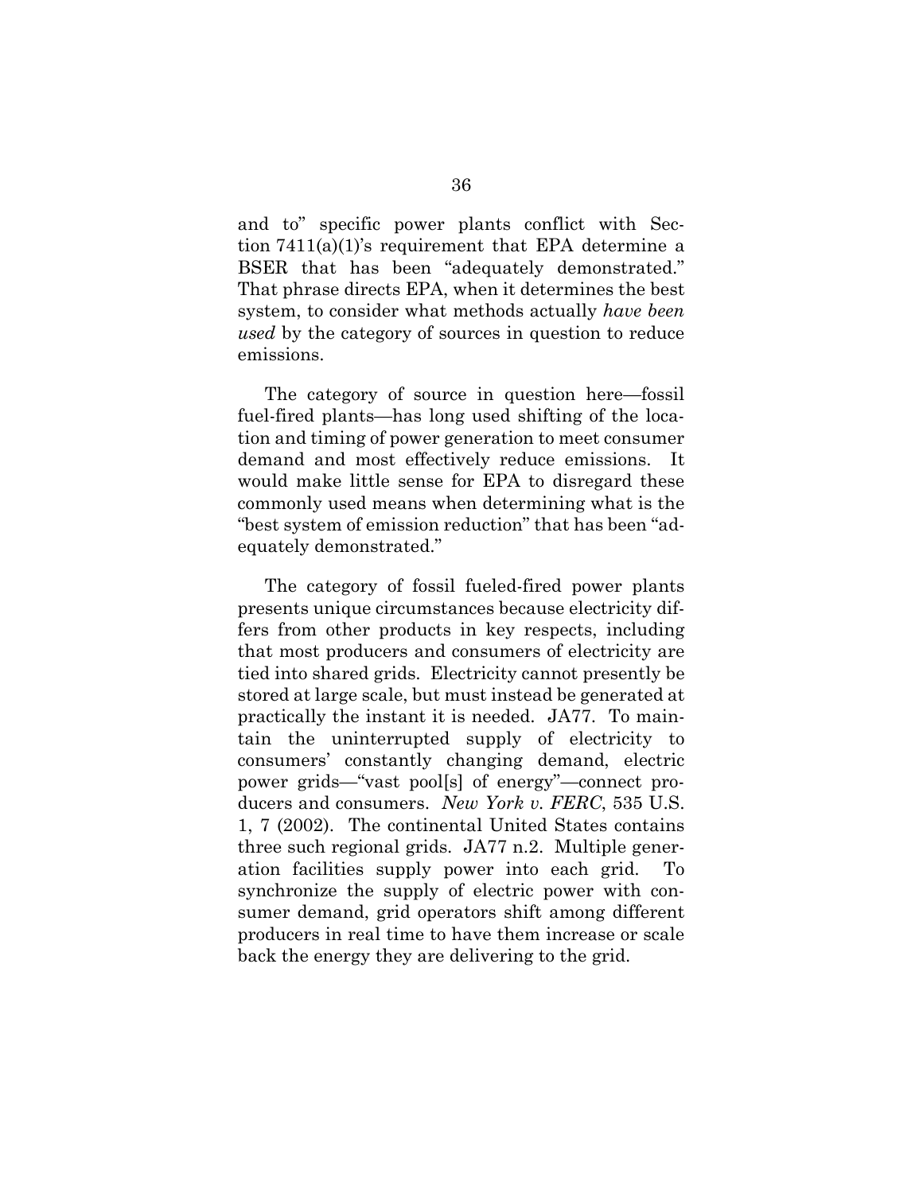and to" specific power plants conflict with Section 7411(a)(1)'s requirement that EPA determine a BSER that has been "adequately demonstrated." That phrase directs EPA, when it determines the best system, to consider what methods actually *have been used* by the category of sources in question to reduce emissions.

The category of source in question here—fossil fuel-fired plants—has long used shifting of the location and timing of power generation to meet consumer demand and most effectively reduce emissions. It would make little sense for EPA to disregard these commonly used means when determining what is the "best system of emission reduction" that has been "adequately demonstrated."

The category of fossil fueled-fired power plants presents unique circumstances because electricity differs from other products in key respects, including that most producers and consumers of electricity are tied into shared grids. Electricity cannot presently be stored at large scale, but must instead be generated at practically the instant it is needed. JA77. To maintain the uninterrupted supply of electricity to consumers' constantly changing demand, electric power grids—"vast pool[s] of energy"—connect producers and consumers. *New York v. FERC*, 535 U.S. 1, 7 (2002). The continental United States contains three such regional grids. JA77 n.2. Multiple generation facilities supply power into each grid. To synchronize the supply of electric power with consumer demand, grid operators shift among different producers in real time to have them increase or scale back the energy they are delivering to the grid.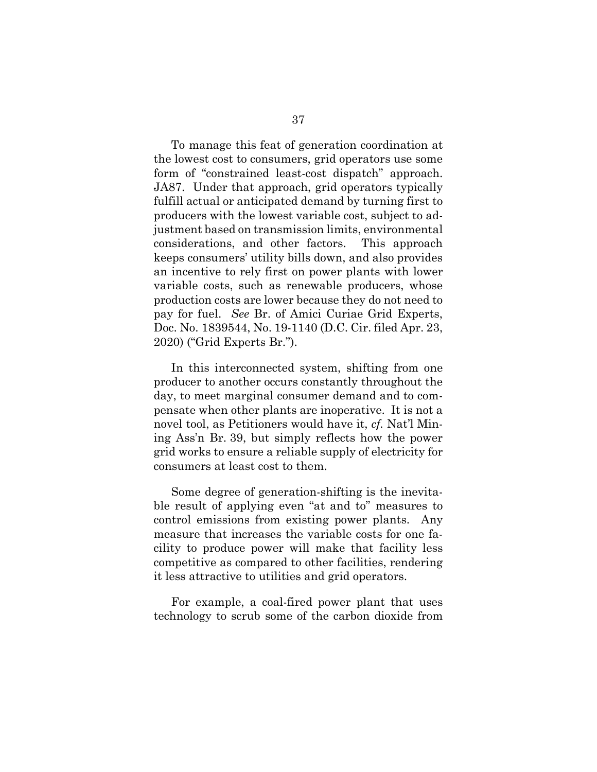To manage this feat of generation coordination at the lowest cost to consumers, grid operators use some form of "constrained least-cost dispatch" approach. JA87. Under that approach, grid operators typically fulfill actual or anticipated demand by turning first to producers with the lowest variable cost, subject to adjustment based on transmission limits, environmental considerations, and other factors. This approach keeps consumers' utility bills down, and also provides an incentive to rely first on power plants with lower variable costs, such as renewable producers, whose production costs are lower because they do not need to pay for fuel. *See* Br. of Amici Curiae Grid Experts, Doc. No. 1839544, No. 19-1140 (D.C. Cir. filed Apr. 23, 2020) ("Grid Experts Br.").

In this interconnected system, shifting from one producer to another occurs constantly throughout the day, to meet marginal consumer demand and to compensate when other plants are inoperative. It is not a novel tool, as Petitioners would have it, *cf.* Nat'l Mining Ass'n Br. 39, but simply reflects how the power grid works to ensure a reliable supply of electricity for consumers at least cost to them.

Some degree of generation-shifting is the inevitable result of applying even "at and to" measures to control emissions from existing power plants. Any measure that increases the variable costs for one facility to produce power will make that facility less competitive as compared to other facilities, rendering it less attractive to utilities and grid operators.

For example, a coal-fired power plant that uses technology to scrub some of the carbon dioxide from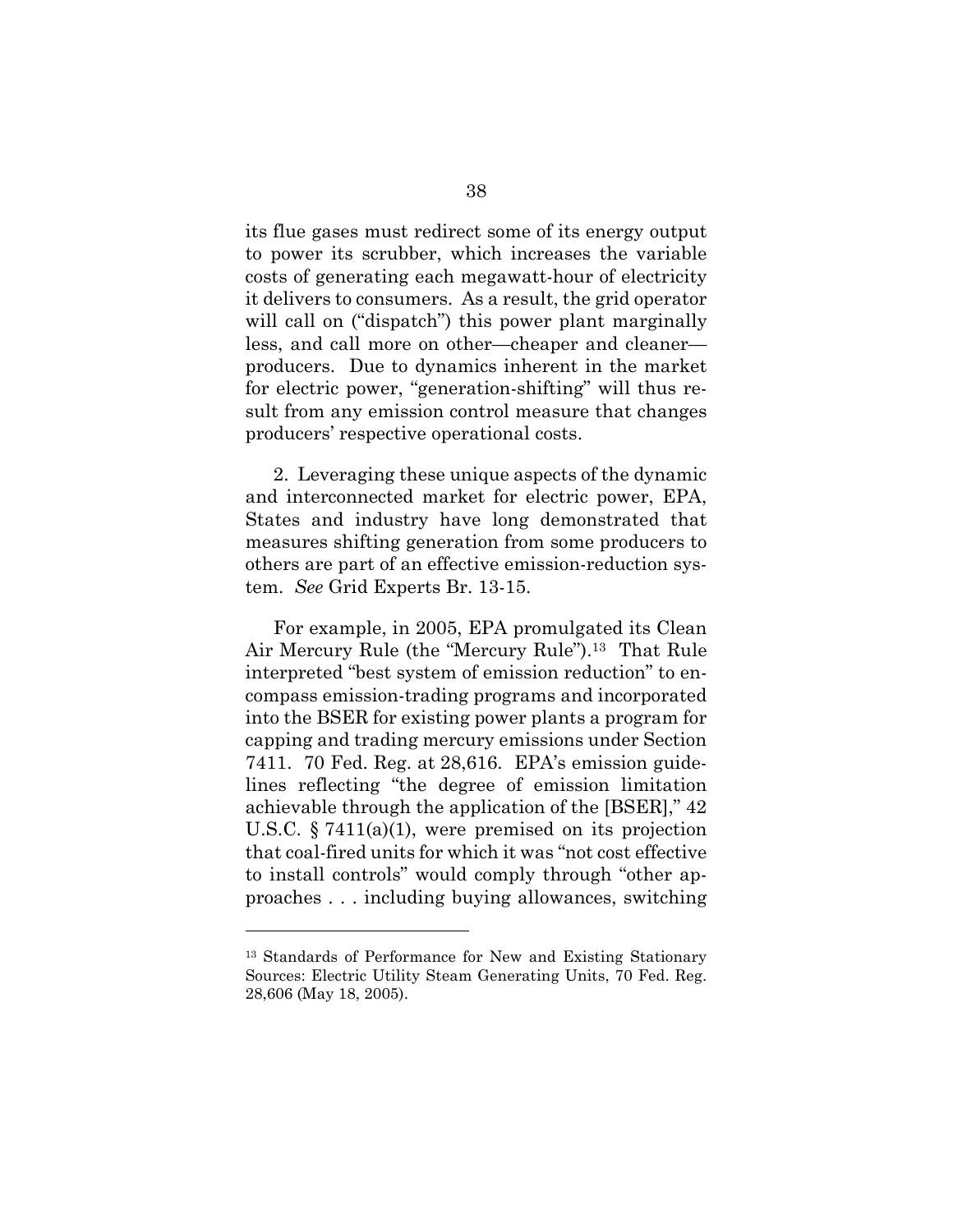its flue gases must redirect some of its energy output to power its scrubber, which increases the variable costs of generating each megawatt-hour of electricity it delivers to consumers. As a result, the grid operator will call on ("dispatch") this power plant marginally less, and call more on other—cheaper and cleaner—producers. Due to dynamics inherent in the market for electric power, "generation-shifting" will thus result from any emission control measure that changes producers' respective operational costs.

2. Leveraging these unique aspects of the dynamic and interconnected market for electric power, EPA, States and industry have long demonstrated that measures shifting generation from some producers to others are part of an effective emission-reduction system. *See* Grid Experts Br. 13-15.

For example, in 2005, EPA promulgated its Clean Air Mercury Rule (the "Mercury Rule").[13] That Rule interpreted "best system of emission reduction" to encompass emission-trading programs and incorporated into the BSER for existing power plants a program for capping and trading mercury emissions under Section 7411. 70 Fed. Reg. at 28,616. EPA's emission guidelines reflecting "the degree of emission limitation achievable through the application of the [BSER]," 42 U.S.C. § 7411(a)(1), were premised on its projection that coal-fired units for which it was "not cost effective to install controls" would comply through "other approaches . . . including buying allowances, switching

---

[13] Standards of Performance for New and Existing Stationary Sources: Electric Utility Steam Generating Units, 70 Fed. Reg. 28,606 (May 18, 2005).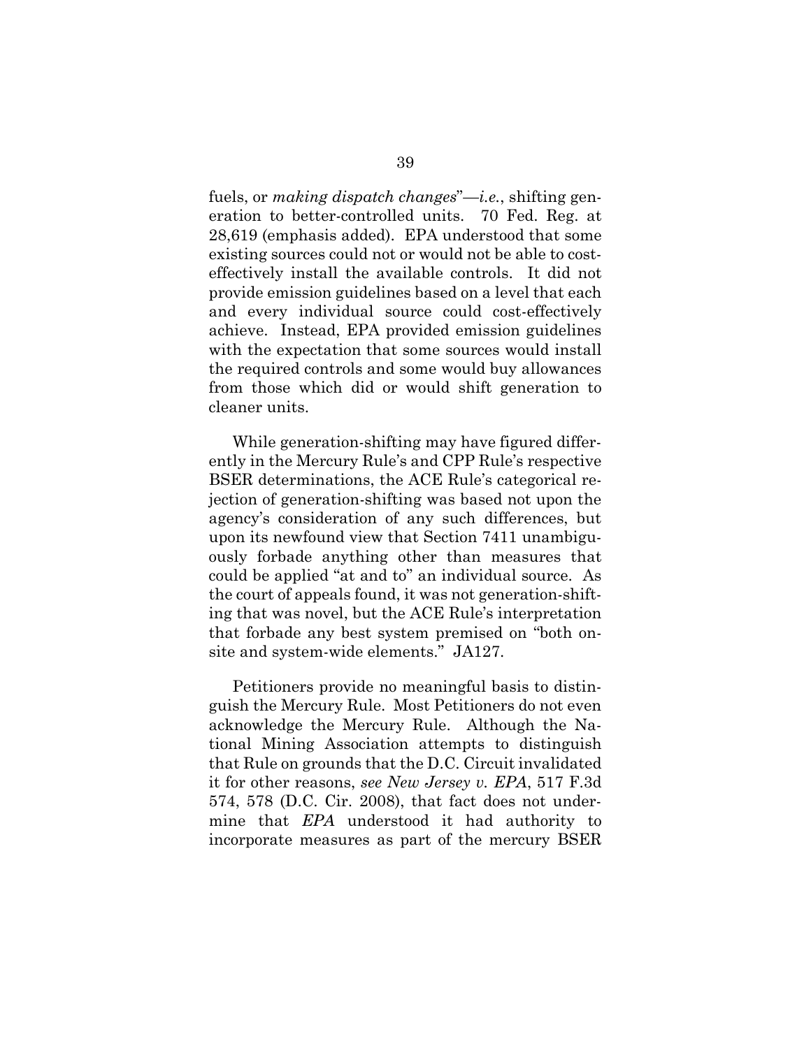fuels, or *making dispatch changes*"—*i.e.*, shifting generation to better-controlled units. 70 Fed. Reg. at 28,619 (emphasis added). EPA understood that some existing sources could not or would not be able to cost-effectively install the available controls. It did not provide emission guidelines based on a level that each and every individual source could cost-effectively achieve. Instead, EPA provided emission guidelines with the expectation that some sources would install the required controls and some would buy allowances from those which did or would shift generation to cleaner units.

While generation-shifting may have figured differently in the Mercury Rule's and CPP Rule's respective BSER determinations, the ACE Rule's categorical rejection of generation-shifting was based not upon the agency's consideration of any such differences, but upon its newfound view that Section 7411 unambiguously forbade anything other than measures that could be applied "at and to" an individual source. As the court of appeals found, it was not generation-shifting that was novel, but the ACE Rule's interpretation that forbade any best system premised on "both on-site and system-wide elements." JA127.

Petitioners provide no meaningful basis to distinguish the Mercury Rule. Most Petitioners do not even acknowledge the Mercury Rule. Although the National Mining Association attempts to distinguish that Rule on grounds that the D.C. Circuit invalidated it for other reasons, *see New Jersey v. EPA*, 517 F.3d 574, 578 (D.C. Cir. 2008), that fact does not undermine that *EPA* understood it had authority to incorporate measures as part of the mercury BSER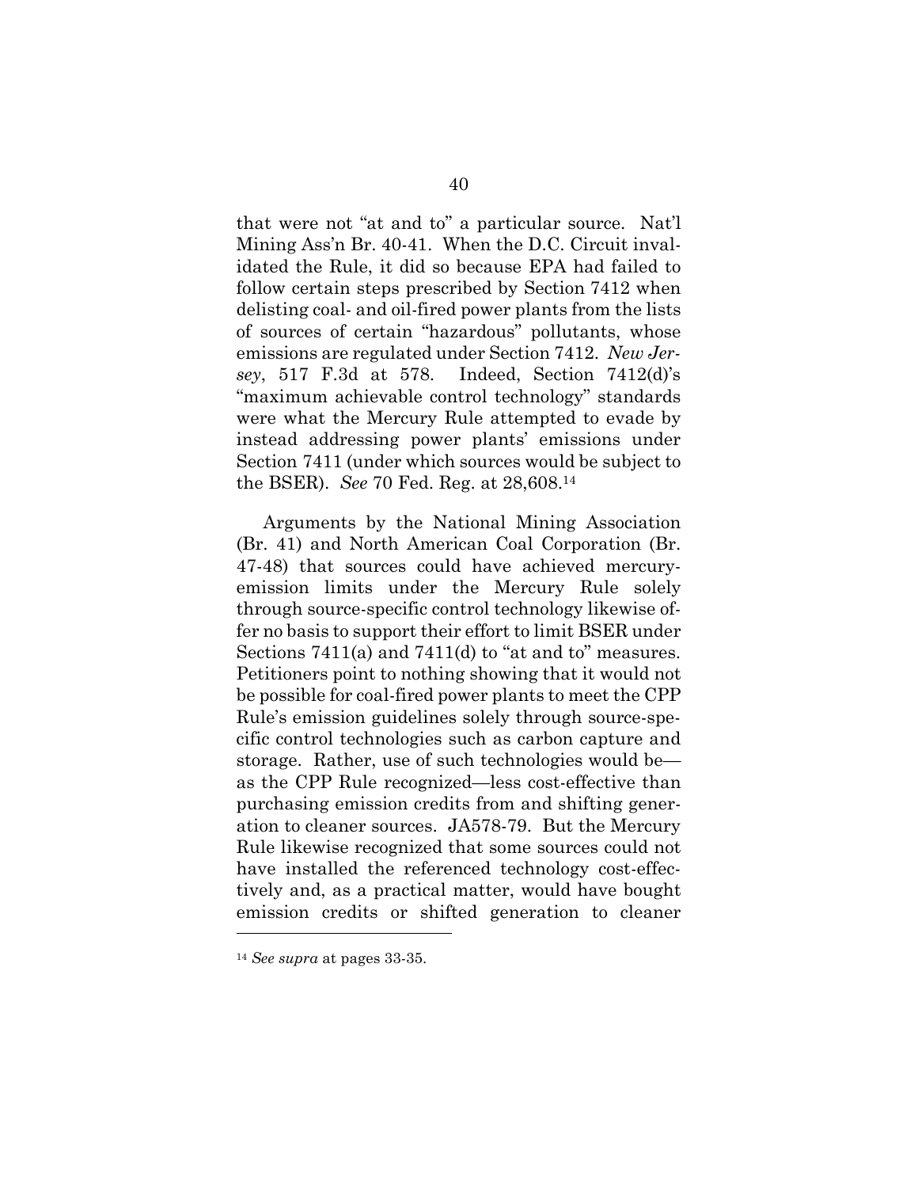that were not "at and to" a particular source. Nat'l Mining Ass'n Br. 40-41. When the D.C. Circuit invalidated the Rule, it did so because EPA had failed to follow certain steps prescribed by Section 7412 when delisting coal- and oil-fired power plants from the lists of sources of certain "hazardous" pollutants, whose emissions are regulated under Section 7412. *New Jersey*, 517 F.3d at 578. Indeed, Section 7412(d)'s "maximum achievable control technology" standards were what the Mercury Rule attempted to evade by instead addressing power plants' emissions under Section 7411 (under which sources would be subject to the BSER). *See* 70 Fed. Reg. at 28,608.[14]

Arguments by the National Mining Association (Br. 41) and North American Coal Corporation (Br. 47-48) that sources could have achieved mercury-emission limits under the Mercury Rule solely through source-specific control technology likewise offer no basis to support their effort to limit BSER under Sections 7411(a) and 7411(d) to "at and to" measures. Petitioners point to nothing showing that it would not be possible for coal-fired power plants to meet the CPP Rule's emission guidelines solely through source-specific control technologies such as carbon capture and storage. Rather, use of such technologies would be—as the CPP Rule recognized—less cost-effective than purchasing emission credits from and shifting generation to cleaner sources. JA578-79. But the Mercury Rule likewise recognized that some sources could not have installed the referenced technology cost-effectively and, as a practical matter, would have bought emission credits or shifted generation to cleaner

---

[14] *See supra* at pages 33-35.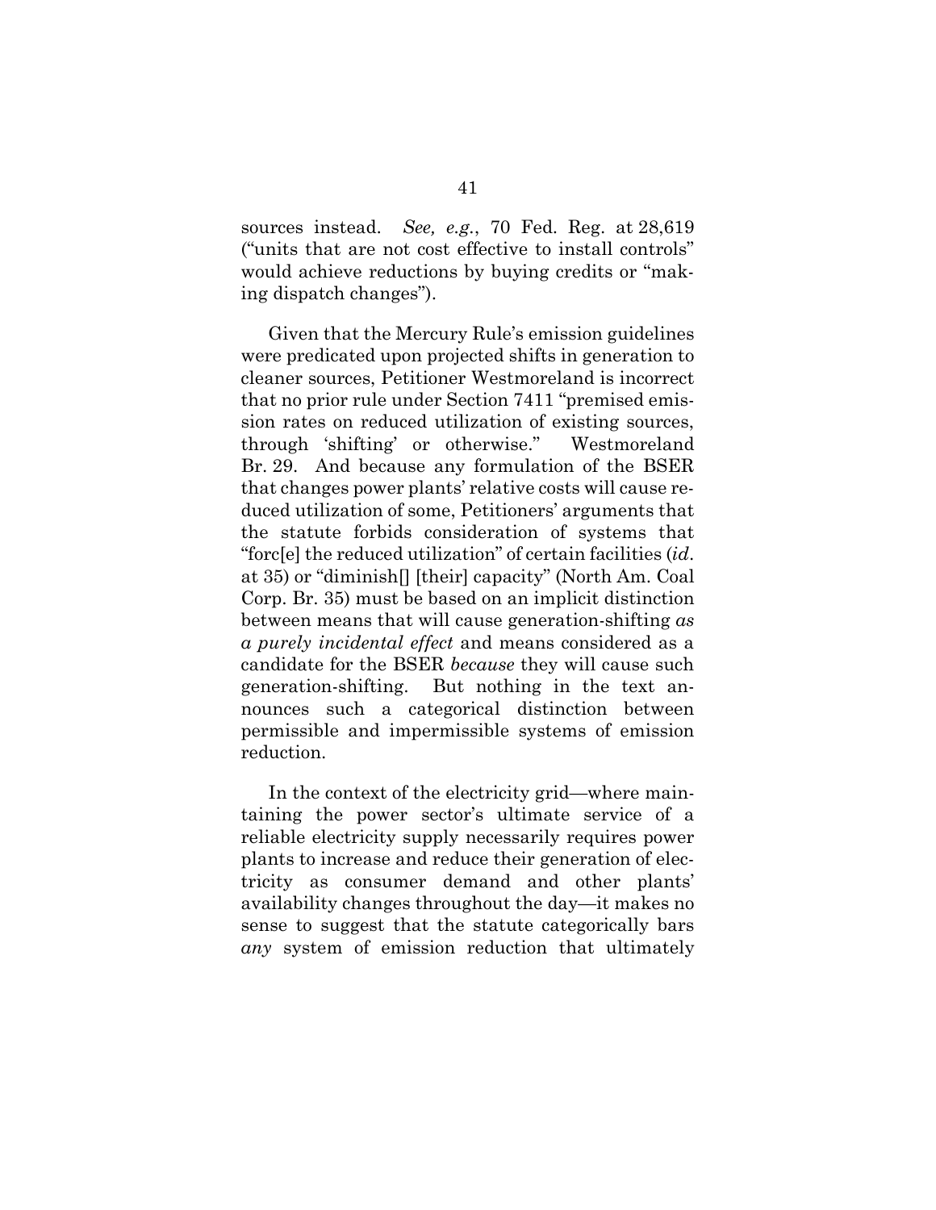sources instead. *See, e.g.*, 70 Fed. Reg. at 28,619 ("units that are not cost effective to install controls" would achieve reductions by buying credits or "making dispatch changes").

Given that the Mercury Rule's emission guidelines were predicated upon projected shifts in generation to cleaner sources, Petitioner Westmoreland is incorrect that no prior rule under Section 7411 "premised emission rates on reduced utilization of existing sources, through 'shifting' or otherwise." Westmoreland Br. 29. And because any formulation of the BSER that changes power plants' relative costs will cause reduced utilization of some, Petitioners' arguments that the statute forbids consideration of systems that "forc[e] the reduced utilization" of certain facilities (*id*. at 35) or "diminish[] [their] capacity" (North Am. Coal Corp. Br. 35) must be based on an implicit distinction between means that will cause generation-shifting *as a purely incidental effect* and means considered as a candidate for the BSER *because* they will cause such generation-shifting. But nothing in the text announces such a categorical distinction between permissible and impermissible systems of emission reduction.

In the context of the electricity grid—where maintaining the power sector's ultimate service of a reliable electricity supply necessarily requires power plants to increase and reduce their generation of electricity as consumer demand and other plants' availability changes throughout the day—it makes no sense to suggest that the statute categorically bars *any* system of emission reduction that ultimately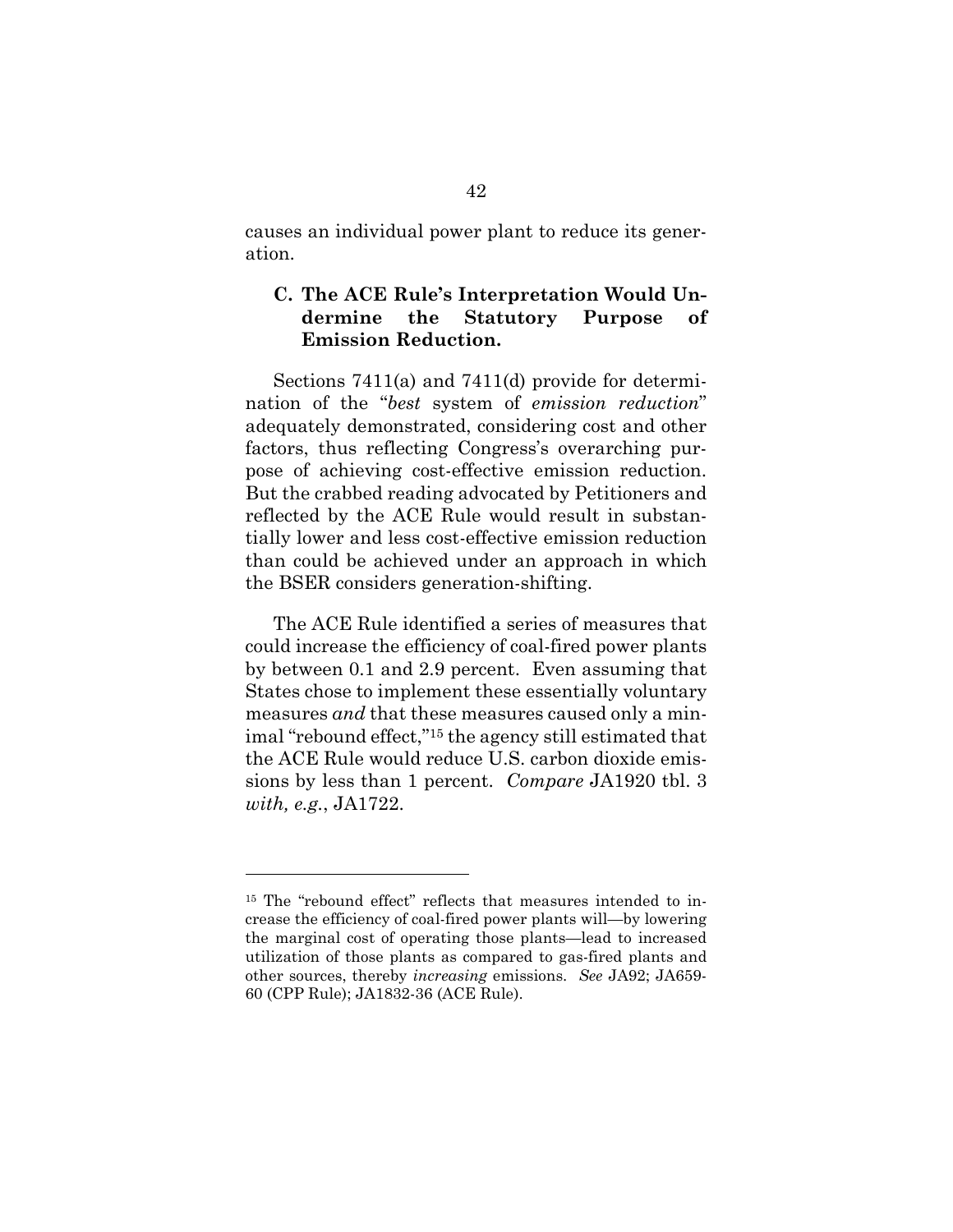causes an individual power plant to reduce its generation.

### C. The ACE Rule's Interpretation Would Undermine the Statutory Purpose of Emission Reduction.

Sections 7411(a) and 7411(d) provide for determination of the "*best* system of *emission reduction*" adequately demonstrated, considering cost and other factors, thus reflecting Congress's overarching purpose of achieving cost-effective emission reduction. But the crabbed reading advocated by Petitioners and reflected by the ACE Rule would result in substantially lower and less cost-effective emission reduction than could be achieved under an approach in which the BSER considers generation-shifting.

The ACE Rule identified a series of measures that could increase the efficiency of coal-fired power plants by between 0.1 and 2.9 percent. Even assuming that States chose to implement these essentially voluntary measures *and* that these measures caused only a minimal "rebound effect,"[15] the agency still estimated that the ACE Rule would reduce U.S. carbon dioxide emissions by less than 1 percent. *Compare* JA1920 tbl. 3 *with, e.g.*, JA1722.

---

[15] The "rebound effect" reflects that measures intended to increase the efficiency of coal-fired power plants will—by lowering the marginal cost of operating those plants—lead to increased utilization of those plants as compared to gas-fired plants and other sources, thereby *increasing* emissions. *See* JA92; JA659-60 (CPP Rule); JA1832-36 (ACE Rule).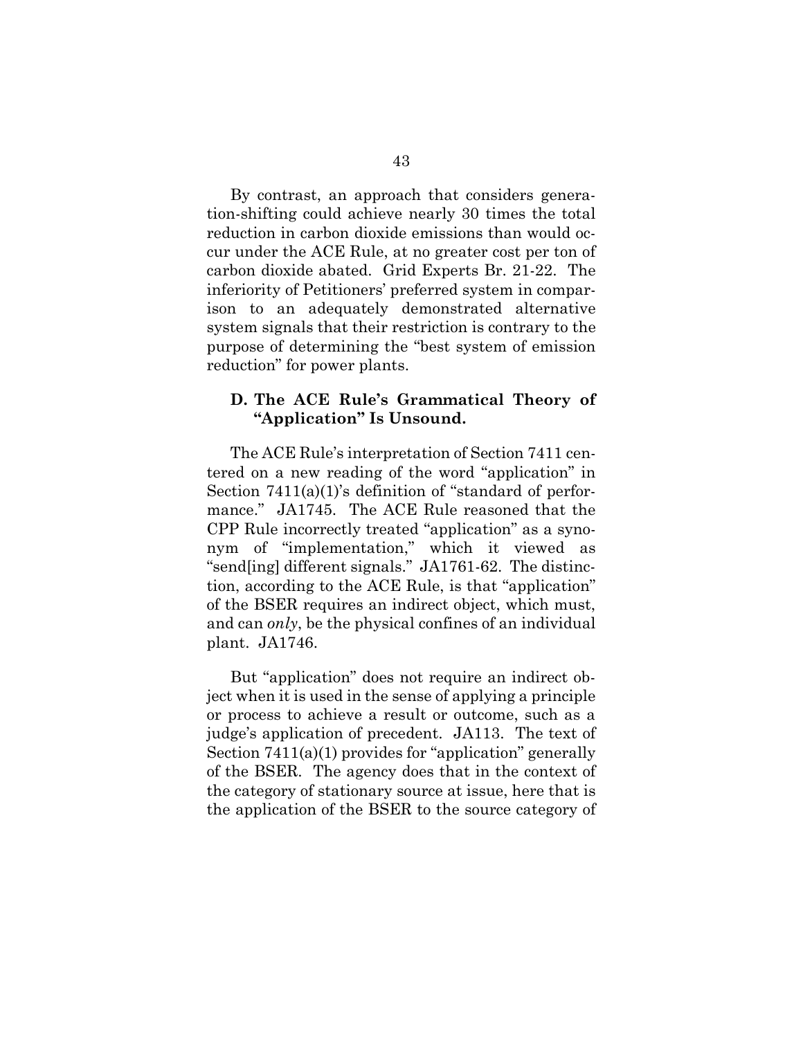By contrast, an approach that considers generation-shifting could achieve nearly 30 times the total reduction in carbon dioxide emissions than would occur under the ACE Rule, at no greater cost per ton of carbon dioxide abated. Grid Experts Br. 21-22. The inferiority of Petitioners' preferred system in comparison to an adequately demonstrated alternative system signals that their restriction is contrary to the purpose of determining the "best system of emission reduction" for power plants.

### D. The ACE Rule's Grammatical Theory of "Application" Is Unsound.

The ACE Rule's interpretation of Section 7411 centered on a new reading of the word "application" in Section 7411(a)(1)'s definition of "standard of performance." JA1745. The ACE Rule reasoned that the CPP Rule incorrectly treated "application" as a synonym of "implementation," which it viewed as "send[ing] different signals." JA1761-62. The distinction, according to the ACE Rule, is that "application" of the BSER requires an indirect object, which must, and can *only*, be the physical confines of an individual plant. JA1746.

But "application" does not require an indirect object when it is used in the sense of applying a principle or process to achieve a result or outcome, such as a judge's application of precedent. JA113. The text of Section 7411(a)(1) provides for "application" generally of the BSER. The agency does that in the context of the category of stationary source at issue, here that is the application of the BSER to the source category of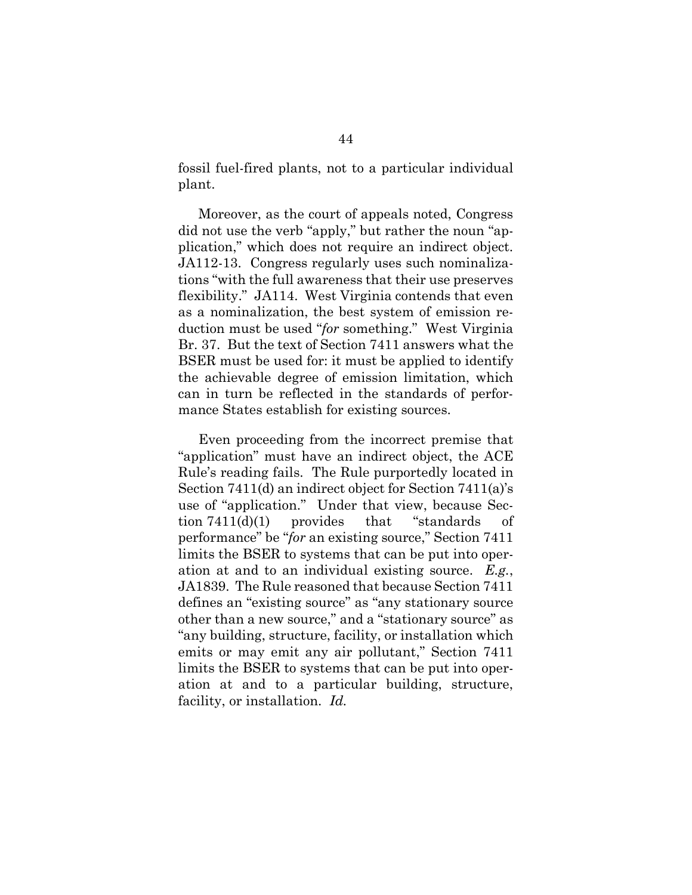fossil fuel-fired plants, not to a particular individual plant.

Moreover, as the court of appeals noted, Congress did not use the verb "apply," but rather the noun "application," which does not require an indirect object. JA112-13. Congress regularly uses such nominalizations "with the full awareness that their use preserves flexibility." JA114. West Virginia contends that even as a nominalization, the best system of emission reduction must be used "*for* something." West Virginia Br. 37. But the text of Section 7411 answers what the BSER must be used for: it must be applied to identify the achievable degree of emission limitation, which can in turn be reflected in the standards of performance States establish for existing sources.

Even proceeding from the incorrect premise that "application" must have an indirect object, the ACE Rule's reading fails. The Rule purportedly located in Section 7411(d) an indirect object for Section 7411(a)'s use of "application." Under that view, because Section 7411(d)(1) provides that "standards of performance" be "*for* an existing source," Section 7411 limits the BSER to systems that can be put into operation at and to an individual existing source. *E.g.*, JA1839. The Rule reasoned that because Section 7411 defines an "existing source" as "any stationary source other than a new source," and a "stationary source" as "any building, structure, facility, or installation which emits or may emit any air pollutant," Section 7411 limits the BSER to systems that can be put into operation at and to a particular building, structure, facility, or installation. *Id.*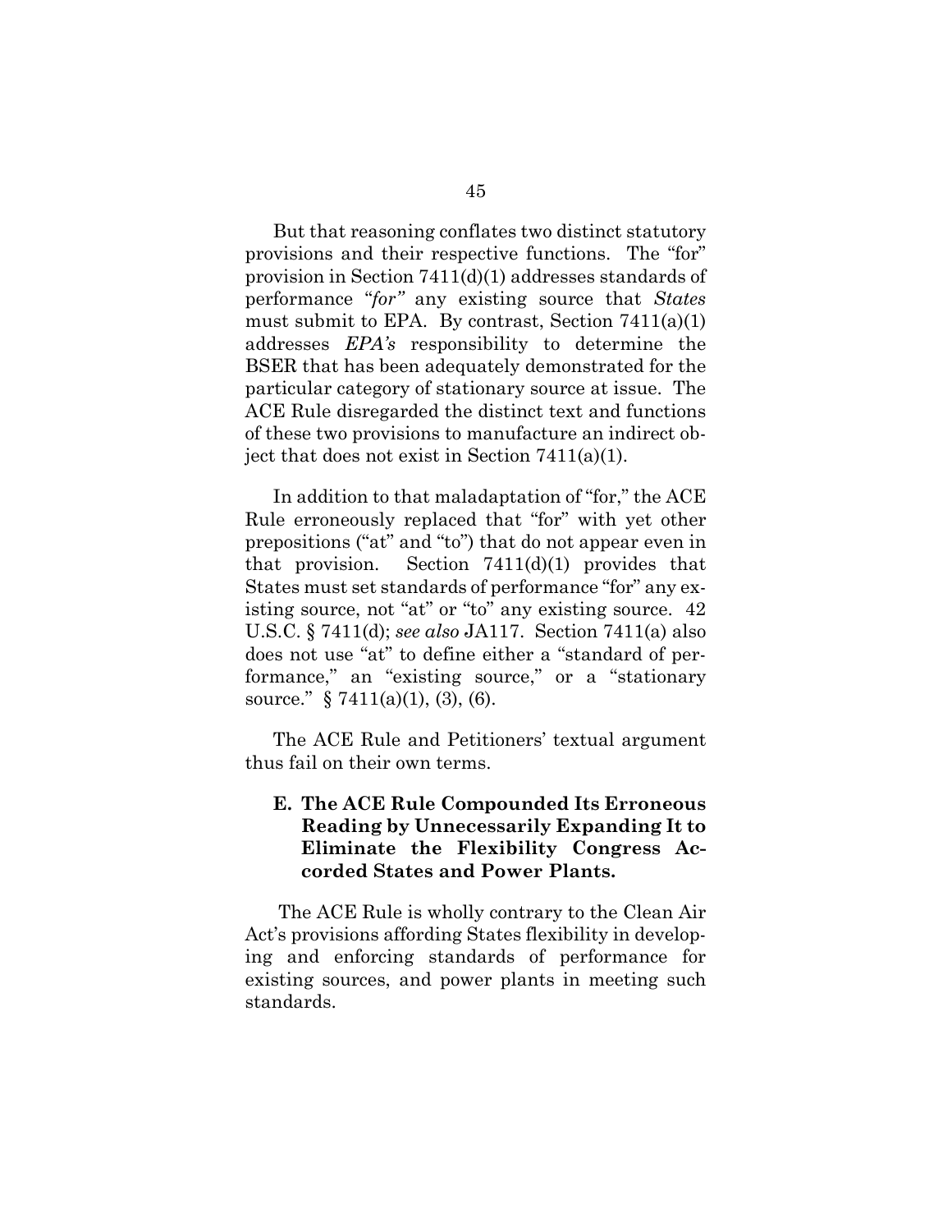But that reasoning conflates two distinct statutory provisions and their respective functions. The "for" provision in Section 7411(d)(1) addresses standards of performance "*for"* any existing source that *States* must submit to EPA. By contrast, Section 7411(a)(1) addresses *EPA's* responsibility to determine the BSER that has been adequately demonstrated for the particular category of stationary source at issue. The ACE Rule disregarded the distinct text and functions of these two provisions to manufacture an indirect object that does not exist in Section 7411(a)(1).

In addition to that maladaptation of "for," the ACE Rule erroneously replaced that "for" with yet other prepositions ("at" and "to") that do not appear even in that provision. Section 7411(d)(1) provides that States must set standards of performance "for" any existing source, not "at" or "to" any existing source. 42 U.S.C. § 7411(d); *see also* JA117. Section 7411(a) also does not use "at" to define either a "standard of performance," an "existing source," or a "stationary source." § 7411(a)(1), (3), (6).

The ACE Rule and Petitioners' textual argument thus fail on their own terms.

### E. The ACE Rule Compounded Its Erroneous Reading by Unnecessarily Expanding It to Eliminate the Flexibility Congress Accorded States and Power Plants.

The ACE Rule is wholly contrary to the Clean Air Act's provisions affording States flexibility in developing and enforcing standards of performance for existing sources, and power plants in meeting such standards.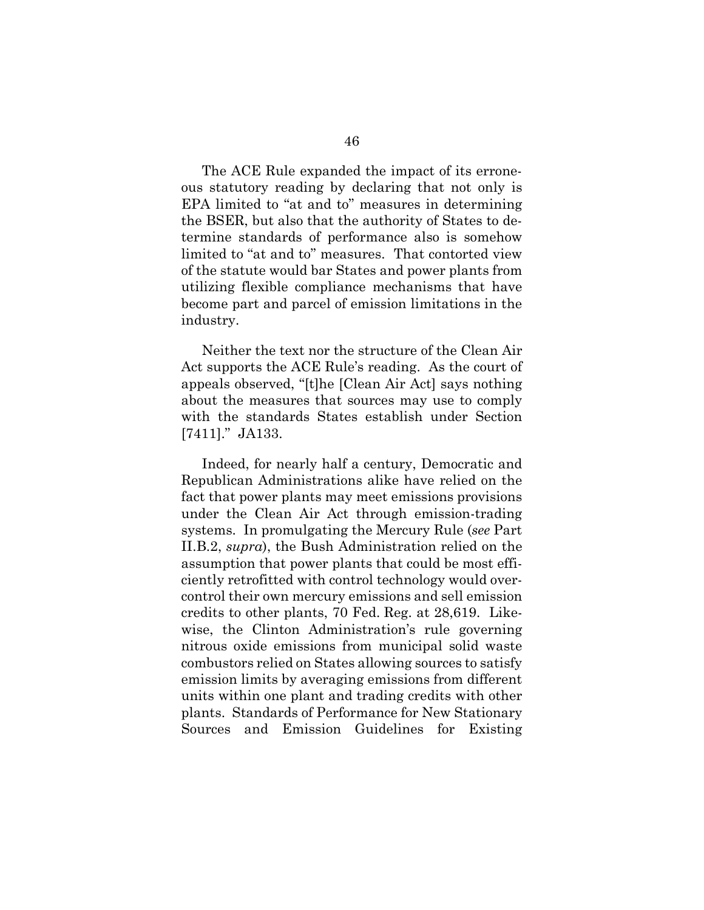The ACE Rule expanded the impact of its erroneous statutory reading by declaring that not only is EPA limited to "at and to" measures in determining the BSER, but also that the authority of States to determine standards of performance also is somehow limited to "at and to" measures. That contorted view of the statute would bar States and power plants from utilizing flexible compliance mechanisms that have become part and parcel of emission limitations in the industry.

Neither the text nor the structure of the Clean Air Act supports the ACE Rule's reading. As the court of appeals observed, "[t]he [Clean Air Act] says nothing about the measures that sources may use to comply with the standards States establish under Section [7411]." JA133.

Indeed, for nearly half a century, Democratic and Republican Administrations alike have relied on the fact that power plants may meet emissions provisions under the Clean Air Act through emission-trading systems. In promulgating the Mercury Rule (*see* Part II.B.2, *supra*), the Bush Administration relied on the assumption that power plants that could be most efficiently retrofitted with control technology would overcontrol their own mercury emissions and sell emission credits to other plants, 70 Fed. Reg. at 28,619. Likewise, the Clinton Administration's rule governing nitrous oxide emissions from municipal solid waste combustors relied on States allowing sources to satisfy emission limits by averaging emissions from different units within one plant and trading credits with other plants. Standards of Performance for New Stationary Sources and Emission Guidelines for Existing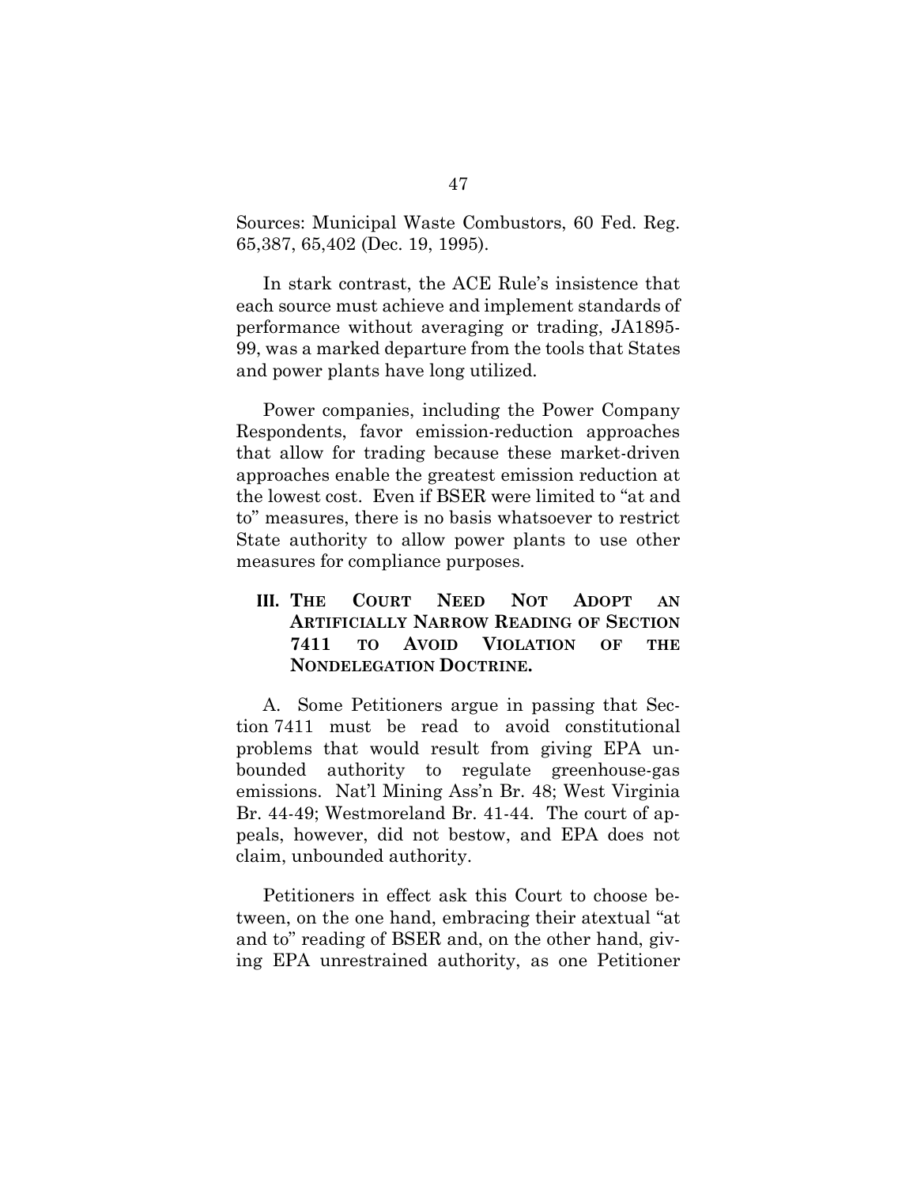Sources: Municipal Waste Combustors, 60 Fed. Reg. 65,387, 65,402 (Dec. 19, 1995).

In stark contrast, the ACE Rule's insistence that each source must achieve and implement standards of performance without averaging or trading, JA1895-99, was a marked departure from the tools that States and power plants have long utilized.

Power companies, including the Power Company Respondents, favor emission-reduction approaches that allow for trading because these market-driven approaches enable the greatest emission reduction at the lowest cost. Even if BSER were limited to "at and to" measures, there is no basis whatsoever to restrict State authority to allow power plants to use other measures for compliance purposes.

## III. The Court Need Not Adopt an Artificially Narrow Reading of Section 7411 to Avoid Violation of the Nondelegation Doctrine.

A. Some Petitioners argue in passing that Section 7411 must be read to avoid constitutional problems that would result from giving EPA unbounded authority to regulate greenhouse-gas emissions. Nat'l Mining Ass'n Br. 48; West Virginia Br. 44-49; Westmoreland Br. 41-44. The court of appeals, however, did not bestow, and EPA does not claim, unbounded authority.

Petitioners in effect ask this Court to choose between, on the one hand, embracing their atextual "at and to" reading of BSER and, on the other hand, giving EPA unrestrained authority, as one Petitioner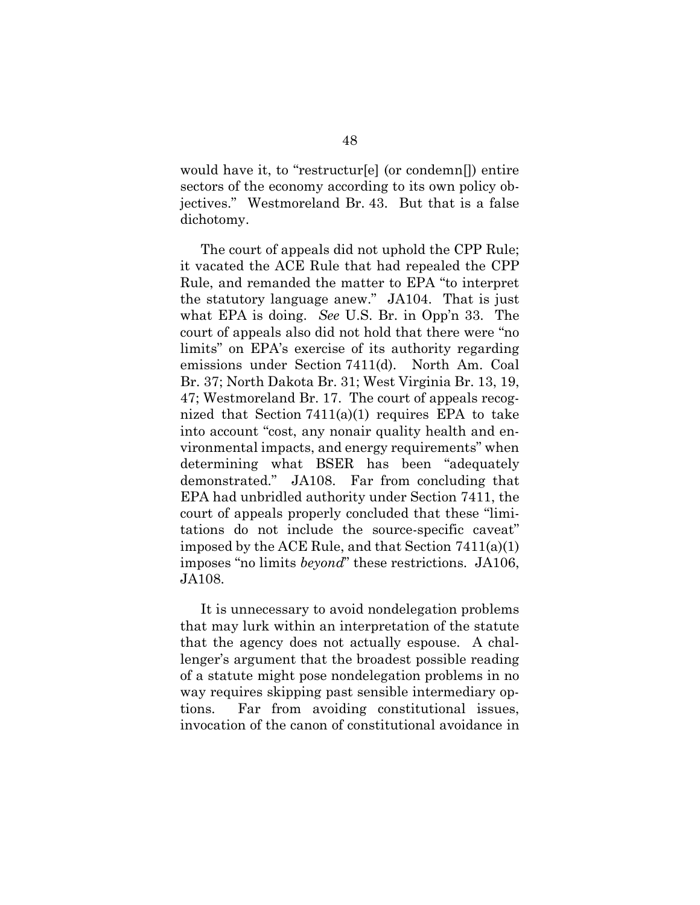would have it, to "restructur[e] (or condemn[]) entire sectors of the economy according to its own policy objectives." Westmoreland Br. 43. But that is a false dichotomy.

The court of appeals did not uphold the CPP Rule; it vacated the ACE Rule that had repealed the CPP Rule, and remanded the matter to EPA "to interpret the statutory language anew." JA104. That is just what EPA is doing. *See* U.S. Br. in Opp'n 33. The court of appeals also did not hold that there were "no limits" on EPA's exercise of its authority regarding emissions under Section 7411(d). North Am. Coal Br. 37; North Dakota Br. 31; West Virginia Br. 13, 19, 47; Westmoreland Br. 17. The court of appeals recognized that Section 7411(a)(1) requires EPA to take into account "cost, any nonair quality health and environmental impacts, and energy requirements" when determining what BSER has been "adequately demonstrated." JA108. Far from concluding that EPA had unbridled authority under Section 7411, the court of appeals properly concluded that these "limitations do not include the source-specific caveat" imposed by the ACE Rule, and that Section 7411(a)(1) imposes "no limits *beyond*" these restrictions. JA106, JA108.

It is unnecessary to avoid nondelegation problems that may lurk within an interpretation of the statute that the agency does not actually espouse. A challenger's argument that the broadest possible reading of a statute might pose nondelegation problems in no way requires skipping past sensible intermediary options. Far from avoiding constitutional issues, invocation of the canon of constitutional avoidance in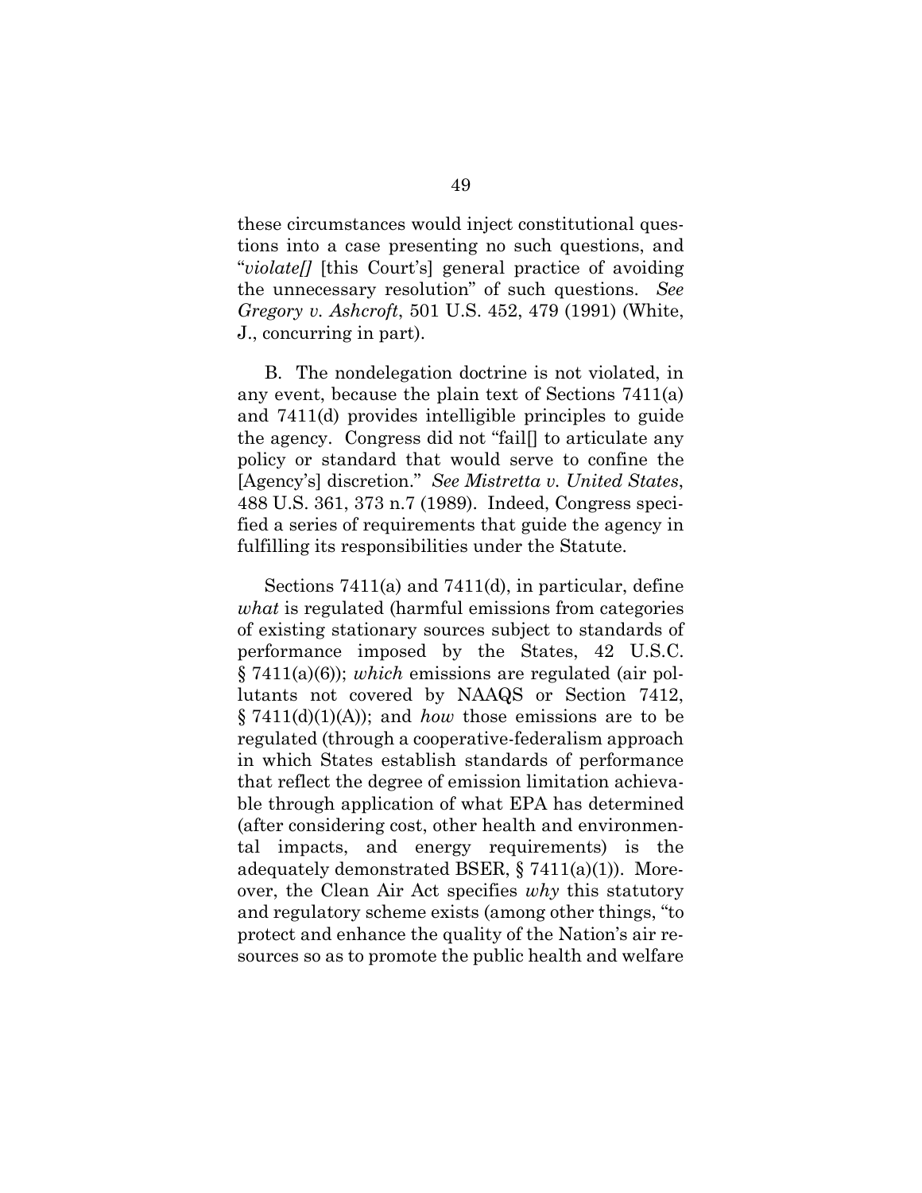these circumstances would inject constitutional questions into a case presenting no such questions, and "*violate[]* [this Court's] general practice of avoiding the unnecessary resolution" of such questions. *See Gregory v. Ashcroft*, 501 U.S. 452, 479 (1991) (White, J., concurring in part).

B. The nondelegation doctrine is not violated, in any event, because the plain text of Sections 7411(a) and 7411(d) provides intelligible principles to guide the agency. Congress did not "fail[] to articulate any policy or standard that would serve to confine the [Agency's] discretion." *See Mistretta v. United States*, 488 U.S. 361, 373 n.7 (1989). Indeed, Congress specified a series of requirements that guide the agency in fulfilling its responsibilities under the Statute.

Sections 7411(a) and 7411(d), in particular, define *what* is regulated (harmful emissions from categories of existing stationary sources subject to standards of performance imposed by the States, 42 U.S.C. § 7411(a)(6)); *which* emissions are regulated (air pollutants not covered by NAAQS or Section 7412, § 7411(d)(1)(A)); and *how* those emissions are to be regulated (through a cooperative-federalism approach in which States establish standards of performance that reflect the degree of emission limitation achievable through application of what EPA has determined (after considering cost, other health and environmental impacts, and energy requirements) is the adequately demonstrated BSER, § 7411(a)(1)). Moreover, the Clean Air Act specifies *why* this statutory and regulatory scheme exists (among other things, "to protect and enhance the quality of the Nation's air resources so as to promote the public health and welfare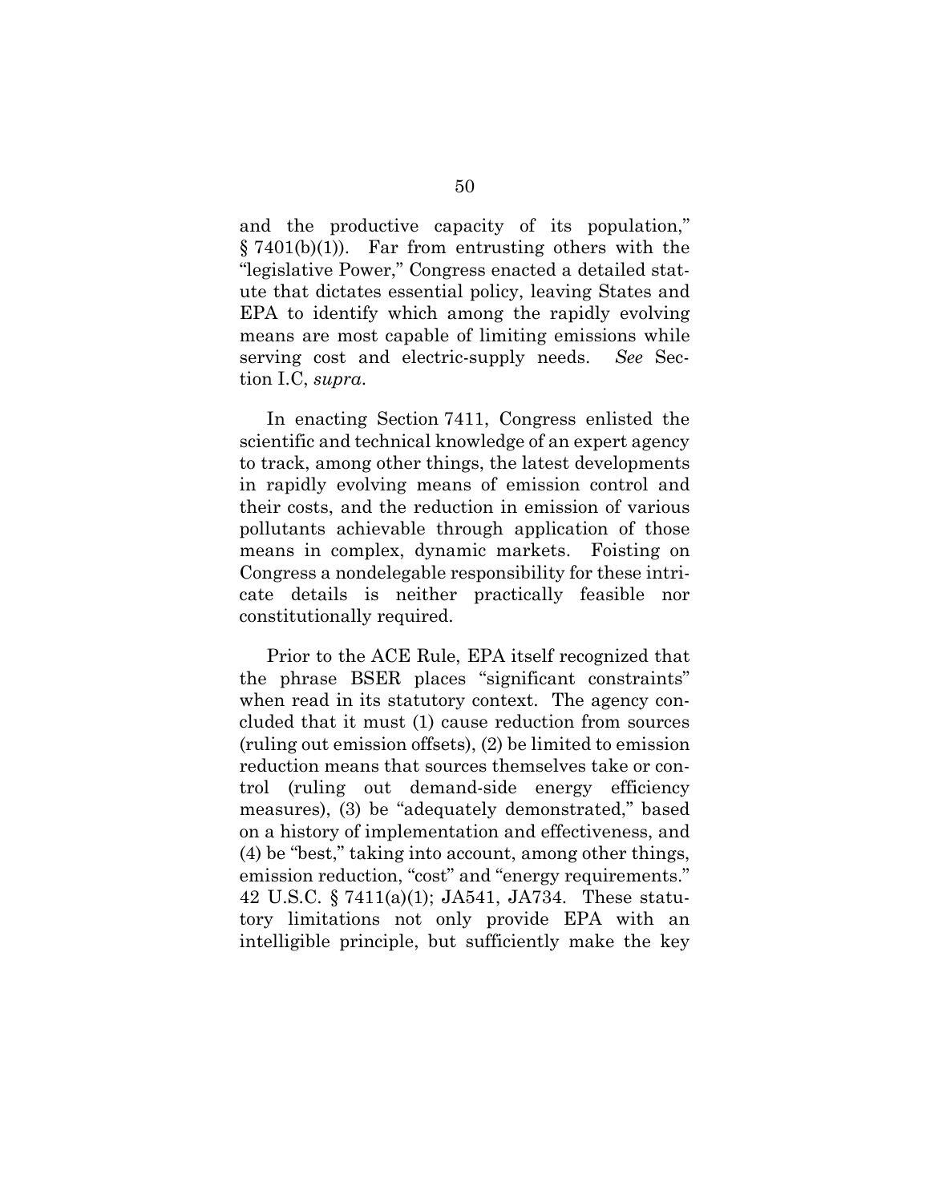and the productive capacity of its population," § 7401(b)(1)). Far from entrusting others with the "legislative Power," Congress enacted a detailed statute that dictates essential policy, leaving States and EPA to identify which among the rapidly evolving means are most capable of limiting emissions while serving cost and electric-supply needs. *See* Section I.C, *supra*.

In enacting Section 7411, Congress enlisted the scientific and technical knowledge of an expert agency to track, among other things, the latest developments in rapidly evolving means of emission control and their costs, and the reduction in emission of various pollutants achievable through application of those means in complex, dynamic markets. Foisting on Congress a nondelegable responsibility for these intricate details is neither practically feasible nor constitutionally required.

Prior to the ACE Rule, EPA itself recognized that the phrase BSER places "significant constraints" when read in its statutory context. The agency concluded that it must (1) cause reduction from sources (ruling out emission offsets), (2) be limited to emission reduction means that sources themselves take or control (ruling out demand-side energy efficiency measures), (3) be "adequately demonstrated," based on a history of implementation and effectiveness, and (4) be "best," taking into account, among other things, emission reduction, "cost" and "energy requirements." 42 U.S.C. § 7411(a)(1); JA541, JA734. These statutory limitations not only provide EPA with an intelligible principle, but sufficiently make the key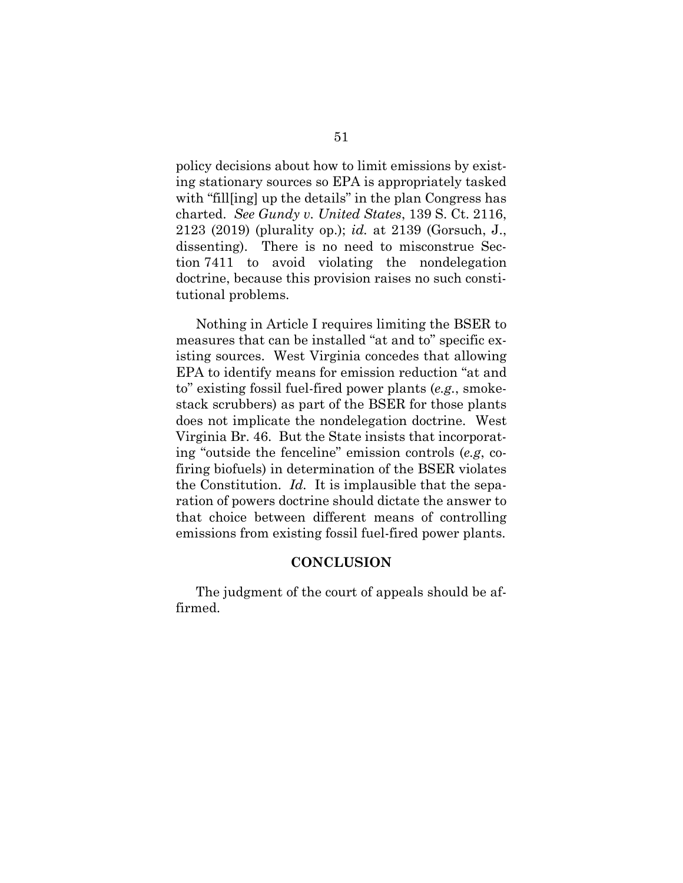policy decisions about how to limit emissions by existing stationary sources so EPA is appropriately tasked with "fill[ing] up the details" in the plan Congress has charted. *See Gundy v. United States*, 139 S. Ct. 2116, 2123 (2019) (plurality op.); *id.* at 2139 (Gorsuch, J., dissenting). There is no need to misconstrue Section 7411 to avoid violating the nondelegation doctrine, because this provision raises no such constitutional problems.

Nothing in Article I requires limiting the BSER to measures that can be installed "at and to" specific existing sources. West Virginia concedes that allowing EPA to identify means for emission reduction "at and to" existing fossil fuel-fired power plants (*e.g.*, smokestack scrubbers) as part of the BSER for those plants does not implicate the nondelegation doctrine. West Virginia Br. 46. But the State insists that incorporating "outside the fenceline" emission controls (*e.g*, co-firing biofuels) in determination of the BSER violates the Constitution. *Id.* It is implausible that the separation of powers doctrine should dictate the answer to that choice between different means of controlling emissions from existing fossil fuel-fired power plants.

## CONCLUSION

The judgment of the court of appeals should be affirmed.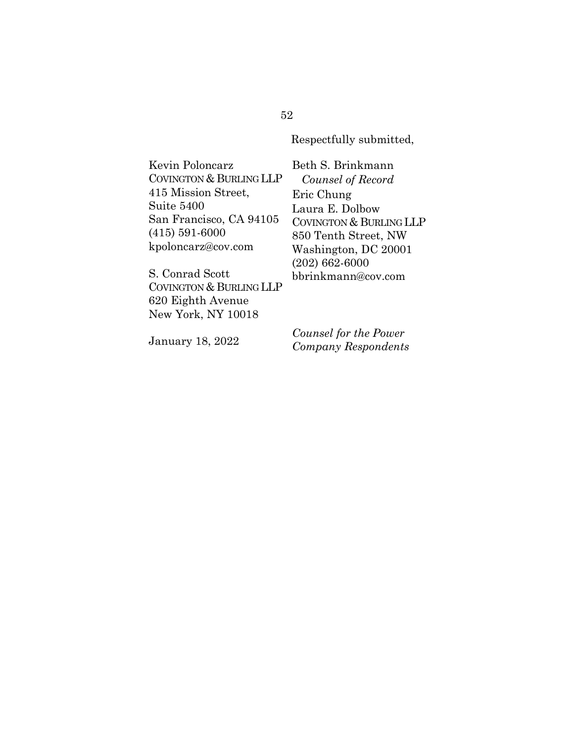Respectfully submitted,

Beth S. Brinkmann
*Counsel of Record*
Eric Chung
Laura E. Dolbow
COVINGTON & BURLING LLP
850 Tenth Street, NW
Washington, DC 20001
(202) 662-6000
bbrinkmann@cov.com

Kevin Poloncarz
COVINGTON & BURLING LLP
415 Mission Street,
Suite 5400
San Francisco, CA 94105
(415) 591-6000
kpoloncarz@cov.com

S. Conrad Scott
COVINGTON & BURLING LLP
620 Eighth Avenue
New York, NY 10018

*Counsel for the Power Company Respondents*

January 18, 2022